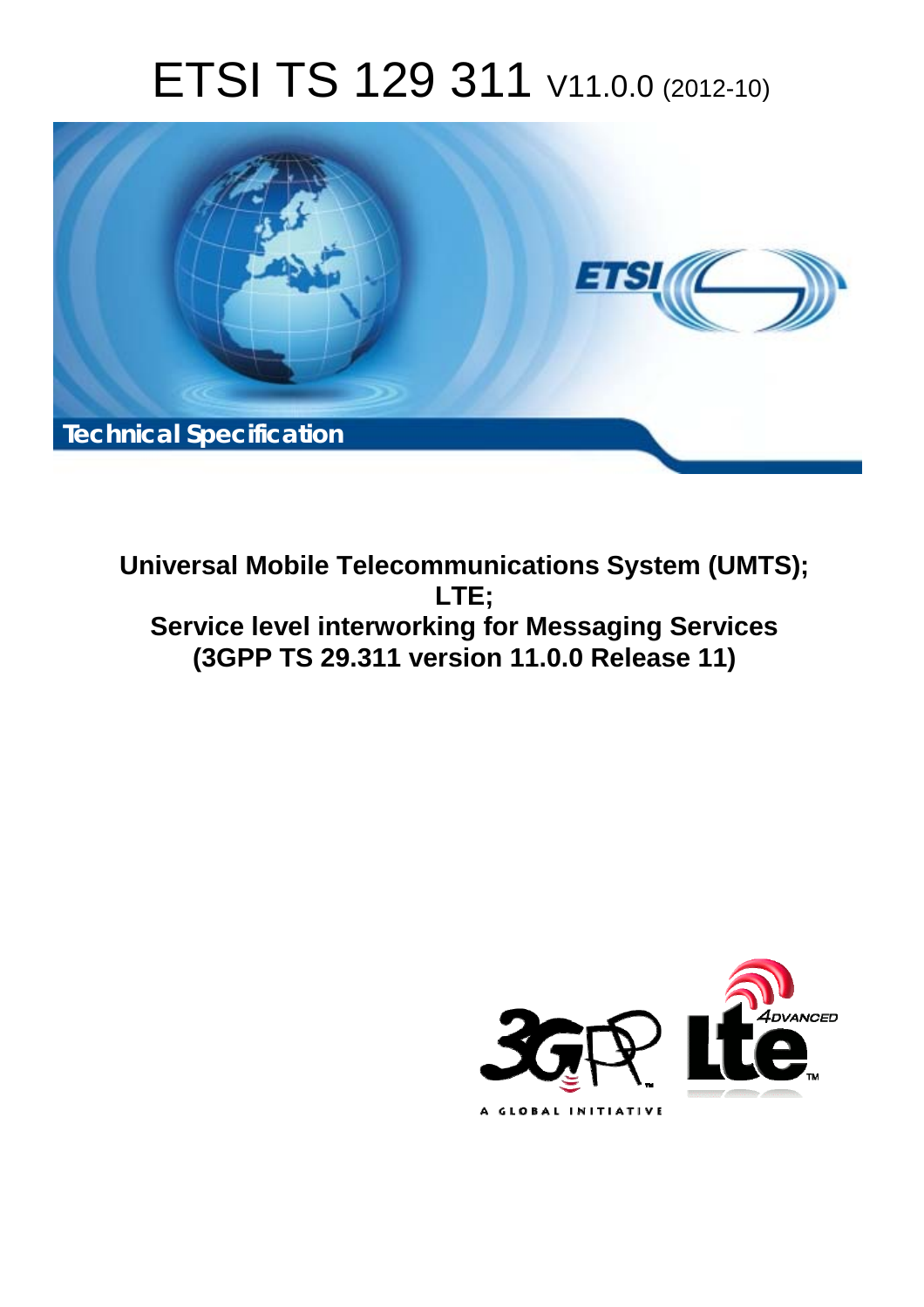# ETSI TS 129 311 V11.0.0 (2012-10)

Technical Specification

**Universal Mobile Telecommunications System (UMTS);**
**LTE;**
**Service level interworking for Messaging Services**
**(3GPP TS 29.311 version 11.0.0 Release 11)**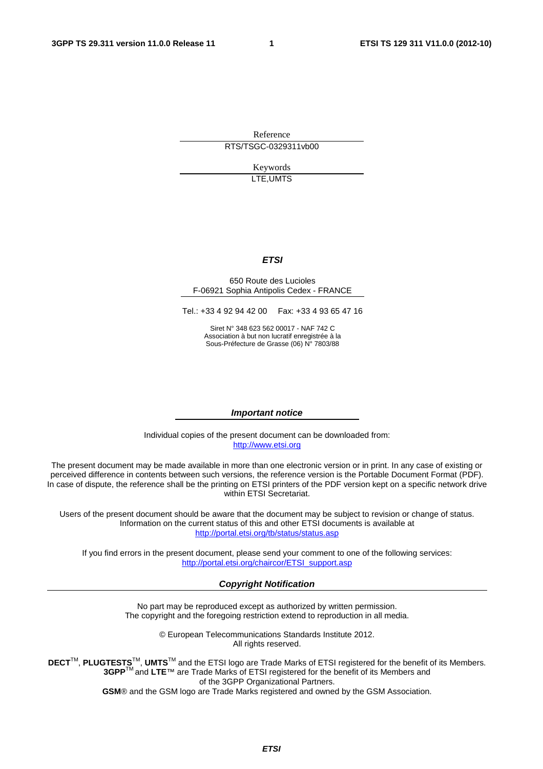Reference

RTS/TSGC-0329311vb00

Keywords

LTE,UMTS

***ETSI***

650 Route des Lucioles
F-06921 Sophia Antipolis Cedex - FRANCE

Tel.: +33 4 92 94 42 00 Fax: +33 4 93 65 47 16

Siret N° 348 623 562 00017 - NAF 742 C
Association à but non lucratif enregistrée à la
Sous-Préfecture de Grasse (06) N° 7803/88

***Important notice***

Individual copies of the present document can be downloaded from:
http://www.etsi.org

The present document may be made available in more than one electronic version or in print. In any case of existing or perceived difference in contents between such versions, the reference version is the Portable Document Format (PDF). In case of dispute, the reference shall be the printing on ETSI printers of the PDF version kept on a specific network drive within ETSI Secretariat.

Users of the present document should be aware that the document may be subject to revision or change of status. Information on the current status of this and other ETSI documents is available at
http://portal.etsi.org/tb/status/status.asp

If you find errors in the present document, please send your comment to one of the following services:
http://portal.etsi.org/chaircor/ETSI_support.asp

***Copyright Notification***

No part may be reproduced except as authorized by written permission.
The copyright and the foregoing restriction extend to reproduction in all media.

© European Telecommunications Standards Institute 2012.
All rights reserved.

**DECT**™, **PLUGTESTS**™, **UMTS**™ and the ETSI logo are Trade Marks of ETSI registered for the benefit of its Members.
**3GPP**™ and **LTE**™ are Trade Marks of ETSI registered for the benefit of its Members and of the 3GPP Organizational Partners.
**GSM**® and the GSM logo are Trade Marks registered and owned by the GSM Association.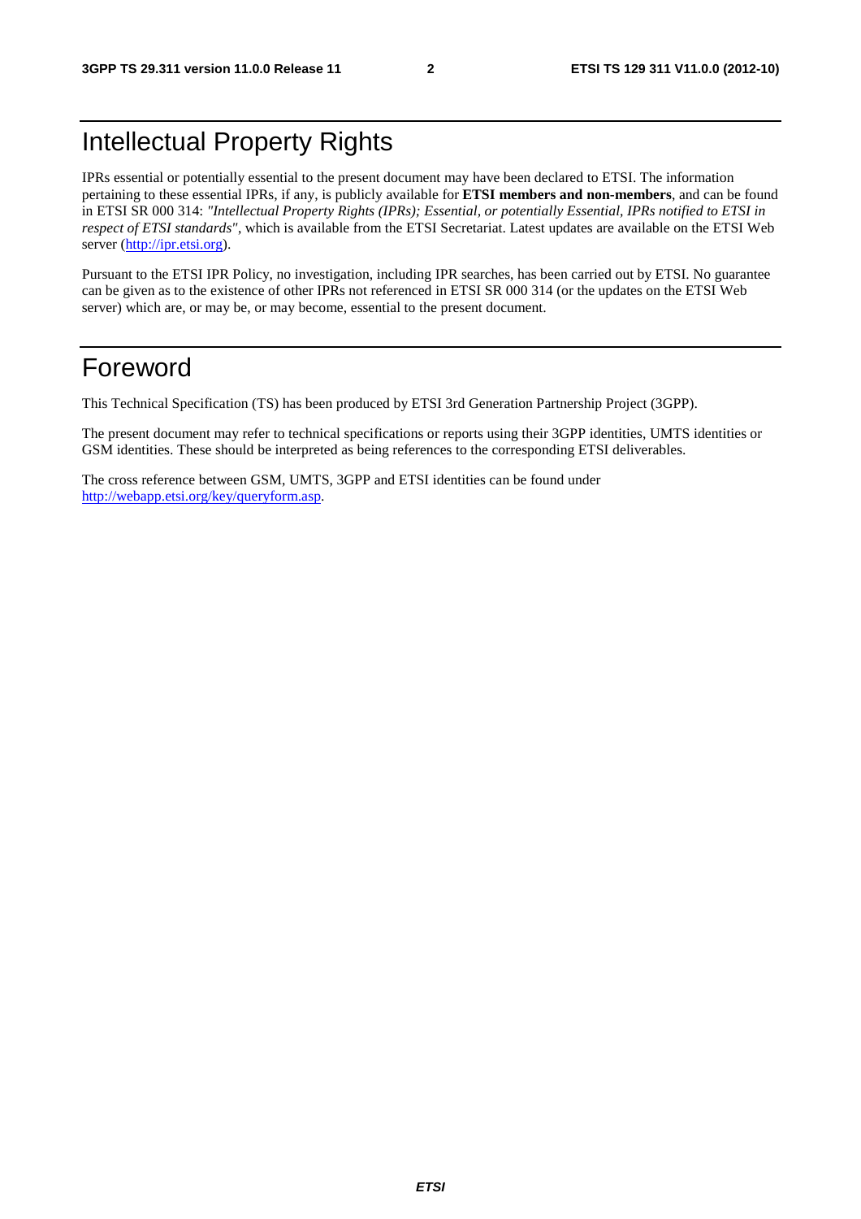# Intellectual Property Rights

IPRs essential or potentially essential to the present document may have been declared to ETSI. The information pertaining to these essential IPRs, if any, is publicly available for **ETSI members and non-members**, and can be found in ETSI SR 000 314: *"Intellectual Property Rights (IPRs); Essential, or potentially Essential, IPRs notified to ETSI in respect of ETSI standards"*, which is available from the ETSI Secretariat. Latest updates are available on the ETSI Web server (http://ipr.etsi.org).

Pursuant to the ETSI IPR Policy, no investigation, including IPR searches, has been carried out by ETSI. No guarantee can be given as to the existence of other IPRs not referenced in ETSI SR 000 314 (or the updates on the ETSI Web server) which are, or may be, or may become, essential to the present document.

# Foreword

This Technical Specification (TS) has been produced by ETSI 3rd Generation Partnership Project (3GPP).

The present document may refer to technical specifications or reports using their 3GPP identities, UMTS identities or GSM identities. These should be interpreted as being references to the corresponding ETSI deliverables.

The cross reference between GSM, UMTS, 3GPP and ETSI identities can be found under http://webapp.etsi.org/key/queryform.asp.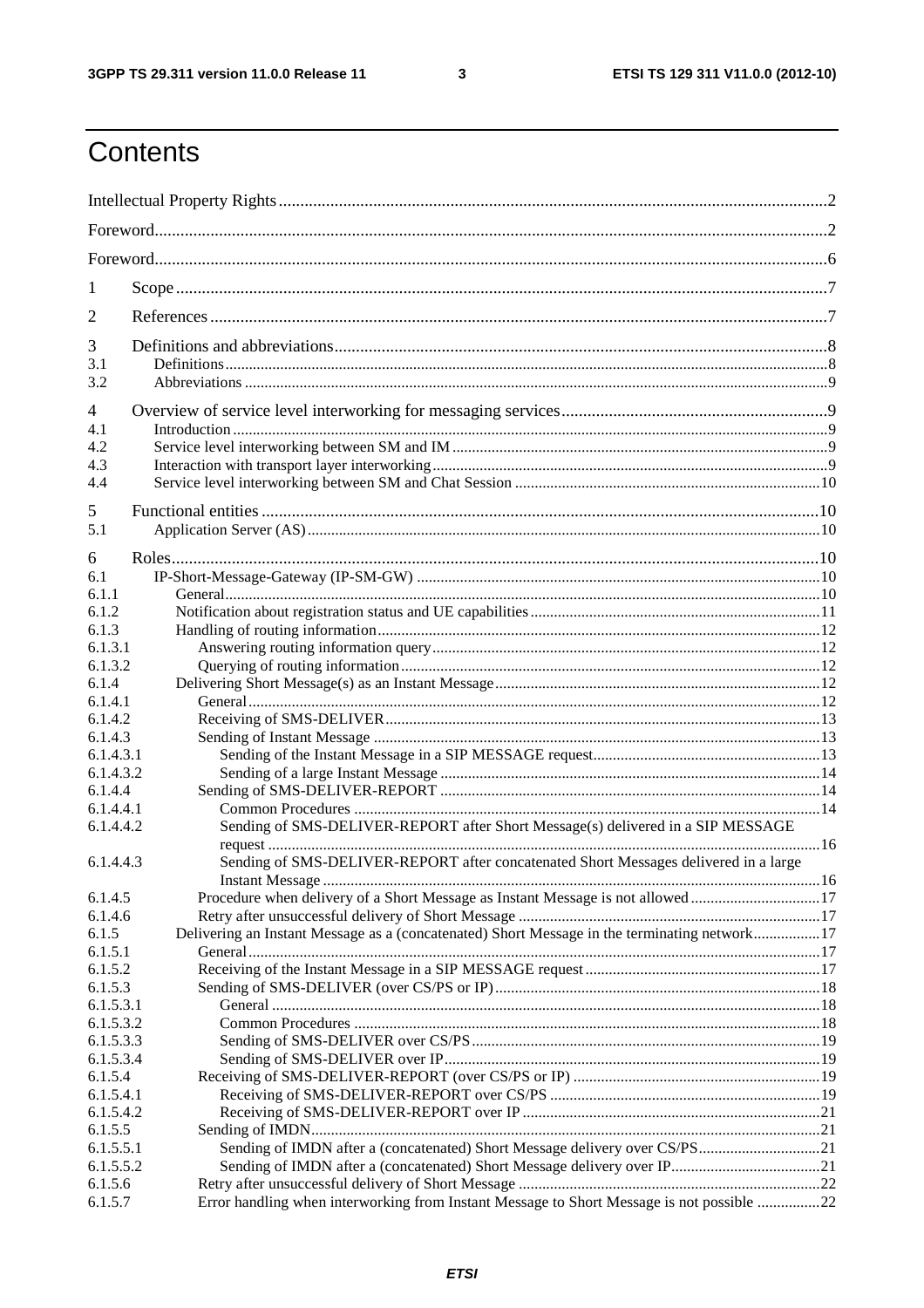# Contents

Intellectual Property Rights ........................................................................................................................... 2

Foreword ........................................................................................................................................................ 2

Foreword ........................................................................................................................................................ 6

1 Scope ......................................................................................................................................................... 7

2 References ................................................................................................................................................ 7

3 Definitions and abbreviations ................................................................................................................... 8
3.1 Definitions ............................................................................................................................................... 8
3.2 Abbreviations .......................................................................................................................................... 9

4 Overview of service level interworking for messaging services ............................................................. 9
4.1 Introduction ............................................................................................................................................. 9
4.2 Service level interworking between SM and IM ..................................................................................... 9
4.3 Interaction with transport layer interworking .......................................................................................... 9
4.4 Service level interworking between SM and Chat Session ................................................................... 10

5 Functional entities .................................................................................................................................. 10
5.1 Application Server (AS) ........................................................................................................................ 10

6 Roles ........................................................................................................................................................ 10
6.1 IP-Short-Message-Gateway (IP-SM-GW) ............................................................................................ 10
6.1.1 General ............................................................................................................................................... 10
6.1.2 Notification about registration status and UE capabilities ................................................................. 11
6.1.3 Handling of routing information ......................................................................................................... 12
6.1.3.1 Answering routing information query ............................................................................................. 12
6.1.3.2 Querying of routing information ..................................................................................................... 12
6.1.4 Delivering Short Message(s) as an Instant Message .......................................................................... 12
6.1.4.1 General ............................................................................................................................................ 12
6.1.4.2 Receiving of SMS-DELIVER ......................................................................................................... 13
6.1.4.3 Sending of Instant Message ............................................................................................................. 13
6.1.4.3.1 Sending of the Instant Message in a SIP MESSAGE request ........................................................ 13
6.1.4.3.2 Sending of a large Instant Message ................................................................................................ 14
6.1.4.4 Sending of SMS-DELIVER-REPORT ............................................................................................ 14
6.1.4.4.1 Common Procedures ...................................................................................................................... 14
6.1.4.4.2 Sending of SMS-DELIVER-REPORT after Short Message(s) delivered in a SIP MESSAGE request ........................................................................................................................................... 16
6.1.4.4.3 Sending of SMS-DELIVER-REPORT after concatenated Short Messages delivered in a large Instant Message ............................................................................................................................. 16
6.1.4.5 Procedure when delivery of a Short Message as Instant Message is not allowed ............................ 17
6.1.4.6 Retry after unsuccessful delivery of Short Message ........................................................................ 17
6.1.5 Delivering an Instant Message as a (concatenated) Short Message in the terminating network ........ 17
6.1.5.1 General ............................................................................................................................................ 17
6.1.5.2 Receiving of the Instant Message in a SIP MESSAGE request ....................................................... 17
6.1.5.3 Sending of SMS-DELIVER (over CS/PS or IP) ............................................................................. 18
6.1.5.3.1 General ........................................................................................................................................... 18
6.1.5.3.2 Common Procedures ...................................................................................................................... 18
6.1.5.3.3 Sending of SMS-DELIVER over CS/PS ........................................................................................ 19
6.1.5.3.4 Sending of SMS-DELIVER over IP ............................................................................................... 19
6.1.5.4 Receiving of SMS-DELIVER-REPORT (over CS/PS or IP) .......................................................... 19
6.1.5.4.1 Receiving of SMS-DELIVER-REPORT over CS/PS ..................................................................... 19
6.1.5.4.2 Receiving of SMS-DELIVER-REPORT over IP ........................................................................... 21
6.1.5.5 Sending of IMDN ............................................................................................................................ 21
6.1.5.5.1 Sending of IMDN after a (concatenated) Short Message delivery over CS/PS ............................... 21
6.1.5.5.2 Sending of IMDN after a (concatenated) Short Message delivery over IP ...................................... 21
6.1.5.6 Retry after unsuccessful delivery of Short Message ........................................................................ 22
6.1.5.7 Error handling when interworking from Instant Message to Short Message is not possible ............ 22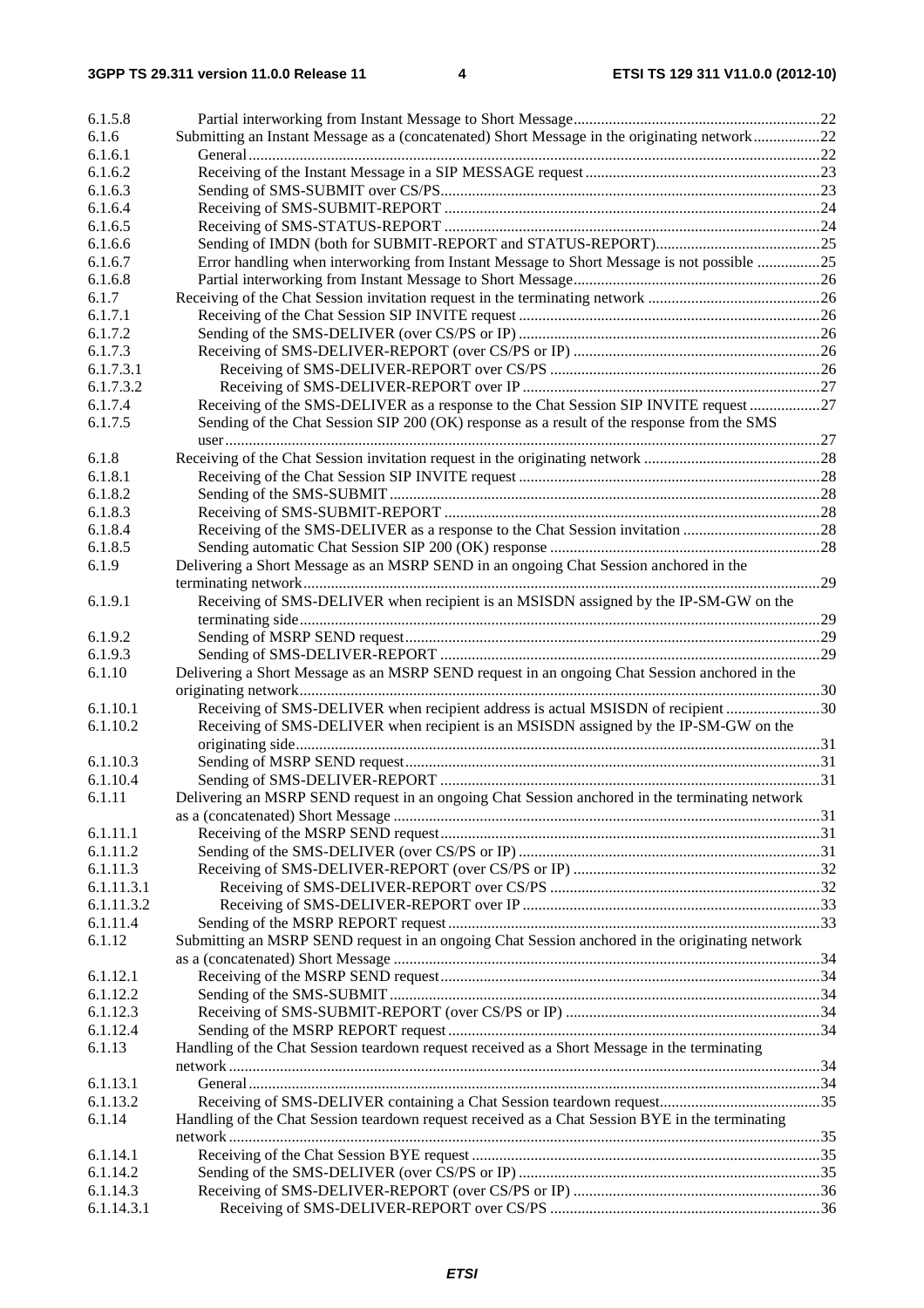| | | |
|---|---|---|
| 6.1.5.8 | Partial interworking from Instant Message to Short Message | 22 |
| 6.1.6 | Submitting an Instant Message as a (concatenated) Short Message in the originating network | 22 |
| 6.1.6.1 | General | 22 |
| 6.1.6.2 | Receiving of the Instant Message in a SIP MESSAGE request | 23 |
| 6.1.6.3 | Sending of SMS-SUBMIT over CS/PS | 23 |
| 6.1.6.4 | Receiving of SMS-SUBMIT-REPORT | 24 |
| 6.1.6.5 | Receiving of SMS-STATUS-REPORT | 24 |
| 6.1.6.6 | Sending of IMDN (both for SUBMIT-REPORT and STATUS-REPORT) | 25 |
| 6.1.6.7 | Error handling when interworking from Instant Message to Short Message is not possible | 25 |
| 6.1.6.8 | Partial interworking from Instant Message to Short Message | 26 |
| 6.1.7 | Receiving of the Chat Session invitation request in the terminating network | 26 |
| 6.1.7.1 | Receiving of the Chat Session SIP INVITE request | 26 |
| 6.1.7.2 | Sending of the SMS-DELIVER (over CS/PS or IP) | 26 |
| 6.1.7.3 | Receiving of SMS-DELIVER-REPORT (over CS/PS or IP) | 26 |
| 6.1.7.3.1 | Receiving of SMS-DELIVER-REPORT over CS/PS | 26 |
| 6.1.7.3.2 | Receiving of SMS-DELIVER-REPORT over IP | 27 |
| 6.1.7.4 | Receiving of the SMS-DELIVER as a response to the Chat Session SIP INVITE request | 27 |
| 6.1.7.5 | Sending of the Chat Session SIP 200 (OK) response as a result of the response from the SMS user | 27 |
| 6.1.8 | Receiving of the Chat Session invitation request in the originating network | 28 |
| 6.1.8.1 | Receiving of the Chat Session SIP INVITE request | 28 |
| 6.1.8.2 | Sending of the SMS-SUBMIT | 28 |
| 6.1.8.3 | Receiving of SMS-SUBMIT-REPORT | 28 |
| 6.1.8.4 | Receiving of the SMS-DELIVER as a response to the Chat Session invitation | 28 |
| 6.1.8.5 | Sending automatic Chat Session SIP 200 (OK) response | 28 |
| 6.1.9 | Delivering a Short Message as an MSRP SEND in an ongoing Chat Session anchored in the terminating network | 29 |
| 6.1.9.1 | Receiving of SMS-DELIVER when recipient is an MSISDN assigned by the IP-SM-GW on the terminating side | 29 |
| 6.1.9.2 | Sending of MSRP SEND request | 29 |
| 6.1.9.3 | Sending of SMS-DELIVER-REPORT | 29 |
| 6.1.10 | Delivering a Short Message as an MSRP SEND request in an ongoing Chat Session anchored in the originating network | 30 |
| 6.1.10.1 | Receiving of SMS-DELIVER when recipient address is actual MSISDN of recipient | 30 |
| 6.1.10.2 | Receiving of SMS-DELIVER when recipient is an MSISDN assigned by the IP-SM-GW on the originating side | 31 |
| 6.1.10.3 | Sending of MSRP SEND request | 31 |
| 6.1.10.4 | Sending of SMS-DELIVER-REPORT | 31 |
| 6.1.11 | Delivering an MSRP SEND request in an ongoing Chat Session anchored in the terminating network as a (concatenated) Short Message | 31 |
| 6.1.11.1 | Receiving of the MSRP SEND request | 31 |
| 6.1.11.2 | Sending of the SMS-DELIVER (over CS/PS or IP) | 31 |
| 6.1.11.3 | Receiving of SMS-DELIVER-REPORT (over CS/PS or IP) | 32 |
| 6.1.11.3.1 | Receiving of SMS-DELIVER-REPORT over CS/PS | 32 |
| 6.1.11.3.2 | Receiving of SMS-DELIVER-REPORT over IP | 33 |
| 6.1.11.4 | Sending of the MSRP REPORT request | 33 |
| 6.1.12 | Submitting an MSRP SEND request in an ongoing Chat Session anchored in the originating network as a (concatenated) Short Message | 34 |
| 6.1.12.1 | Receiving of the MSRP SEND request | 34 |
| 6.1.12.2 | Sending of the SMS-SUBMIT | 34 |
| 6.1.12.3 | Receiving of SMS-SUBMIT-REPORT (over CS/PS or IP) | 34 |
| 6.1.12.4 | Sending of the MSRP REPORT request | 34 |
| 6.1.13 | Handling of the Chat Session teardown request received as a Short Message in the terminating network | 34 |
| 6.1.13.1 | General | 34 |
| 6.1.13.2 | Receiving of SMS-DELIVER containing a Chat Session teardown request | 35 |
| 6.1.14 | Handling of the Chat Session teardown request received as a Chat Session BYE in the terminating network | 35 |
| 6.1.14.1 | Receiving of the Chat Session BYE request | 35 |
| 6.1.14.2 | Sending of the SMS-DELIVER (over CS/PS or IP) | 35 |
| 6.1.14.3 | Receiving of SMS-DELIVER-REPORT (over CS/PS or IP) | 36 |
| 6.1.14.3.1 | Receiving of SMS-DELIVER-REPORT over CS/PS | 36 |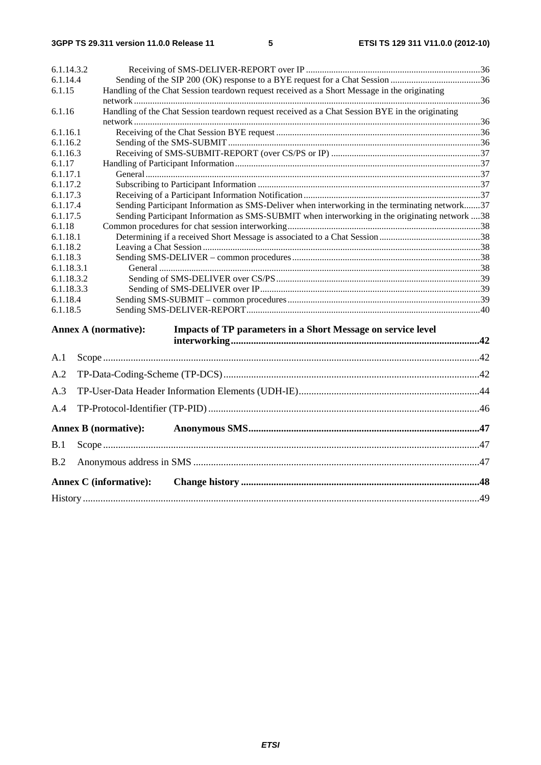6.1.14.3.2 Receiving of SMS-DELIVER-REPORT over IP ....36
6.1.14.4 Sending of the SIP 200 (OK) response to a BYE request for a Chat Session ....36
6.1.15 Handling of the Chat Session teardown request received as a Short Message in the originating network ....36
6.1.16 Handling of the Chat Session teardown request received as a Chat Session BYE in the originating network ....36
6.1.16.1 Receiving of the Chat Session BYE request ....36
6.1.16.2 Sending of the SMS-SUBMIT ....36
6.1.16.3 Receiving of SMS-SUBMIT-REPORT (over CS/PS or IP) ....37
6.1.17 Handling of Participant Information ....37
6.1.17.1 General ....37
6.1.17.2 Subscribing to Participant Information ....37
6.1.17.3 Receiving of a Participant Information Notification ....37
6.1.17.4 Sending Participant Information as SMS-Deliver when interworking in the terminating network....37
6.1.17.5 Sending Participant Information as SMS-SUBMIT when interworking in the originating network ....38
6.1.18 Common procedures for chat session interworking ....38
6.1.18.1 Determining if a received Short Message is associated to a Chat Session ....38
6.1.18.2 Leaving a Chat Session ....38
6.1.18.3 Sending SMS-DELIVER – common procedures ....38
6.1.18.3.1 General ....38
6.1.18.3.2 Sending of SMS-DELIVER over CS/PS ....39
6.1.18.3.3 Sending of SMS-DELIVER over IP ....39
6.1.18.4 Sending SMS-SUBMIT – common procedures ....39
6.1.18.5 Sending SMS-DELIVER-REPORT ....40

**Annex A (normative): Impacts of TP parameters in a Short Message on service level interworking ....42**

A.1 Scope ....42

A.2 TP-Data-Coding-Scheme (TP-DCS) ....42

A.3 TP-User-Data Header Information Elements (UDH-IE) ....44

A.4 TP-Protocol-Identifier (TP-PID) ....46

**Annex B (normative): Anonymous SMS ....47**

B.1 Scope ....47

B.2 Anonymous address in SMS ....47

**Annex C (informative): Change history ....48**

History ....49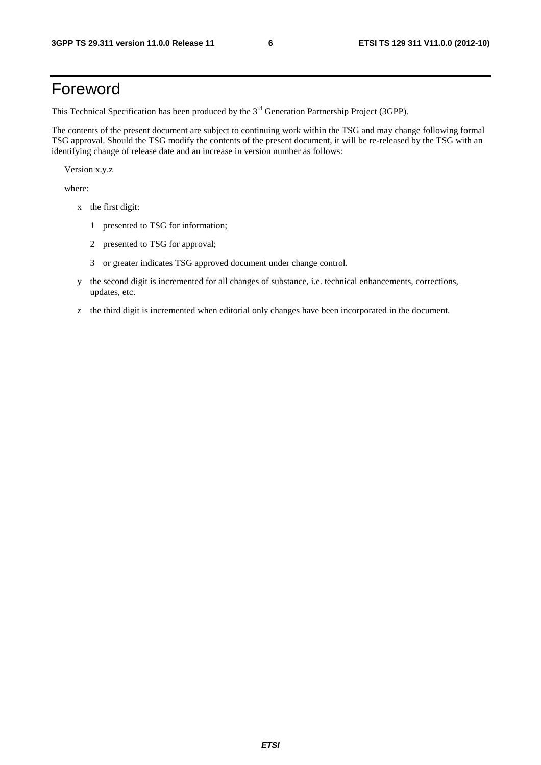# Foreword

This Technical Specification has been produced by the 3rd Generation Partnership Project (3GPP).

The contents of the present document are subject to continuing work within the TSG and may change following formal TSG approval. Should the TSG modify the contents of the present document, it will be re-released by the TSG with an identifying change of release date and an increase in version number as follows:

Version x.y.z

where:

- x the first digit:
  - 1 presented to TSG for information;
  - 2 presented to TSG for approval;
  - 3 or greater indicates TSG approved document under change control.
- y the second digit is incremented for all changes of substance, i.e. technical enhancements, corrections, updates, etc.
- z the third digit is incremented when editorial only changes have been incorporated in the document.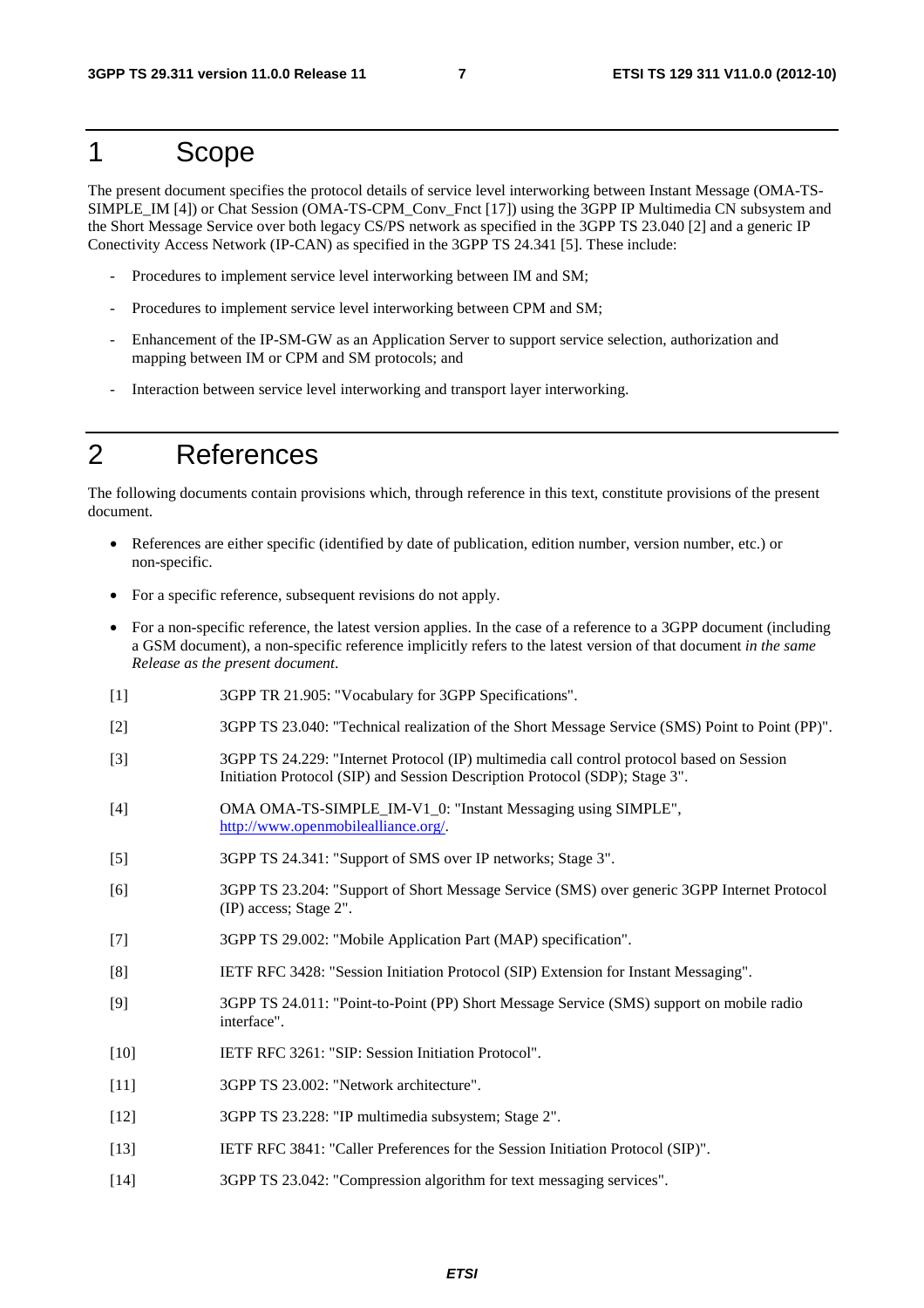# 1 Scope

The present document specifies the protocol details of service level interworking between Instant Message (OMA-TS-SIMPLE_IM [4]) or Chat Session (OMA-TS-CPM_Conv_Fnct [17]) using the 3GPP IP Multimedia CN subsystem and the Short Message Service over both legacy CS/PS network as specified in the 3GPP TS 23.040 [2] and a generic IP Conectivity Access Network (IP-CAN) as specified in the 3GPP TS 24.341 [5]. These include:

- Procedures to implement service level interworking between IM and SM;
- Procedures to implement service level interworking between CPM and SM;
- Enhancement of the IP-SM-GW as an Application Server to support service selection, authorization and mapping between IM or CPM and SM protocols; and
- Interaction between service level interworking and transport layer interworking.

# 2 References

The following documents contain provisions which, through reference in this text, constitute provisions of the present document.

- References are either specific (identified by date of publication, edition number, version number, etc.) or non-specific.
- For a specific reference, subsequent revisions do not apply.
- For a non-specific reference, the latest version applies. In the case of a reference to a 3GPP document (including a GSM document), a non-specific reference implicitly refers to the latest version of that document *in the same Release as the present document*.

[1] 3GPP TR 21.905: "Vocabulary for 3GPP Specifications".

[2] 3GPP TS 23.040: "Technical realization of the Short Message Service (SMS) Point to Point (PP)".

[3] 3GPP TS 24.229: "Internet Protocol (IP) multimedia call control protocol based on Session Initiation Protocol (SIP) and Session Description Protocol (SDP); Stage 3".

[4] OMA OMA-TS-SIMPLE_IM-V1_0: "Instant Messaging using SIMPLE", http://www.openmobilealliance.org/.

[5] 3GPP TS 24.341: "Support of SMS over IP networks; Stage 3".

[6] 3GPP TS 23.204: "Support of Short Message Service (SMS) over generic 3GPP Internet Protocol (IP) access; Stage 2".

[7] 3GPP TS 29.002: "Mobile Application Part (MAP) specification".

[8] IETF RFC 3428: "Session Initiation Protocol (SIP) Extension for Instant Messaging".

[9] 3GPP TS 24.011: "Point-to-Point (PP) Short Message Service (SMS) support on mobile radio interface".

[10] IETF RFC 3261: "SIP: Session Initiation Protocol".

[11] 3GPP TS 23.002: "Network architecture".

[12] 3GPP TS 23.228: "IP multimedia subsystem; Stage 2".

[13] IETF RFC 3841: "Caller Preferences for the Session Initiation Protocol (SIP)".

[14] 3GPP TS 23.042: "Compression algorithm for text messaging services".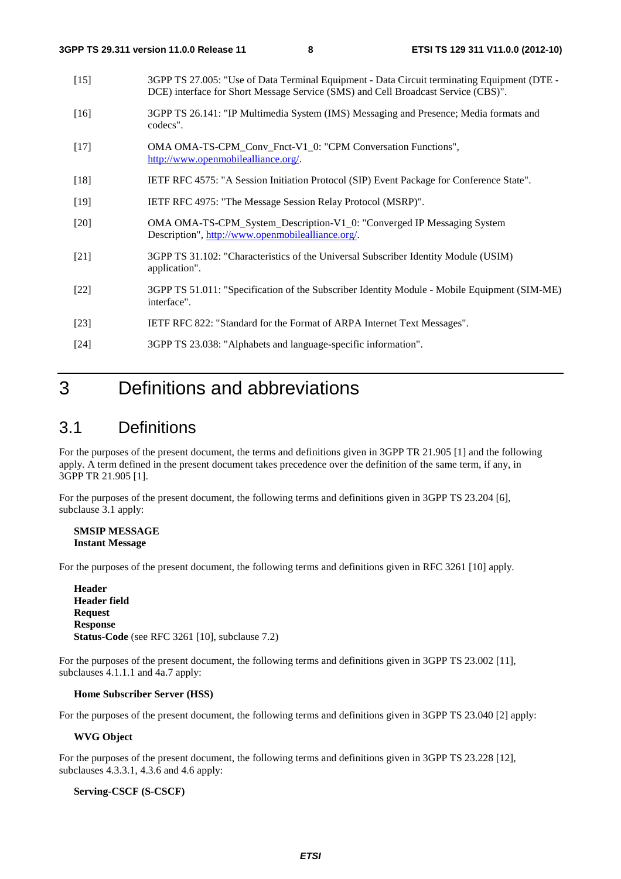[15] 3GPP TS 27.005: "Use of Data Terminal Equipment - Data Circuit terminating Equipment (DTE - DCE) interface for Short Message Service (SMS) and Cell Broadcast Service (CBS)".

[16] 3GPP TS 26.141: "IP Multimedia System (IMS) Messaging and Presence; Media formats and codecs".

[17] OMA OMA-TS-CPM_Conv_Fnct-V1_0: "CPM Conversation Functions", http://www.openmobilealliance.org/.

[18] IETF RFC 4575: "A Session Initiation Protocol (SIP) Event Package for Conference State".

[19] IETF RFC 4975: "The Message Session Relay Protocol (MSRP)".

[20] OMA OMA-TS-CPM_System_Description-V1_0: "Converged IP Messaging System Description", http://www.openmobilealliance.org/.

[21] 3GPP TS 31.102: "Characteristics of the Universal Subscriber Identity Module (USIM) application".

[22] 3GPP TS 51.011: "Specification of the Subscriber Identity Module - Mobile Equipment (SIM-ME) interface".

[23] IETF RFC 822: "Standard for the Format of ARPA Internet Text Messages".

[24] 3GPP TS 23.038: "Alphabets and language-specific information".

# 3 Definitions and abbreviations

## 3.1 Definitions

For the purposes of the present document, the terms and definitions given in 3GPP TR 21.905 [1] and the following apply. A term defined in the present document takes precedence over the definition of the same term, if any, in 3GPP TR 21.905 [1].

For the purposes of the present document, the following terms and definitions given in 3GPP TS 23.204 [6], subclause 3.1 apply:

**SMSIP MESSAGE**
**Instant Message**

For the purposes of the present document, the following terms and definitions given in RFC 3261 [10] apply.

**Header**
**Header field**
**Request**
**Response**
**Status-Code** (see RFC 3261 [10], subclause 7.2)

For the purposes of the present document, the following terms and definitions given in 3GPP TS 23.002 [11], subclauses 4.1.1.1 and 4a.7 apply:

**Home Subscriber Server (HSS)**

For the purposes of the present document, the following terms and definitions given in 3GPP TS 23.040 [2] apply:

**WVG Object**

For the purposes of the present document, the following terms and definitions given in 3GPP TS 23.228 [12], subclauses 4.3.3.1, 4.3.6 and 4.6 apply:

**Serving-CSCF (S-CSCF)**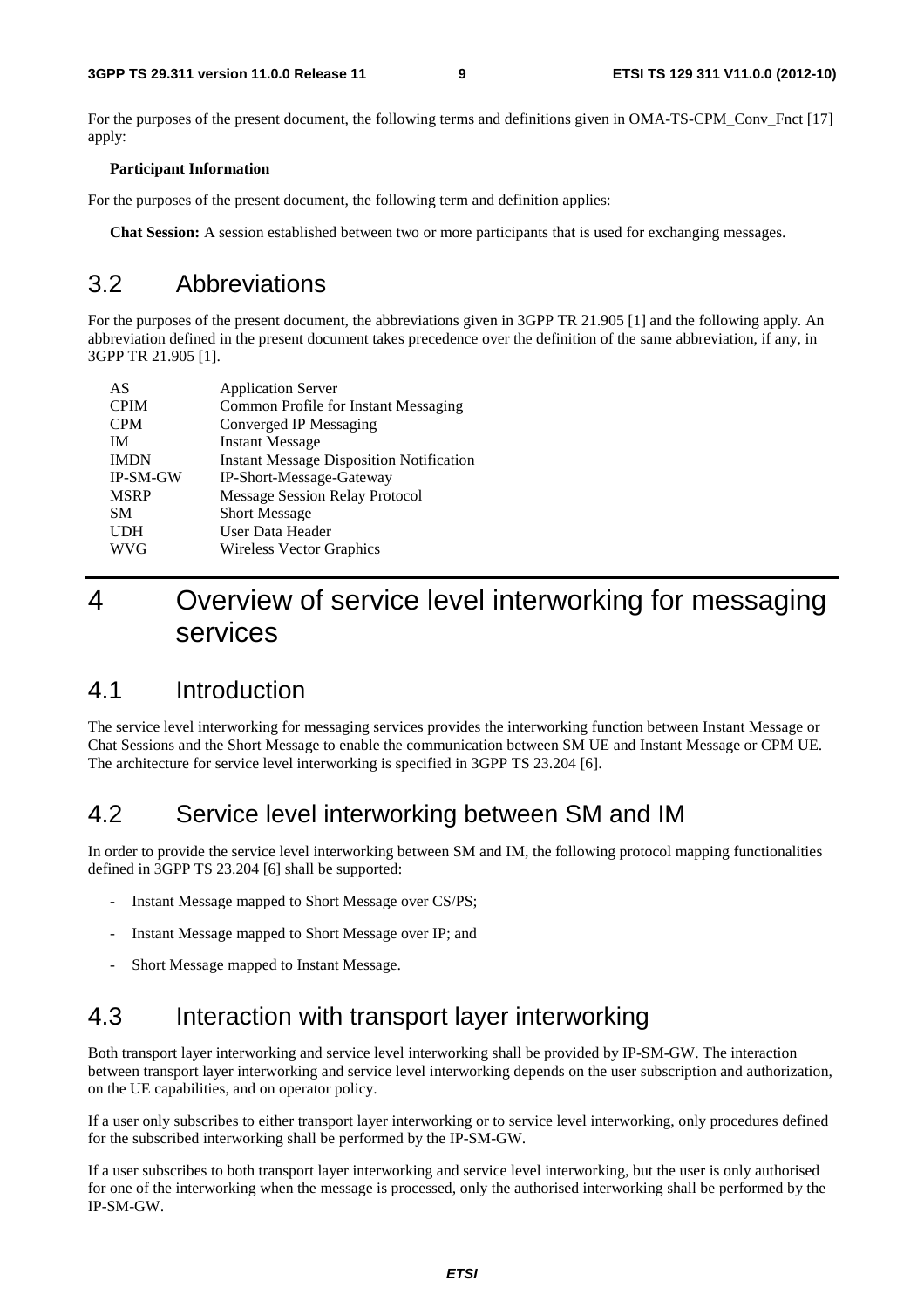For the purposes of the present document, the following terms and definitions given in OMA-TS-CPM_Conv_Fnct [17] apply:

**Participant Information**

For the purposes of the present document, the following term and definition applies:

**Chat Session:** A session established between two or more participants that is used for exchanging messages.

## 3.2 Abbreviations

For the purposes of the present document, the abbreviations given in 3GPP TR 21.905 [1] and the following apply. An abbreviation defined in the present document takes precedence over the definition of the same abbreviation, if any, in 3GPP TR 21.905 [1].

| | |
|---|---|
| AS | Application Server |
| CPIM | Common Profile for Instant Messaging |
| CPM | Converged IP Messaging |
| IM | Instant Message |
| IMDN | Instant Message Disposition Notification |
| IP-SM-GW | IP-Short-Message-Gateway |
| MSRP | Message Session Relay Protocol |
| SM | Short Message |
| UDH | User Data Header |
| WVG | Wireless Vector Graphics |

# 4 Overview of service level interworking for messaging services

## 4.1 Introduction

The service level interworking for messaging services provides the interworking function between Instant Message or Chat Sessions and the Short Message to enable the communication between SM UE and Instant Message or CPM UE. The architecture for service level interworking is specified in 3GPP TS 23.204 [6].

## 4.2 Service level interworking between SM and IM

In order to provide the service level interworking between SM and IM, the following protocol mapping functionalities defined in 3GPP TS 23.204 [6] shall be supported:

- Instant Message mapped to Short Message over CS/PS;
- Instant Message mapped to Short Message over IP; and
- Short Message mapped to Instant Message.

## 4.3 Interaction with transport layer interworking

Both transport layer interworking and service level interworking shall be provided by IP-SM-GW. The interaction between transport layer interworking and service level interworking depends on the user subscription and authorization, on the UE capabilities, and on operator policy.

If a user only subscribes to either transport layer interworking or to service level interworking, only procedures defined for the subscribed interworking shall be performed by the IP-SM-GW.

If a user subscribes to both transport layer interworking and service level interworking, but the user is only authorised for one of the interworking when the message is processed, only the authorised interworking shall be performed by the IP-SM-GW.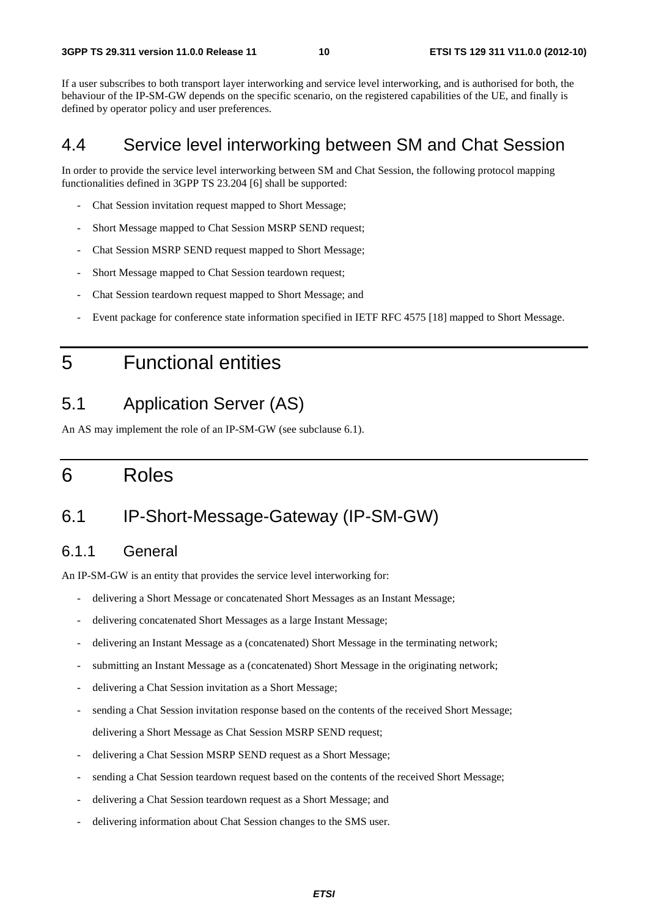If a user subscribes to both transport layer interworking and service level interworking, and is authorised for both, the behaviour of the IP-SM-GW depends on the specific scenario, on the registered capabilities of the UE, and finally is defined by operator policy and user preferences.

## 4.4 Service level interworking between SM and Chat Session

In order to provide the service level interworking between SM and Chat Session, the following protocol mapping functionalities defined in 3GPP TS 23.204 [6] shall be supported:

- Chat Session invitation request mapped to Short Message;
- Short Message mapped to Chat Session MSRP SEND request;
- Chat Session MSRP SEND request mapped to Short Message;
- Short Message mapped to Chat Session teardown request;
- Chat Session teardown request mapped to Short Message; and
- Event package for conference state information specified in IETF RFC 4575 [18] mapped to Short Message.

# 5 Functional entities

## 5.1 Application Server (AS)

An AS may implement the role of an IP-SM-GW (see subclause 6.1).

# 6 Roles

## 6.1 IP-Short-Message-Gateway (IP-SM-GW)

### 6.1.1 General

An IP-SM-GW is an entity that provides the service level interworking for:

- delivering a Short Message or concatenated Short Messages as an Instant Message;
- delivering concatenated Short Messages as a large Instant Message;
- delivering an Instant Message as a (concatenated) Short Message in the terminating network;
- submitting an Instant Message as a (concatenated) Short Message in the originating network;
- delivering a Chat Session invitation as a Short Message;
- sending a Chat Session invitation response based on the contents of the received Short Message;

  delivering a Short Message as Chat Session MSRP SEND request;
- delivering a Chat Session MSRP SEND request as a Short Message;
- sending a Chat Session teardown request based on the contents of the received Short Message;
- delivering a Chat Session teardown request as a Short Message; and
- delivering information about Chat Session changes to the SMS user.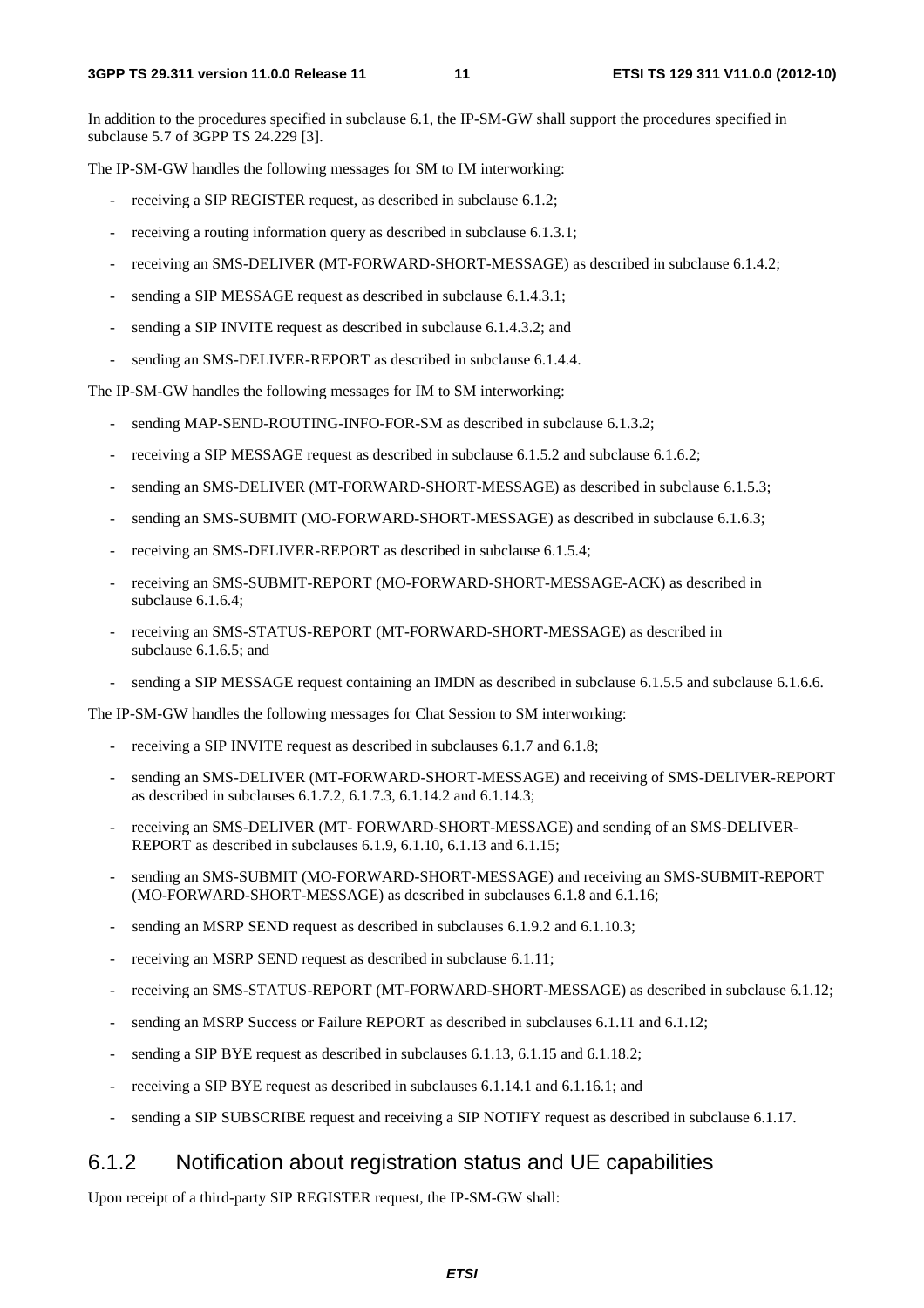In addition to the procedures specified in subclause 6.1, the IP-SM-GW shall support the procedures specified in subclause 5.7 of 3GPP TS 24.229 [3].

The IP-SM-GW handles the following messages for SM to IM interworking:

- receiving a SIP REGISTER request, as described in subclause 6.1.2;
- receiving a routing information query as described in subclause 6.1.3.1;
- receiving an SMS-DELIVER (MT-FORWARD-SHORT-MESSAGE) as described in subclause 6.1.4.2;
- sending a SIP MESSAGE request as described in subclause 6.1.4.3.1;
- sending a SIP INVITE request as described in subclause 6.1.4.3.2; and
- sending an SMS-DELIVER-REPORT as described in subclause 6.1.4.4.

The IP-SM-GW handles the following messages for IM to SM interworking:

- sending MAP-SEND-ROUTING-INFO-FOR-SM as described in subclause 6.1.3.2;
- receiving a SIP MESSAGE request as described in subclause 6.1.5.2 and subclause 6.1.6.2;
- sending an SMS-DELIVER (MT-FORWARD-SHORT-MESSAGE) as described in subclause 6.1.5.3;
- sending an SMS-SUBMIT (MO-FORWARD-SHORT-MESSAGE) as described in subclause 6.1.6.3;
- receiving an SMS-DELIVER-REPORT as described in subclause 6.1.5.4;
- receiving an SMS-SUBMIT-REPORT (MO-FORWARD-SHORT-MESSAGE-ACK) as described in subclause 6.1.6.4;
- receiving an SMS-STATUS-REPORT (MT-FORWARD-SHORT-MESSAGE) as described in subclause 6.1.6.5; and
- sending a SIP MESSAGE request containing an IMDN as described in subclause 6.1.5.5 and subclause 6.1.6.6.

The IP-SM-GW handles the following messages for Chat Session to SM interworking:

- receiving a SIP INVITE request as described in subclauses 6.1.7 and 6.1.8;
- sending an SMS-DELIVER (MT-FORWARD-SHORT-MESSAGE) and receiving of SMS-DELIVER-REPORT as described in subclauses 6.1.7.2, 6.1.7.3, 6.1.14.2 and 6.1.14.3;
- receiving an SMS-DELIVER (MT- FORWARD-SHORT-MESSAGE) and sending of an SMS-DELIVER-REPORT as described in subclauses 6.1.9, 6.1.10, 6.1.13 and 6.1.15;
- sending an SMS-SUBMIT (MO-FORWARD-SHORT-MESSAGE) and receiving an SMS-SUBMIT-REPORT (MO-FORWARD-SHORT-MESSAGE) as described in subclauses 6.1.8 and 6.1.16;
- sending an MSRP SEND request as described in subclauses 6.1.9.2 and 6.1.10.3;
- receiving an MSRP SEND request as described in subclause 6.1.11;
- receiving an SMS-STATUS-REPORT (MT-FORWARD-SHORT-MESSAGE) as described in subclause 6.1.12;
- sending an MSRP Success or Failure REPORT as described in subclauses 6.1.11 and 6.1.12;
- sending a SIP BYE request as described in subclauses 6.1.13, 6.1.15 and 6.1.18.2;
- receiving a SIP BYE request as described in subclauses 6.1.14.1 and 6.1.16.1; and
- sending a SIP SUBSCRIBE request and receiving a SIP NOTIFY request as described in subclause 6.1.17.

### 6.1.2 Notification about registration status and UE capabilities

Upon receipt of a third-party SIP REGISTER request, the IP-SM-GW shall: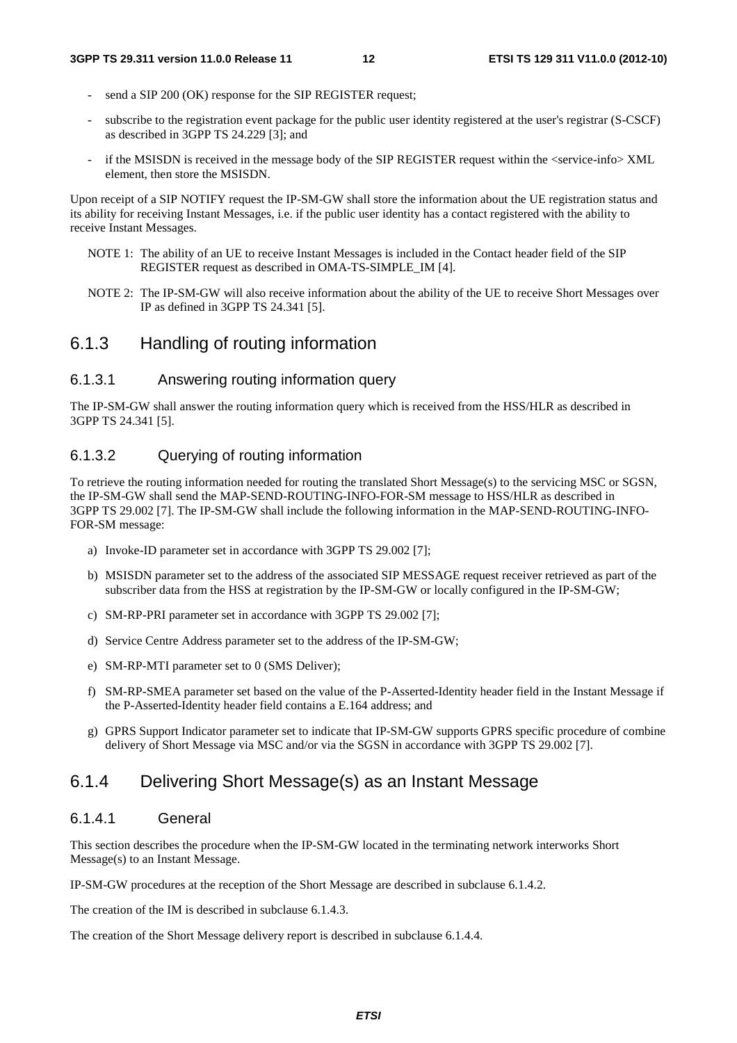- send a SIP 200 (OK) response for the SIP REGISTER request;
- subscribe to the registration event package for the public user identity registered at the user's registrar (S-CSCF) as described in 3GPP TS 24.229 [3]; and
- if the MSISDN is received in the message body of the SIP REGISTER request within the <service-info> XML element, then store the MSISDN.

Upon receipt of a SIP NOTIFY request the IP-SM-GW shall store the information about the UE registration status and its ability for receiving Instant Messages, i.e. if the public user identity has a contact registered with the ability to receive Instant Messages.

NOTE 1: The ability of an UE to receive Instant Messages is included in the Contact header field of the SIP REGISTER request as described in OMA-TS-SIMPLE_IM [4].

NOTE 2: The IP-SM-GW will also receive information about the ability of the UE to receive Short Messages over IP as defined in 3GPP TS 24.341 [5].

## 6.1.3 Handling of routing information

### 6.1.3.1 Answering routing information query

The IP-SM-GW shall answer the routing information query which is received from the HSS/HLR as described in 3GPP TS 24.341 [5].

### 6.1.3.2 Querying of routing information

To retrieve the routing information needed for routing the translated Short Message(s) to the servicing MSC or SGSN, the IP-SM-GW shall send the MAP-SEND-ROUTING-INFO-FOR-SM message to HSS/HLR as described in 3GPP TS 29.002 [7]. The IP-SM-GW shall include the following information in the MAP-SEND-ROUTING-INFO-FOR-SM message:

a) Invoke-ID parameter set in accordance with 3GPP TS 29.002 [7];

b) MSISDN parameter set to the address of the associated SIP MESSAGE request receiver retrieved as part of the subscriber data from the HSS at registration by the IP-SM-GW or locally configured in the IP-SM-GW;

c) SM-RP-PRI parameter set in accordance with 3GPP TS 29.002 [7];

d) Service Centre Address parameter set to the address of the IP-SM-GW;

e) SM-RP-MTI parameter set to 0 (SMS Deliver);

f) SM-RP-SMEA parameter set based on the value of the P-Asserted-Identity header field in the Instant Message if the P-Asserted-Identity header field contains a E.164 address; and

g) GPRS Support Indicator parameter set to indicate that IP-SM-GW supports GPRS specific procedure of combine delivery of Short Message via MSC and/or via the SGSN in accordance with 3GPP TS 29.002 [7].

## 6.1.4 Delivering Short Message(s) as an Instant Message

### 6.1.4.1 General

This section describes the procedure when the IP-SM-GW located in the terminating network interworks Short Message(s) to an Instant Message.

IP-SM-GW procedures at the reception of the Short Message are described in subclause 6.1.4.2.

The creation of the IM is described in subclause 6.1.4.3.

The creation of the Short Message delivery report is described in subclause 6.1.4.4.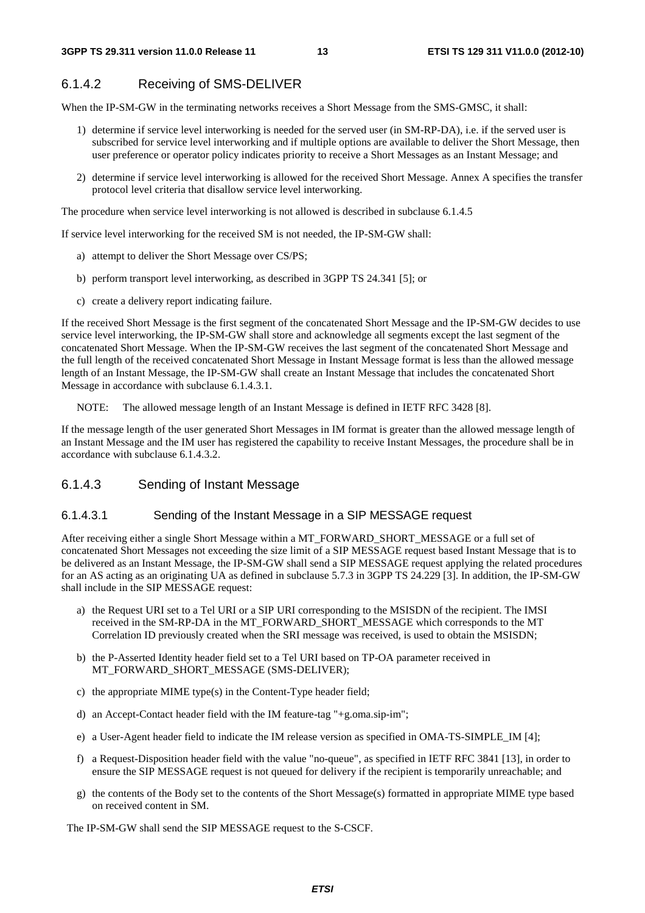### 6.1.4.2 Receiving of SMS-DELIVER

When the IP-SM-GW in the terminating networks receives a Short Message from the SMS-GMSC, it shall:

1) determine if service level interworking is needed for the served user (in SM-RP-DA), i.e. if the served user is subscribed for service level interworking and if multiple options are available to deliver the Short Message, then user preference or operator policy indicates priority to receive a Short Messages as an Instant Message; and

2) determine if service level interworking is allowed for the received Short Message. Annex A specifies the transfer protocol level criteria that disallow service level interworking.

The procedure when service level interworking is not allowed is described in subclause 6.1.4.5

If service level interworking for the received SM is not needed, the IP-SM-GW shall:

a) attempt to deliver the Short Message over CS/PS;

b) perform transport level interworking, as described in 3GPP TS 24.341 [5]; or

c) create a delivery report indicating failure.

If the received Short Message is the first segment of the concatenated Short Message and the IP-SM-GW decides to use service level interworking, the IP-SM-GW shall store and acknowledge all segments except the last segment of the concatenated Short Message. When the IP-SM-GW receives the last segment of the concatenated Short Message and the full length of the received concatenated Short Message in Instant Message format is less than the allowed message length of an Instant Message, the IP-SM-GW shall create an Instant Message that includes the concatenated Short Message in accordance with subclause 6.1.4.3.1.

NOTE: The allowed message length of an Instant Message is defined in IETF RFC 3428 [8].

If the message length of the user generated Short Messages in IM format is greater than the allowed message length of an Instant Message and the IM user has registered the capability to receive Instant Messages, the procedure shall be in accordance with subclause 6.1.4.3.2.

### 6.1.4.3 Sending of Instant Message

#### 6.1.4.3.1 Sending of the Instant Message in a SIP MESSAGE request

After receiving either a single Short Message within a MT_FORWARD_SHORT_MESSAGE or a full set of concatenated Short Messages not exceeding the size limit of a SIP MESSAGE request based Instant Message that is to be delivered as an Instant Message, the IP-SM-GW shall send a SIP MESSAGE request applying the related procedures for an AS acting as an originating UA as defined in subclause 5.7.3 in 3GPP TS 24.229 [3]. In addition, the IP-SM-GW shall include in the SIP MESSAGE request:

a) the Request URI set to a Tel URI or a SIP URI corresponding to the MSISDN of the recipient. The IMSI received in the SM-RP-DA in the MT_FORWARD_SHORT_MESSAGE which corresponds to the MT Correlation ID previously created when the SRI message was received, is used to obtain the MSISDN;

b) the P-Asserted Identity header field set to a Tel URI based on TP-OA parameter received in MT_FORWARD_SHORT_MESSAGE (SMS-DELIVER);

c) the appropriate MIME type(s) in the Content-Type header field;

d) an Accept-Contact header field with the IM feature-tag "+g.oma.sip-im";

e) a User-Agent header field to indicate the IM release version as specified in OMA-TS-SIMPLE_IM [4];

f) a Request-Disposition header field with the value "no-queue", as specified in IETF RFC 3841 [13], in order to ensure the SIP MESSAGE request is not queued for delivery if the recipient is temporarily unreachable; and

g) the contents of the Body set to the contents of the Short Message(s) formatted in appropriate MIME type based on received content in SM.

The IP-SM-GW shall send the SIP MESSAGE request to the S-CSCF.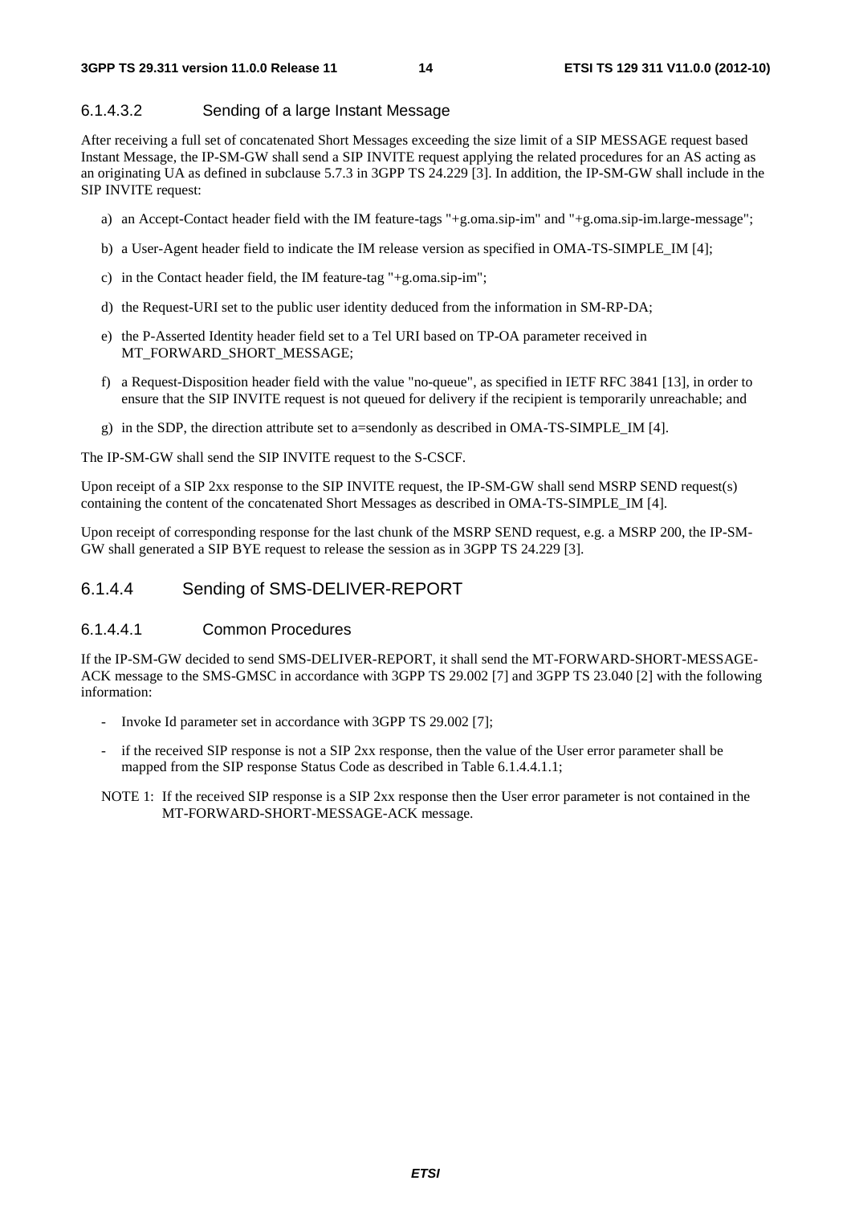#### 6.1.4.3.2 Sending of a large Instant Message

After receiving a full set of concatenated Short Messages exceeding the size limit of a SIP MESSAGE request based Instant Message, the IP-SM-GW shall send a SIP INVITE request applying the related procedures for an AS acting as an originating UA as defined in subclause 5.7.3 in 3GPP TS 24.229 [3]. In addition, the IP-SM-GW shall include in the SIP INVITE request:

a) an Accept-Contact header field with the IM feature-tags "+g.oma.sip-im" and "+g.oma.sip-im.large-message";

b) a User-Agent header field to indicate the IM release version as specified in OMA-TS-SIMPLE_IM [4];

c) in the Contact header field, the IM feature-tag "+g.oma.sip-im";

d) the Request-URI set to the public user identity deduced from the information in SM-RP-DA;

e) the P-Asserted Identity header field set to a Tel URI based on TP-OA parameter received in MT_FORWARD_SHORT_MESSAGE;

f) a Request-Disposition header field with the value "no-queue", as specified in IETF RFC 3841 [13], in order to ensure that the SIP INVITE request is not queued for delivery if the recipient is temporarily unreachable; and

g) in the SDP, the direction attribute set to a=sendonly as described in OMA-TS-SIMPLE_IM [4].

The IP-SM-GW shall send the SIP INVITE request to the S-CSCF.

Upon receipt of a SIP 2xx response to the SIP INVITE request, the IP-SM-GW shall send MSRP SEND request(s) containing the content of the concatenated Short Messages as described in OMA-TS-SIMPLE_IM [4].

Upon receipt of corresponding response for the last chunk of the MSRP SEND request, e.g. a MSRP 200, the IP-SM-GW shall generated a SIP BYE request to release the session as in 3GPP TS 24.229 [3].

### 6.1.4.4 Sending of SMS-DELIVER-REPORT

#### 6.1.4.4.1 Common Procedures

If the IP-SM-GW decided to send SMS-DELIVER-REPORT, it shall send the MT-FORWARD-SHORT-MESSAGE-ACK message to the SMS-GMSC in accordance with 3GPP TS 29.002 [7] and 3GPP TS 23.040 [2] with the following information:

- Invoke Id parameter set in accordance with 3GPP TS 29.002 [7];
- if the received SIP response is not a SIP 2xx response, then the value of the User error parameter shall be mapped from the SIP response Status Code as described in Table 6.1.4.4.1.1;

NOTE 1: If the received SIP response is a SIP 2xx response then the User error parameter is not contained in the MT-FORWARD-SHORT-MESSAGE-ACK message.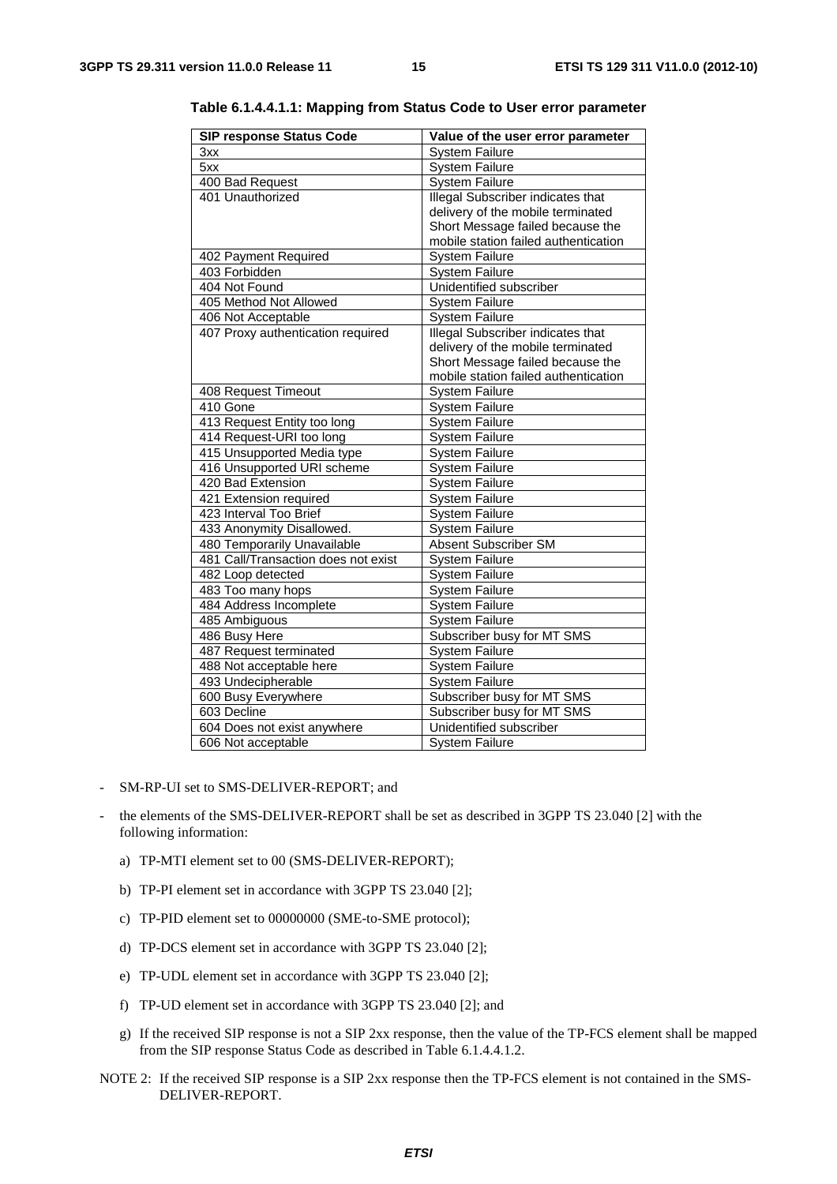**Table 6.1.4.4.1.1: Mapping from Status Code to User error parameter**

| SIP response Status Code | Value of the user error parameter |
| --- | --- |
| 3xx | System Failure |
| 5xx | System Failure |
| 400 Bad Request | System Failure |
| 401 Unauthorized | Illegal Subscriber indicates that delivery of the mobile terminated Short Message failed because the mobile station failed authentication |
| 402 Payment Required | System Failure |
| 403 Forbidden | System Failure |
| 404 Not Found | Unidentified subscriber |
| 405 Method Not Allowed | System Failure |
| 406 Not Acceptable | System Failure |
| 407 Proxy authentication required | Illegal Subscriber indicates that delivery of the mobile terminated Short Message failed because the mobile station failed authentication |
| 408 Request Timeout | System Failure |
| 410 Gone | System Failure |
| 413 Request Entity too long | System Failure |
| 414 Request-URI too long | System Failure |
| 415 Unsupported Media type | System Failure |
| 416 Unsupported URI scheme | System Failure |
| 420 Bad Extension | System Failure |
| 421 Extension required | System Failure |
| 423 Interval Too Brief | System Failure |
| 433 Anonymity Disallowed. | System Failure |
| 480 Temporarily Unavailable | Absent Subscriber SM |
| 481 Call/Transaction does not exist | System Failure |
| 482 Loop detected | System Failure |
| 483 Too many hops | System Failure |
| 484 Address Incomplete | System Failure |
| 485 Ambiguous | System Failure |
| 486 Busy Here | Subscriber busy for MT SMS |
| 487 Request terminated | System Failure |
| 488 Not acceptable here | System Failure |
| 493 Undecipherable | System Failure |
| 600 Busy Everywhere | Subscriber busy for MT SMS |
| 603 Decline | Subscriber busy for MT SMS |
| 604 Does not exist anywhere | Unidentified subscriber |
| 606 Not acceptable | System Failure |

- SM-RP-UI set to SMS-DELIVER-REPORT; and
- the elements of the SMS-DELIVER-REPORT shall be set as described in 3GPP TS 23.040 [2] with the following information:
  a) TP-MTI element set to 00 (SMS-DELIVER-REPORT);
  b) TP-PI element set in accordance with 3GPP TS 23.040 [2];
  c) TP-PID element set to 00000000 (SME-to-SME protocol);
  d) TP-DCS element set in accordance with 3GPP TS 23.040 [2];
  e) TP-UDL element set in accordance with 3GPP TS 23.040 [2];
  f) TP-UD element set in accordance with 3GPP TS 23.040 [2]; and
  g) If the received SIP response is not a SIP 2xx response, then the value of the TP-FCS element shall be mapped from the SIP response Status Code as described in Table 6.1.4.4.1.2.

NOTE 2: If the received SIP response is a SIP 2xx response then the TP-FCS element is not contained in the SMS-DELIVER-REPORT.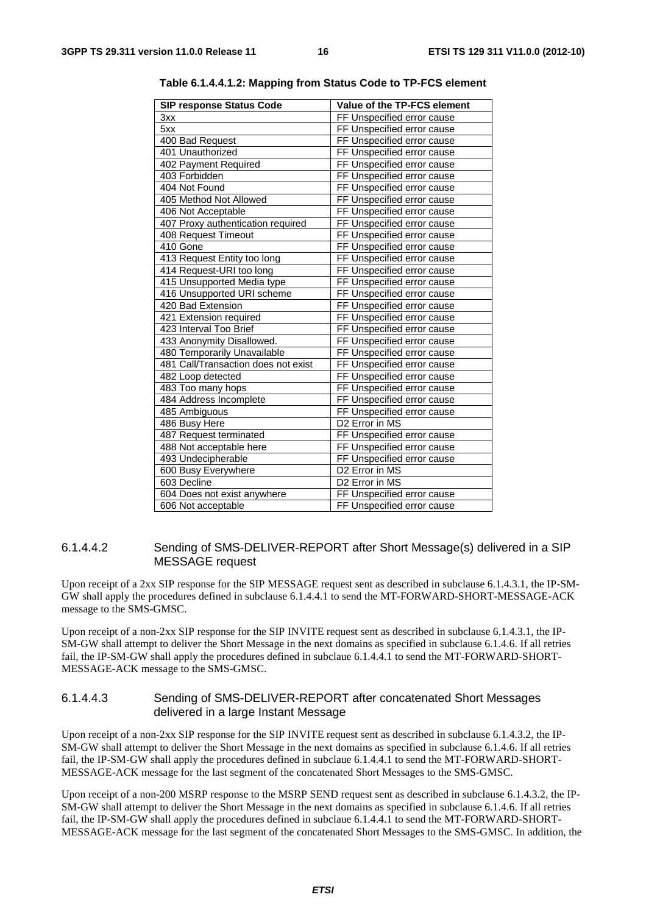**Table 6.1.4.4.1.2: Mapping from Status Code to TP-FCS element**

| SIP response Status Code | Value of the TP-FCS element |
|---|---|
| 3xx | FF Unspecified error cause |
| 5xx | FF Unspecified error cause |
| 400 Bad Request | FF Unspecified error cause |
| 401 Unauthorized | FF Unspecified error cause |
| 402 Payment Required | FF Unspecified error cause |
| 403 Forbidden | FF Unspecified error cause |
| 404 Not Found | FF Unspecified error cause |
| 405 Method Not Allowed | FF Unspecified error cause |
| 406 Not Acceptable | FF Unspecified error cause |
| 407 Proxy authentication required | FF Unspecified error cause |
| 408 Request Timeout | FF Unspecified error cause |
| 410 Gone | FF Unspecified error cause |
| 413 Request Entity too long | FF Unspecified error cause |
| 414 Request-URI too long | FF Unspecified error cause |
| 415 Unsupported Media type | FF Unspecified error cause |
| 416 Unsupported URI scheme | FF Unspecified error cause |
| 420 Bad Extension | FF Unspecified error cause |
| 421 Extension required | FF Unspecified error cause |
| 423 Interval Too Brief | FF Unspecified error cause |
| 433 Anonymity Disallowed. | FF Unspecified error cause |
| 480 Temporarily Unavailable | FF Unspecified error cause |
| 481 Call/Transaction does not exist | FF Unspecified error cause |
| 482 Loop detected | FF Unspecified error cause |
| 483 Too many hops | FF Unspecified error cause |
| 484 Address Incomplete | FF Unspecified error cause |
| 485 Ambiguous | FF Unspecified error cause |
| 486 Busy Here | D2 Error in MS |
| 487 Request terminated | FF Unspecified error cause |
| 488 Not acceptable here | FF Unspecified error cause |
| 493 Undecipherable | FF Unspecified error cause |
| 600 Busy Everywhere | D2 Error in MS |
| 603 Decline | D2 Error in MS |
| 604 Does not exist anywhere | FF Unspecified error cause |
| 606 Not acceptable | FF Unspecified error cause |

#### 6.1.4.4.2 Sending of SMS-DELIVER-REPORT after Short Message(s) delivered in a SIP MESSAGE request

Upon receipt of a 2xx SIP response for the SIP MESSAGE request sent as described in subclause 6.1.4.3.1, the IP-SM-GW shall apply the procedures defined in subclause 6.1.4.4.1 to send the MT-FORWARD-SHORT-MESSAGE-ACK message to the SMS-GMSC.

Upon receipt of a non-2xx SIP response for the SIP INVITE request sent as described in subclause 6.1.4.3.1, the IP-SM-GW shall attempt to deliver the Short Message in the next domains as specified in subclause 6.1.4.6. If all retries fail, the IP-SM-GW shall apply the procedures defined in subclaue 6.1.4.4.1 to send the MT-FORWARD-SHORT-MESSAGE-ACK message to the SMS-GMSC.

#### 6.1.4.4.3 Sending of SMS-DELIVER-REPORT after concatenated Short Messages delivered in a large Instant Message

Upon receipt of a non-2xx SIP response for the SIP INVITE request sent as described in subclause 6.1.4.3.2, the IP-SM-GW shall attempt to deliver the Short Message in the next domains as specified in subclause 6.1.4.6. If all retries fail, the IP-SM-GW shall apply the procedures defined in subclaue 6.1.4.4.1 to send the MT-FORWARD-SHORT-MESSAGE-ACK message for the last segment of the concatenated Short Messages to the SMS-GMSC.

Upon receipt of a non-200 MSRP response to the MSRP SEND request sent as described in subclause 6.1.4.3.2, the IP-SM-GW shall attempt to deliver the Short Message in the next domains as specified in subclause 6.1.4.6. If all retries fail, the IP-SM-GW shall apply the procedures defined in subclaue 6.1.4.4.1 to send the MT-FORWARD-SHORT-MESSAGE-ACK message for the last segment of the concatenated Short Messages to the SMS-GMSC. In addition, the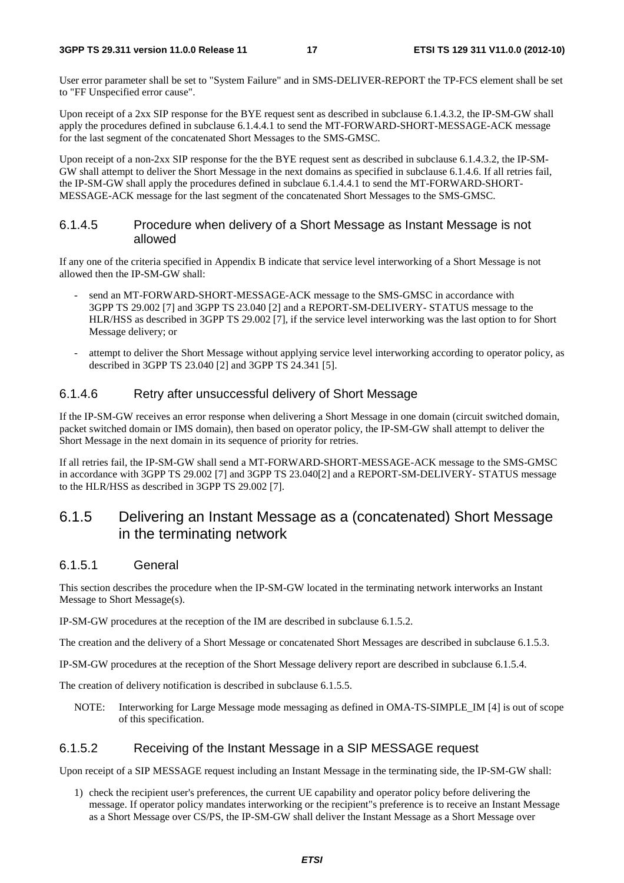User error parameter shall be set to "System Failure" and in SMS-DELIVER-REPORT the TP-FCS element shall be set to "FF Unspecified error cause".

Upon receipt of a 2xx SIP response for the BYE request sent as described in subclause 6.1.4.3.2, the IP-SM-GW shall apply the procedures defined in subclause 6.1.4.4.1 to send the MT-FORWARD-SHORT-MESSAGE-ACK message for the last segment of the concatenated Short Messages to the SMS-GMSC.

Upon receipt of a non-2xx SIP response for the the BYE request sent as described in subclause 6.1.4.3.2, the IP-SM-GW shall attempt to deliver the Short Message in the next domains as specified in subclause 6.1.4.6. If all retries fail, the IP-SM-GW shall apply the procedures defined in subclaue 6.1.4.4.1 to send the MT-FORWARD-SHORT-MESSAGE-ACK message for the last segment of the concatenated Short Messages to the SMS-GMSC.

#### 6.1.4.5 Procedure when delivery of a Short Message as Instant Message is not allowed

If any one of the criteria specified in Appendix B indicate that service level interworking of a Short Message is not allowed then the IP-SM-GW shall:

- send an MT-FORWARD-SHORT-MESSAGE-ACK message to the SMS-GMSC in accordance with 3GPP TS 29.002 [7] and 3GPP TS 23.040 [2] and a REPORT-SM-DELIVERY- STATUS message to the HLR/HSS as described in 3GPP TS 29.002 [7], if the service level interworking was the last option to for Short Message delivery; or
- attempt to deliver the Short Message without applying service level interworking according to operator policy, as described in 3GPP TS 23.040 [2] and 3GPP TS 24.341 [5].

#### 6.1.4.6 Retry after unsuccessful delivery of Short Message

If the IP-SM-GW receives an error response when delivering a Short Message in one domain (circuit switched domain, packet switched domain or IMS domain), then based on operator policy, the IP-SM-GW shall attempt to deliver the Short Message in the next domain in its sequence of priority for retries.

If all retries fail, the IP-SM-GW shall send a MT-FORWARD-SHORT-MESSAGE-ACK message to the SMS-GMSC in accordance with 3GPP TS 29.002 [7] and 3GPP TS 23.040[2] and a REPORT-SM-DELIVERY- STATUS message to the HLR/HSS as described in 3GPP TS 29.002 [7].

### 6.1.5 Delivering an Instant Message as a (concatenated) Short Message in the terminating network

#### 6.1.5.1 General

This section describes the procedure when the IP-SM-GW located in the terminating network interworks an Instant Message to Short Message(s).

IP-SM-GW procedures at the reception of the IM are described in subclause 6.1.5.2.

The creation and the delivery of a Short Message or concatenated Short Messages are described in subclause 6.1.5.3.

IP-SM-GW procedures at the reception of the Short Message delivery report are described in subclause 6.1.5.4.

The creation of delivery notification is described in subclause 6.1.5.5.

NOTE: Interworking for Large Message mode messaging as defined in OMA-TS-SIMPLE_IM [4] is out of scope of this specification.

#### 6.1.5.2 Receiving of the Instant Message in a SIP MESSAGE request

Upon receipt of a SIP MESSAGE request including an Instant Message in the terminating side, the IP-SM-GW shall:

1) check the recipient user's preferences, the current UE capability and operator policy before delivering the message. If operator policy mandates interworking or the recipient"s preference is to receive an Instant Message as a Short Message over CS/PS, the IP-SM-GW shall deliver the Instant Message as a Short Message over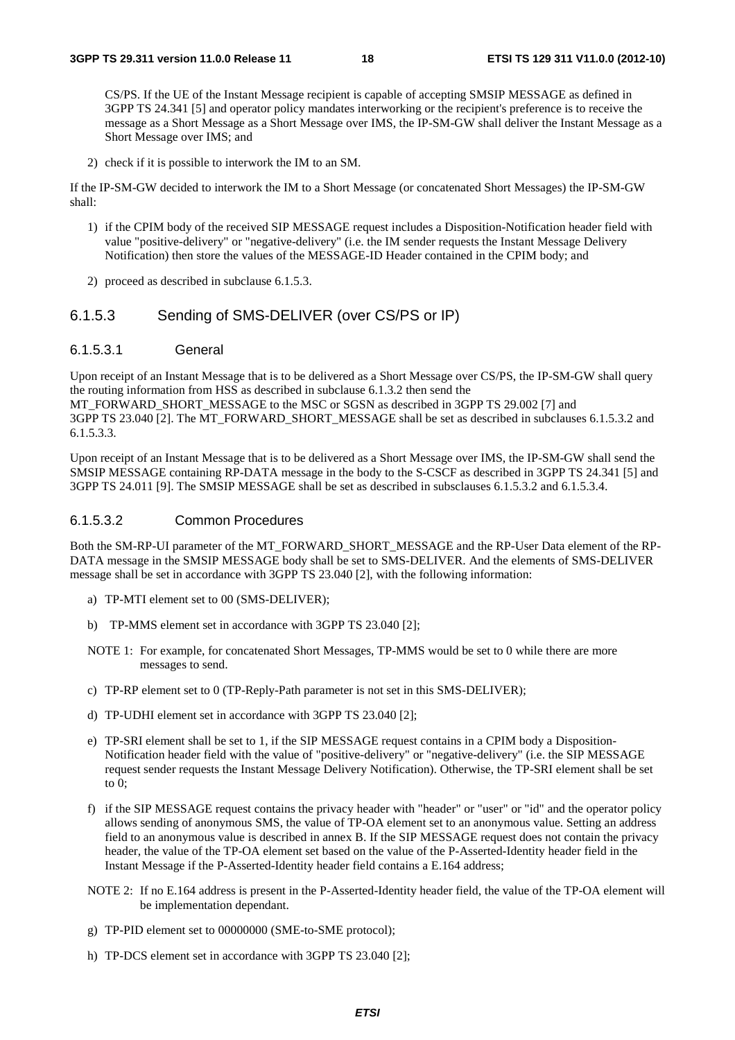CS/PS. If the UE of the Instant Message recipient is capable of accepting SMSIP MESSAGE as defined in 3GPP TS 24.341 [5] and operator policy mandates interworking or the recipient's preference is to receive the message as a Short Message as a Short Message over IMS, the IP-SM-GW shall deliver the Instant Message as a Short Message over IMS; and

2) check if it is possible to interwork the IM to an SM.

If the IP-SM-GW decided to interwork the IM to a Short Message (or concatenated Short Messages) the IP-SM-GW shall:

1) if the CPIM body of the received SIP MESSAGE request includes a Disposition-Notification header field with value "positive-delivery" or "negative-delivery" (i.e. the IM sender requests the Instant Message Delivery Notification) then store the values of the MESSAGE-ID Header contained in the CPIM body; and

2) proceed as described in subclause 6.1.5.3.

### 6.1.5.3 Sending of SMS-DELIVER (over CS/PS or IP)

#### 6.1.5.3.1 General

Upon receipt of an Instant Message that is to be delivered as a Short Message over CS/PS, the IP-SM-GW shall query the routing information from HSS as described in subclause 6.1.3.2 then send the MT_FORWARD_SHORT_MESSAGE to the MSC or SGSN as described in 3GPP TS 29.002 [7] and 3GPP TS 23.040 [2]. The MT_FORWARD_SHORT_MESSAGE shall be set as described in subclauses 6.1.5.3.2 and 6.1.5.3.3.

Upon receipt of an Instant Message that is to be delivered as a Short Message over IMS, the IP-SM-GW shall send the SMSIP MESSAGE containing RP-DATA message in the body to the S-CSCF as described in 3GPP TS 24.341 [5] and 3GPP TS 24.011 [9]. The SMSIP MESSAGE shall be set as described in subsclauses 6.1.5.3.2 and 6.1.5.3.4.

#### 6.1.5.3.2 Common Procedures

Both the SM-RP-UI parameter of the MT_FORWARD_SHORT_MESSAGE and the RP-User Data element of the RP-DATA message in the SMSIP MESSAGE body shall be set to SMS-DELIVER. And the elements of SMS-DELIVER message shall be set in accordance with 3GPP TS 23.040 [2], with the following information:

a) TP-MTI element set to 00 (SMS-DELIVER);

b) TP-MMS element set in accordance with 3GPP TS 23.040 [2];

NOTE 1: For example, for concatenated Short Messages, TP-MMS would be set to 0 while there are more messages to send.

c) TP-RP element set to 0 (TP-Reply-Path parameter is not set in this SMS-DELIVER);

d) TP-UDHI element set in accordance with 3GPP TS 23.040 [2];

e) TP-SRI element shall be set to 1, if the SIP MESSAGE request contains in a CPIM body a Disposition-Notification header field with the value of "positive-delivery" or "negative-delivery" (i.e. the SIP MESSAGE request sender requests the Instant Message Delivery Notification). Otherwise, the TP-SRI element shall be set to 0;

f) if the SIP MESSAGE request contains the privacy header with "header" or "user" or "id" and the operator policy allows sending of anonymous SMS, the value of TP-OA element set to an anonymous value. Setting an address field to an anonymous value is described in annex B. If the SIP MESSAGE request does not contain the privacy header, the value of the TP-OA element set based on the value of the P-Asserted-Identity header field in the Instant Message if the P-Asserted-Identity header field contains a E.164 address;

NOTE 2: If no E.164 address is present in the P-Asserted-Identity header field, the value of the TP-OA element will be implementation dependant.

g) TP-PID element set to 00000000 (SME-to-SME protocol);

h) TP-DCS element set in accordance with 3GPP TS 23.040 [2];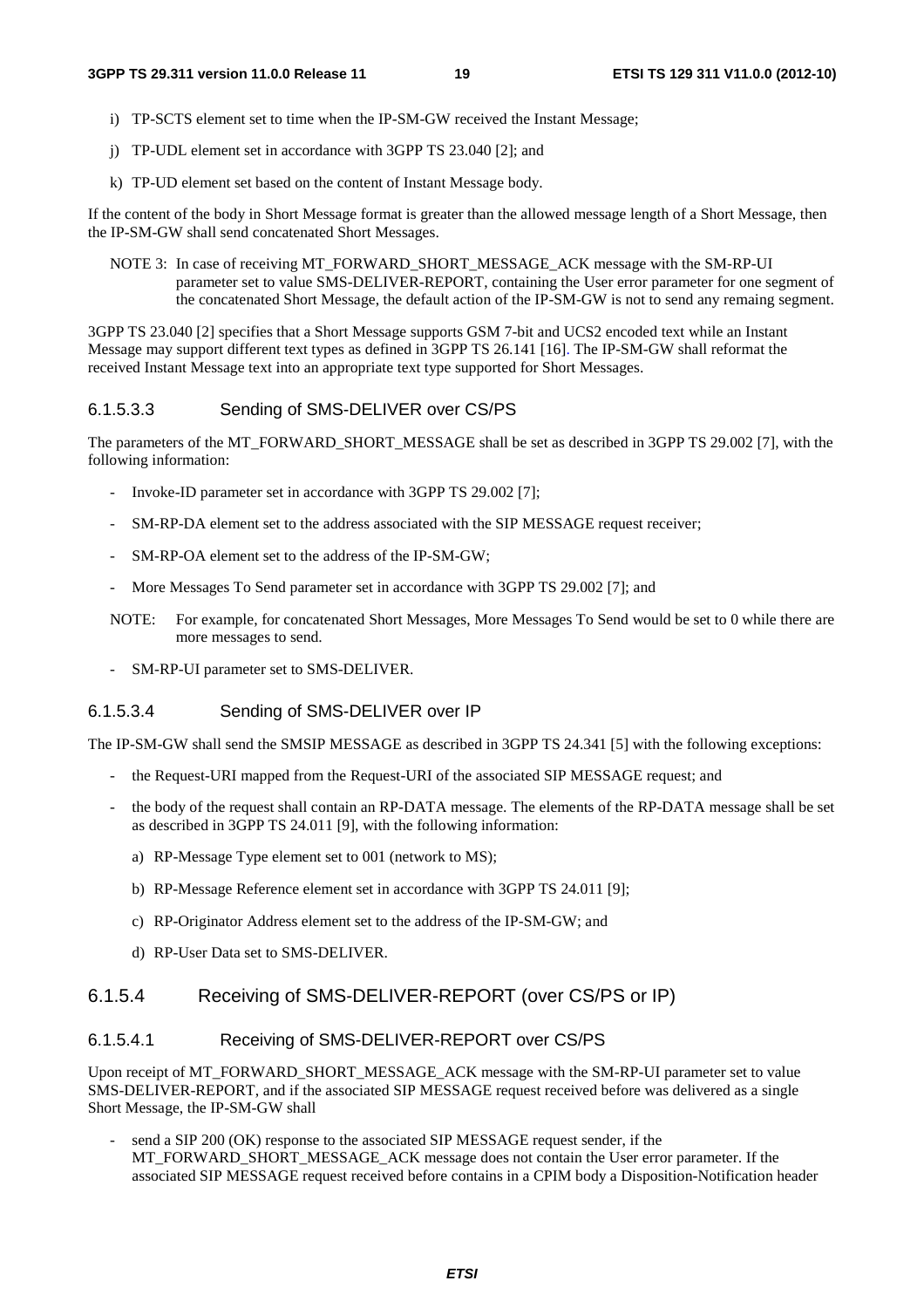i) TP-SCTS element set to time when the IP-SM-GW received the Instant Message;

j) TP-UDL element set in accordance with 3GPP TS 23.040 [2]; and

k) TP-UD element set based on the content of Instant Message body.

If the content of the body in Short Message format is greater than the allowed message length of a Short Message, then the IP-SM-GW shall send concatenated Short Messages.

NOTE 3: In case of receiving MT_FORWARD_SHORT_MESSAGE_ACK message with the SM-RP-UI parameter set to value SMS-DELIVER-REPORT, containing the User error parameter for one segment of the concatenated Short Message, the default action of the IP-SM-GW is not to send any remaing segment.

3GPP TS 23.040 [2] specifies that a Short Message supports GSM 7-bit and UCS2 encoded text while an Instant Message may support different text types as defined in 3GPP TS 26.141 [16]. The IP-SM-GW shall reformat the received Instant Message text into an appropriate text type supported for Short Messages.

#### 6.1.5.3.3 Sending of SMS-DELIVER over CS/PS

The parameters of the MT_FORWARD_SHORT_MESSAGE shall be set as described in 3GPP TS 29.002 [7], with the following information:

- Invoke-ID parameter set in accordance with 3GPP TS 29.002 [7];
- SM-RP-DA element set to the address associated with the SIP MESSAGE request receiver;
- SM-RP-OA element set to the address of the IP-SM-GW;
- More Messages To Send parameter set in accordance with 3GPP TS 29.002 [7]; and

NOTE: For example, for concatenated Short Messages, More Messages To Send would be set to 0 while there are more messages to send.

- SM-RP-UI parameter set to SMS-DELIVER.

#### 6.1.5.3.4 Sending of SMS-DELIVER over IP

The IP-SM-GW shall send the SMSIP MESSAGE as described in 3GPP TS 24.341 [5] with the following exceptions:

- the Request-URI mapped from the Request-URI of the associated SIP MESSAGE request; and
- the body of the request shall contain an RP-DATA message. The elements of the RP-DATA message shall be set as described in 3GPP TS 24.011 [9], with the following information:
  a) RP-Message Type element set to 001 (network to MS);
  b) RP-Message Reference element set in accordance with 3GPP TS 24.011 [9];
  c) RP-Originator Address element set to the address of the IP-SM-GW; and
  d) RP-User Data set to SMS-DELIVER.

### 6.1.5.4 Receiving of SMS-DELIVER-REPORT (over CS/PS or IP)

#### 6.1.5.4.1 Receiving of SMS-DELIVER-REPORT over CS/PS

Upon receipt of MT_FORWARD_SHORT_MESSAGE_ACK message with the SM-RP-UI parameter set to value SMS-DELIVER-REPORT, and if the associated SIP MESSAGE request received before was delivered as a single Short Message, the IP-SM-GW shall

- send a SIP 200 (OK) response to the associated SIP MESSAGE request sender, if the MT_FORWARD_SHORT_MESSAGE_ACK message does not contain the User error parameter. If the associated SIP MESSAGE request received before contains in a CPIM body a Disposition-Notification header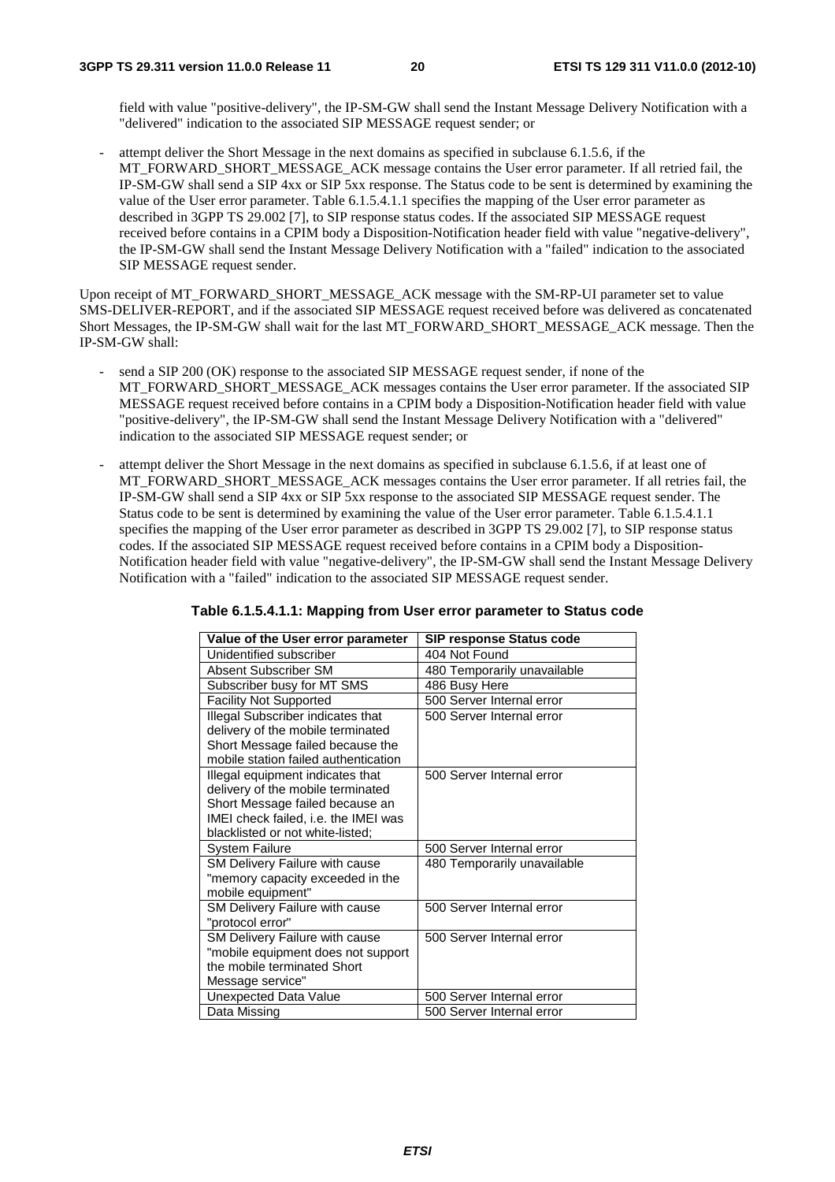field with value "positive-delivery", the IP-SM-GW shall send the Instant Message Delivery Notification with a "delivered" indication to the associated SIP MESSAGE request sender; or

- attempt deliver the Short Message in the next domains as specified in subclause 6.1.5.6, if the MT_FORWARD_SHORT_MESSAGE_ACK message contains the User error parameter. If all retried fail, the IP-SM-GW shall send a SIP 4xx or SIP 5xx response. The Status code to be sent is determined by examining the value of the User error parameter. Table 6.1.5.4.1.1 specifies the mapping of the User error parameter as described in 3GPP TS 29.002 [7], to SIP response status codes. If the associated SIP MESSAGE request received before contains in a CPIM body a Disposition-Notification header field with value "negative-delivery", the IP-SM-GW shall send the Instant Message Delivery Notification with a "failed" indication to the associated SIP MESSAGE request sender.

Upon receipt of MT_FORWARD_SHORT_MESSAGE_ACK message with the SM-RP-UI parameter set to value SMS-DELIVER-REPORT, and if the associated SIP MESSAGE request received before was delivered as concatenated Short Messages, the IP-SM-GW shall wait for the last MT_FORWARD_SHORT_MESSAGE_ACK message. Then the IP-SM-GW shall:

- send a SIP 200 (OK) response to the associated SIP MESSAGE request sender, if none of the MT_FORWARD_SHORT_MESSAGE_ACK messages contains the User error parameter. If the associated SIP MESSAGE request received before contains in a CPIM body a Disposition-Notification header field with value "positive-delivery", the IP-SM-GW shall send the Instant Message Delivery Notification with a "delivered" indication to the associated SIP MESSAGE request sender; or
- attempt deliver the Short Message in the next domains as specified in subclause 6.1.5.6, if at least one of MT_FORWARD_SHORT_MESSAGE_ACK messages contains the User error parameter. If all retries fail, the IP-SM-GW shall send a SIP 4xx or SIP 5xx response to the associated SIP MESSAGE request sender. The Status code to be sent is determined by examining the value of the User error parameter. Table 6.1.5.4.1.1 specifies the mapping of the User error parameter as described in 3GPP TS 29.002 [7], to SIP response status codes. If the associated SIP MESSAGE request received before contains in a CPIM body a Disposition-Notification header field with value "negative-delivery", the IP-SM-GW shall send the Instant Message Delivery Notification with a "failed" indication to the associated SIP MESSAGE request sender.

**Table 6.1.5.4.1.1: Mapping from User error parameter to Status code**

| Value of the User error parameter | SIP response Status code |
|---|---|
| Unidentified subscriber | 404 Not Found |
| Absent Subscriber SM | 480 Temporarily unavailable |
| Subscriber busy for MT SMS | 486 Busy Here |
| Facility Not Supported | 500 Server Internal error |
| Illegal Subscriber indicates that delivery of the mobile terminated Short Message failed because the mobile station failed authentication | 500 Server Internal error |
| Illegal equipment indicates that delivery of the mobile terminated Short Message failed because an IMEI check failed, i.e. the IMEI was blacklisted or not white-listed; | 500 Server Internal error |
| System Failure | 500 Server Internal error |
| SM Delivery Failure with cause "memory capacity exceeded in the mobile equipment" | 480 Temporarily unavailable |
| SM Delivery Failure with cause "protocol error" | 500 Server Internal error |
| SM Delivery Failure with cause "mobile equipment does not support the mobile terminated Short Message service" | 500 Server Internal error |
| Unexpected Data Value | 500 Server Internal error |
| Data Missing | 500 Server Internal error |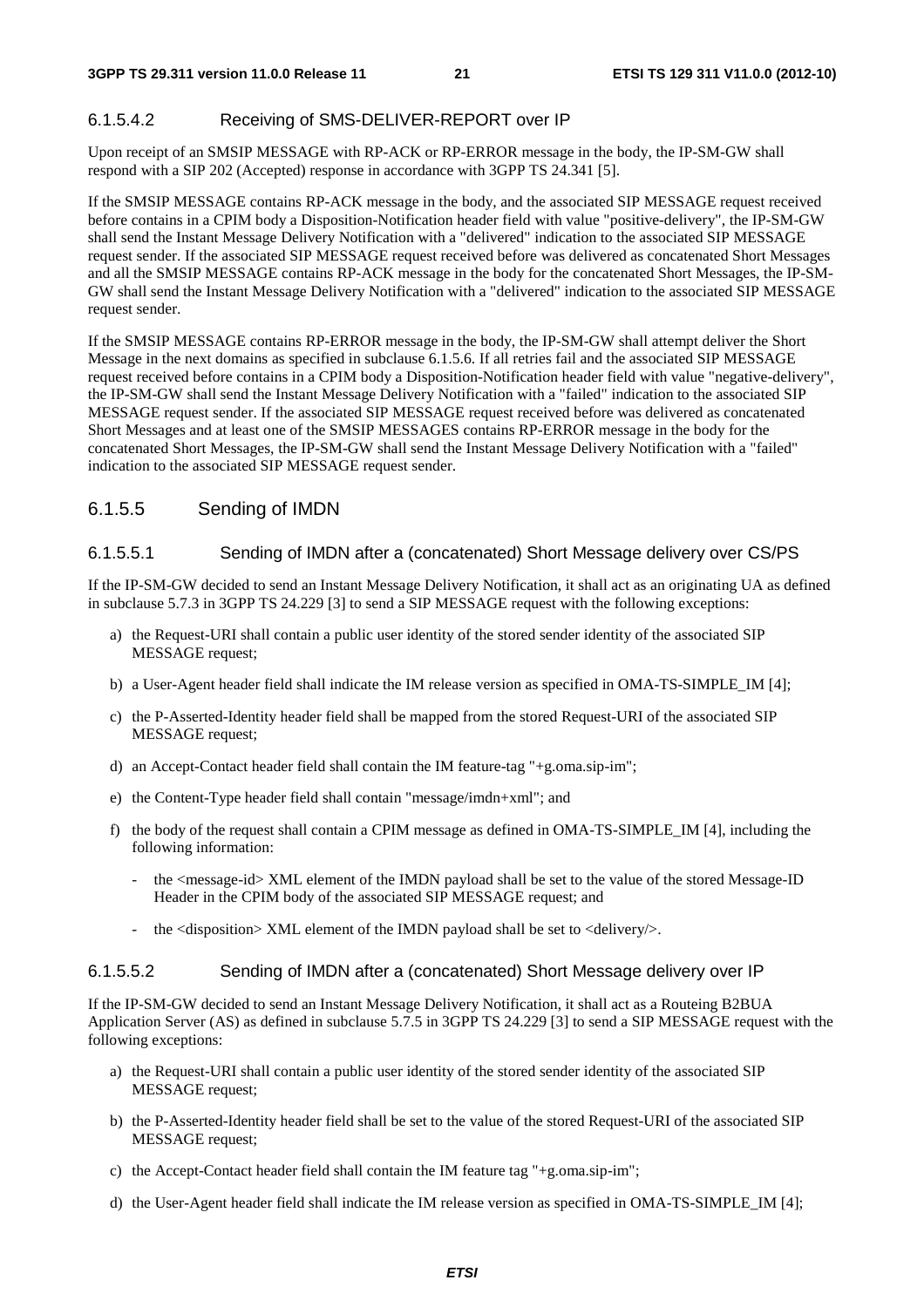#### 6.1.5.4.2 Receiving of SMS-DELIVER-REPORT over IP

Upon receipt of an SMSIP MESSAGE with RP-ACK or RP-ERROR message in the body, the IP-SM-GW shall respond with a SIP 202 (Accepted) response in accordance with 3GPP TS 24.341 [5].

If the SMSIP MESSAGE contains RP-ACK message in the body, and the associated SIP MESSAGE request received before contains in a CPIM body a Disposition-Notification header field with value "positive-delivery", the IP-SM-GW shall send the Instant Message Delivery Notification with a "delivered" indication to the associated SIP MESSAGE request sender. If the associated SIP MESSAGE request received before was delivered as concatenated Short Messages and all the SMSIP MESSAGE contains RP-ACK message in the body for the concatenated Short Messages, the IP-SM-GW shall send the Instant Message Delivery Notification with a "delivered" indication to the associated SIP MESSAGE request sender.

If the SMSIP MESSAGE contains RP-ERROR message in the body, the IP-SM-GW shall attempt deliver the Short Message in the next domains as specified in subclause 6.1.5.6. If all retries fail and the associated SIP MESSAGE request received before contains in a CPIM body a Disposition-Notification header field with value "negative-delivery", the IP-SM-GW shall send the Instant Message Delivery Notification with a "failed" indication to the associated SIP MESSAGE request sender. If the associated SIP MESSAGE request received before was delivered as concatenated Short Messages and at least one of the SMSIP MESSAGES contains RP-ERROR message in the body for the concatenated Short Messages, the IP-SM-GW shall send the Instant Message Delivery Notification with a "failed" indication to the associated SIP MESSAGE request sender.

### 6.1.5.5 Sending of IMDN

#### 6.1.5.5.1 Sending of IMDN after a (concatenated) Short Message delivery over CS/PS

If the IP-SM-GW decided to send an Instant Message Delivery Notification, it shall act as an originating UA as defined in subclause 5.7.3 in 3GPP TS 24.229 [3] to send a SIP MESSAGE request with the following exceptions:

a) the Request-URI shall contain a public user identity of the stored sender identity of the associated SIP MESSAGE request;

b) a User-Agent header field shall indicate the IM release version as specified in OMA-TS-SIMPLE_IM [4];

c) the P-Asserted-Identity header field shall be mapped from the stored Request-URI of the associated SIP MESSAGE request;

d) an Accept-Contact header field shall contain the IM feature-tag "+g.oma.sip-im";

e) the Content-Type header field shall contain "message/imdn+xml"; and

f) the body of the request shall contain a CPIM message as defined in OMA-TS-SIMPLE_IM [4], including the following information:

   - the <message-id> XML element of the IMDN payload shall be set to the value of the stored Message-ID Header in the CPIM body of the associated SIP MESSAGE request; and

   - the <disposition> XML element of the IMDN payload shall be set to <delivery/>.

#### 6.1.5.5.2 Sending of IMDN after a (concatenated) Short Message delivery over IP

If the IP-SM-GW decided to send an Instant Message Delivery Notification, it shall act as a Routeing B2BUA Application Server (AS) as defined in subclause 5.7.5 in 3GPP TS 24.229 [3] to send a SIP MESSAGE request with the following exceptions:

a) the Request-URI shall contain a public user identity of the stored sender identity of the associated SIP MESSAGE request;

b) the P-Asserted-Identity header field shall be set to the value of the stored Request-URI of the associated SIP MESSAGE request;

c) the Accept-Contact header field shall contain the IM feature tag "+g.oma.sip-im";

d) the User-Agent header field shall indicate the IM release version as specified in OMA-TS-SIMPLE_IM [4];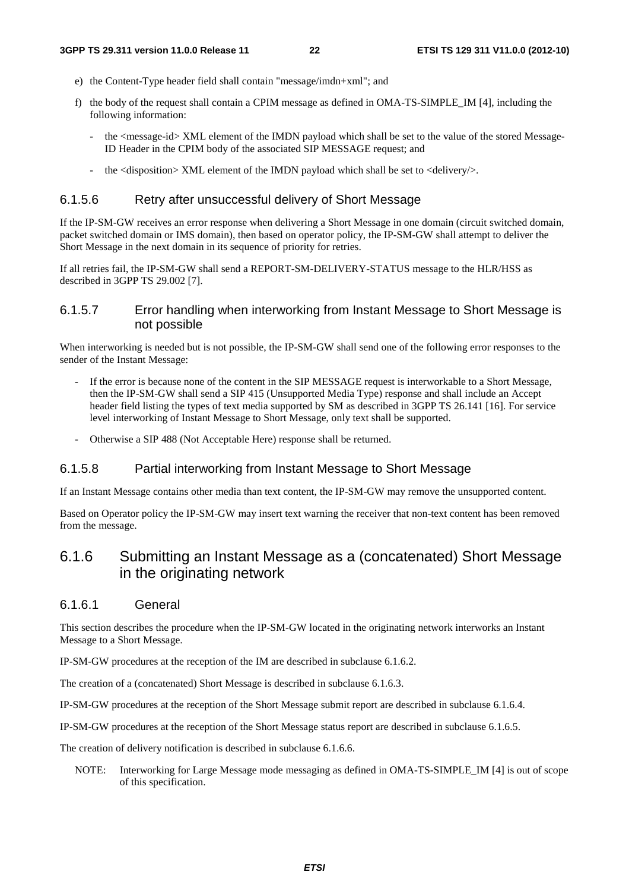e) the Content-Type header field shall contain "message/imdn+xml"; and

f) the body of the request shall contain a CPIM message as defined in OMA-TS-SIMPLE_IM [4], including the following information:

   - the <message-id> XML element of the IMDN payload which shall be set to the value of the stored Message-ID Header in the CPIM body of the associated SIP MESSAGE request; and

   - the <disposition> XML element of the IMDN payload which shall be set to <delivery/>.

#### 6.1.5.6 Retry after unsuccessful delivery of Short Message

If the IP-SM-GW receives an error response when delivering a Short Message in one domain (circuit switched domain, packet switched domain or IMS domain), then based on operator policy, the IP-SM-GW shall attempt to deliver the Short Message in the next domain in its sequence of priority for retries.

If all retries fail, the IP-SM-GW shall send a REPORT-SM-DELIVERY-STATUS message to the HLR/HSS as described in 3GPP TS 29.002 [7].

#### 6.1.5.7 Error handling when interworking from Instant Message to Short Message is not possible

When interworking is needed but is not possible, the IP-SM-GW shall send one of the following error responses to the sender of the Instant Message:

- If the error is because none of the content in the SIP MESSAGE request is interworkable to a Short Message, then the IP-SM-GW shall send a SIP 415 (Unsupported Media Type) response and shall include an Accept header field listing the types of text media supported by SM as described in 3GPP TS 26.141 [16]. For service level interworking of Instant Message to Short Message, only text shall be supported.

- Otherwise a SIP 488 (Not Acceptable Here) response shall be returned.

#### 6.1.5.8 Partial interworking from Instant Message to Short Message

If an Instant Message contains other media than text content, the IP-SM-GW may remove the unsupported content.

Based on Operator policy the IP-SM-GW may insert text warning the receiver that non-text content has been removed from the message.

### 6.1.6 Submitting an Instant Message as a (concatenated) Short Message in the originating network

#### 6.1.6.1 General

This section describes the procedure when the IP-SM-GW located in the originating network interworks an Instant Message to a Short Message.

IP-SM-GW procedures at the reception of the IM are described in subclause 6.1.6.2.

The creation of a (concatenated) Short Message is described in subclause 6.1.6.3.

IP-SM-GW procedures at the reception of the Short Message submit report are described in subclause 6.1.6.4.

IP-SM-GW procedures at the reception of the Short Message status report are described in subclause 6.1.6.5.

The creation of delivery notification is described in subclause 6.1.6.6.

NOTE: Interworking for Large Message mode messaging as defined in OMA-TS-SIMPLE_IM [4] is out of scope of this specification.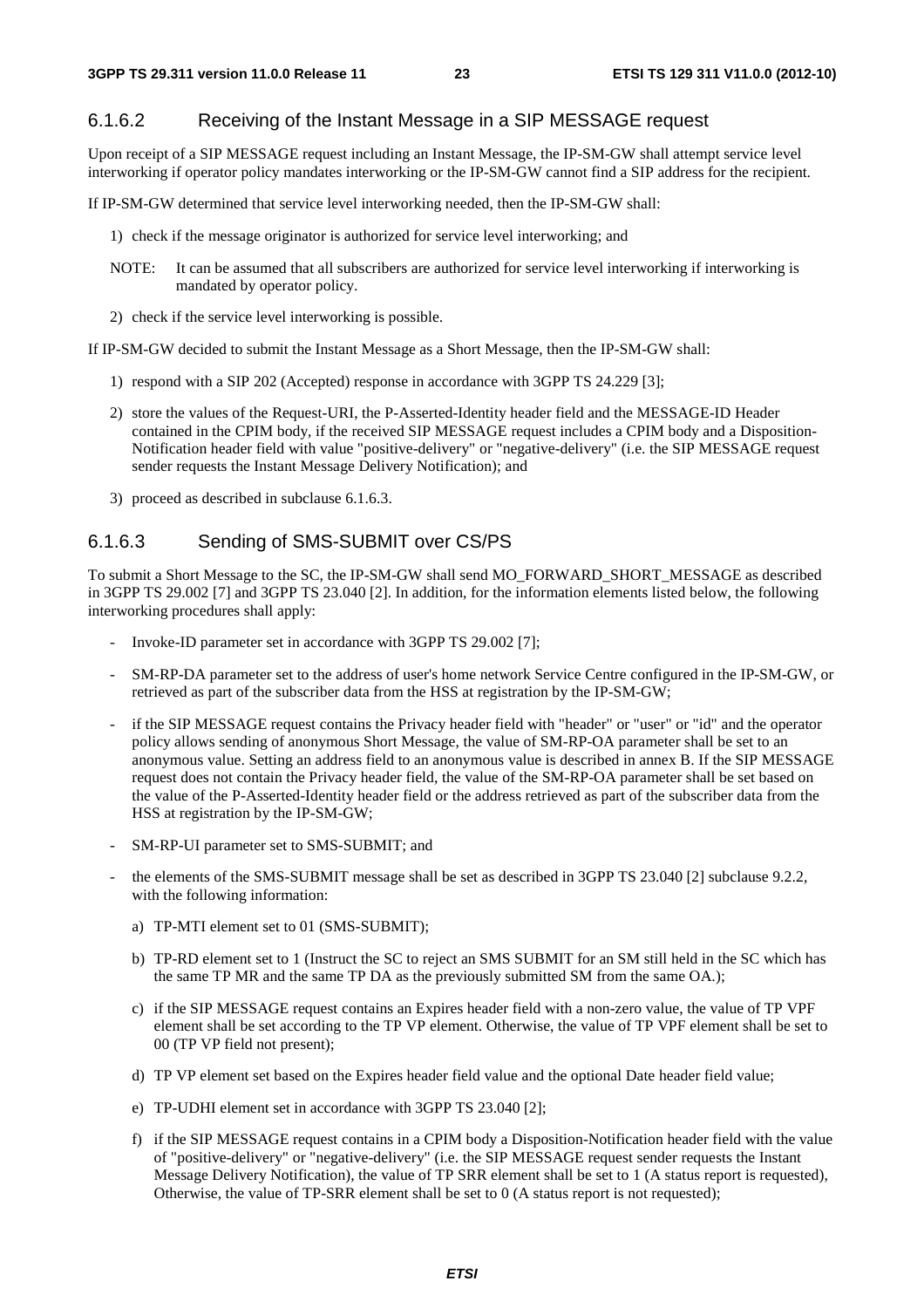### 6.1.6.2 Receiving of the Instant Message in a SIP MESSAGE request

Upon receipt of a SIP MESSAGE request including an Instant Message, the IP-SM-GW shall attempt service level interworking if operator policy mandates interworking or the IP-SM-GW cannot find a SIP address for the recipient.

If IP-SM-GW determined that service level interworking needed, then the IP-SM-GW shall:

1) check if the message originator is authorized for service level interworking; and

NOTE: It can be assumed that all subscribers are authorized for service level interworking if interworking is mandated by operator policy.

2) check if the service level interworking is possible.

If IP-SM-GW decided to submit the Instant Message as a Short Message, then the IP-SM-GW shall:

1) respond with a SIP 202 (Accepted) response in accordance with 3GPP TS 24.229 [3];

2) store the values of the Request-URI, the P-Asserted-Identity header field and the MESSAGE-ID Header contained in the CPIM body, if the received SIP MESSAGE request includes a CPIM body and a Disposition-Notification header field with value "positive-delivery" or "negative-delivery" (i.e. the SIP MESSAGE request sender requests the Instant Message Delivery Notification); and

3) proceed as described in subclause 6.1.6.3.

### 6.1.6.3 Sending of SMS-SUBMIT over CS/PS

To submit a Short Message to the SC, the IP-SM-GW shall send MO_FORWARD_SHORT_MESSAGE as described in 3GPP TS 29.002 [7] and 3GPP TS 23.040 [2]. In addition, for the information elements listed below, the following interworking procedures shall apply:

- Invoke-ID parameter set in accordance with 3GPP TS 29.002 [7];
- SM-RP-DA parameter set to the address of user's home network Service Centre configured in the IP-SM-GW, or retrieved as part of the subscriber data from the HSS at registration by the IP-SM-GW;
- if the SIP MESSAGE request contains the Privacy header field with "header" or "user" or "id" and the operator policy allows sending of anonymous Short Message, the value of SM-RP-OA parameter shall be set to an anonymous value. Setting an address field to an anonymous value is described in annex B. If the SIP MESSAGE request does not contain the Privacy header field, the value of the SM-RP-OA parameter shall be set based on the value of the P-Asserted-Identity header field or the address retrieved as part of the subscriber data from the HSS at registration by the IP-SM-GW;
- SM-RP-UI parameter set to SMS-SUBMIT; and
- the elements of the SMS-SUBMIT message shall be set as described in 3GPP TS 23.040 [2] subclause 9.2.2, with the following information:
  a) TP-MTI element set to 01 (SMS-SUBMIT);
  b) TP-RD element set to 1 (Instruct the SC to reject an SMS SUBMIT for an SM still held in the SC which has the same TP MR and the same TP DA as the previously submitted SM from the same OA.);
  c) if the SIP MESSAGE request contains an Expires header field with a non-zero value, the value of TP VPF element shall be set according to the TP VP element. Otherwise, the value of TP VPF element shall be set to 00 (TP VP field not present);
  d) TP VP element set based on the Expires header field value and the optional Date header field value;
  e) TP-UDHI element set in accordance with 3GPP TS 23.040 [2];
  f) if the SIP MESSAGE request contains in a CPIM body a Disposition-Notification header field with the value of "positive-delivery" or "negative-delivery" (i.e. the SIP MESSAGE request sender requests the Instant Message Delivery Notification), the value of TP SRR element shall be set to 1 (A status report is requested), Otherwise, the value of TP-SRR element shall be set to 0 (A status report is not requested);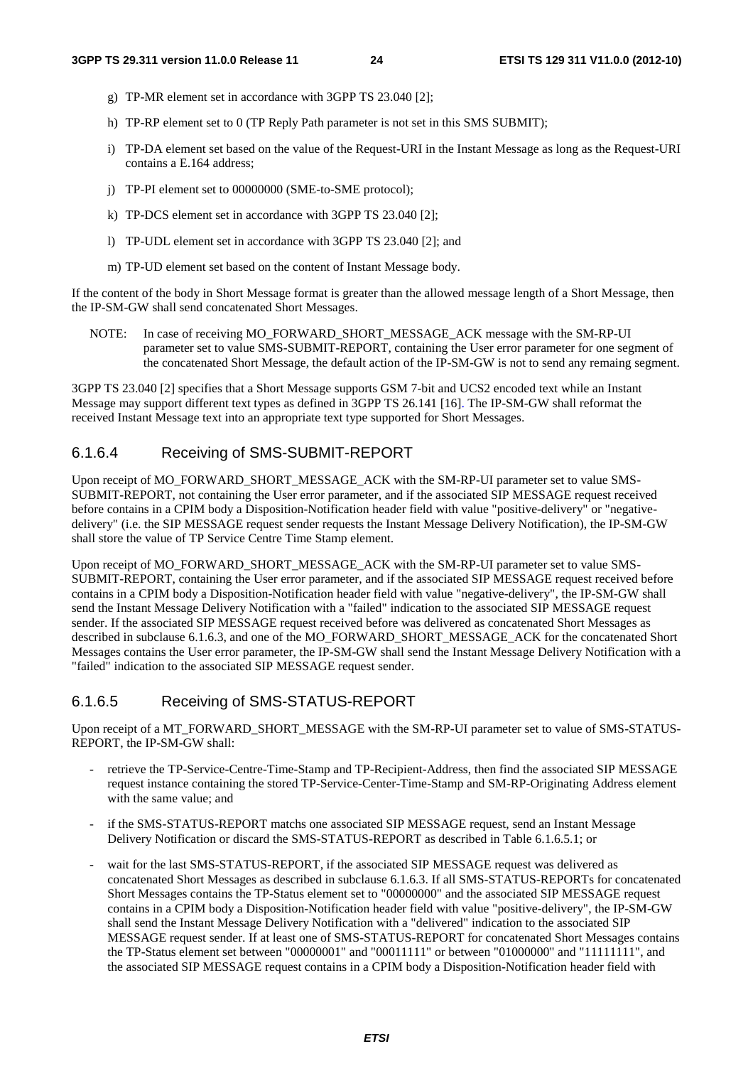g) TP-MR element set in accordance with 3GPP TS 23.040 [2];

h) TP-RP element set to 0 (TP Reply Path parameter is not set in this SMS SUBMIT);

i) TP-DA element set based on the value of the Request-URI in the Instant Message as long as the Request-URI contains a E.164 address;

j) TP-PI element set to 00000000 (SME-to-SME protocol);

k) TP-DCS element set in accordance with 3GPP TS 23.040 [2];

l) TP-UDL element set in accordance with 3GPP TS 23.040 [2]; and

m) TP-UD element set based on the content of Instant Message body.

If the content of the body in Short Message format is greater than the allowed message length of a Short Message, then the IP-SM-GW shall send concatenated Short Messages.

NOTE: In case of receiving MO_FORWARD_SHORT_MESSAGE_ACK message with the SM-RP-UI parameter set to value SMS-SUBMIT-REPORT, containing the User error parameter for one segment of the concatenated Short Message, the default action of the IP-SM-GW is not to send any remaing segment.

3GPP TS 23.040 [2] specifies that a Short Message supports GSM 7-bit and UCS2 encoded text while an Instant Message may support different text types as defined in 3GPP TS 26.141 [16]. The IP-SM-GW shall reformat the received Instant Message text into an appropriate text type supported for Short Messages.

#### 6.1.6.4 Receiving of SMS-SUBMIT-REPORT

Upon receipt of MO_FORWARD_SHORT_MESSAGE_ACK with the SM-RP-UI parameter set to value SMS-SUBMIT-REPORT, not containing the User error parameter, and if the associated SIP MESSAGE request received before contains in a CPIM body a Disposition-Notification header field with value "positive-delivery" or "negative-delivery" (i.e. the SIP MESSAGE request sender requests the Instant Message Delivery Notification), the IP-SM-GW shall store the value of TP Service Centre Time Stamp element.

Upon receipt of MO_FORWARD_SHORT_MESSAGE_ACK with the SM-RP-UI parameter set to value SMS-SUBMIT-REPORT, containing the User error parameter, and if the associated SIP MESSAGE request received before contains in a CPIM body a Disposition-Notification header field with value "negative-delivery", the IP-SM-GW shall send the Instant Message Delivery Notification with a "failed" indication to the associated SIP MESSAGE request sender. If the associated SIP MESSAGE request received before was delivered as concatenated Short Messages as described in subclause 6.1.6.3, and one of the MO_FORWARD_SHORT_MESSAGE_ACK for the concatenated Short Messages contains the User error parameter, the IP-SM-GW shall send the Instant Message Delivery Notification with a "failed" indication to the associated SIP MESSAGE request sender.

#### 6.1.6.5 Receiving of SMS-STATUS-REPORT

Upon receipt of a MT_FORWARD_SHORT_MESSAGE with the SM-RP-UI parameter set to value of SMS-STATUS-REPORT, the IP-SM-GW shall:

- retrieve the TP-Service-Centre-Time-Stamp and TP-Recipient-Address, then find the associated SIP MESSAGE request instance containing the stored TP-Service-Center-Time-Stamp and SM-RP-Originating Address element with the same value; and
- if the SMS-STATUS-REPORT matchs one associated SIP MESSAGE request, send an Instant Message Delivery Notification or discard the SMS-STATUS-REPORT as described in Table 6.1.6.5.1; or
- wait for the last SMS-STATUS-REPORT, if the associated SIP MESSAGE request was delivered as concatenated Short Messages as described in subclause 6.1.6.3. If all SMS-STATUS-REPORTs for concatenated Short Messages contains the TP-Status element set to "00000000" and the associated SIP MESSAGE request contains in a CPIM body a Disposition-Notification header field with value "positive-delivery", the IP-SM-GW shall send the Instant Message Delivery Notification with a "delivered" indication to the associated SIP MESSAGE request sender. If at least one of SMS-STATUS-REPORT for concatenated Short Messages contains the TP-Status element set between "00000001" and "00011111" or between "01000000" and "11111111", and the associated SIP MESSAGE request contains in a CPIM body a Disposition-Notification header field with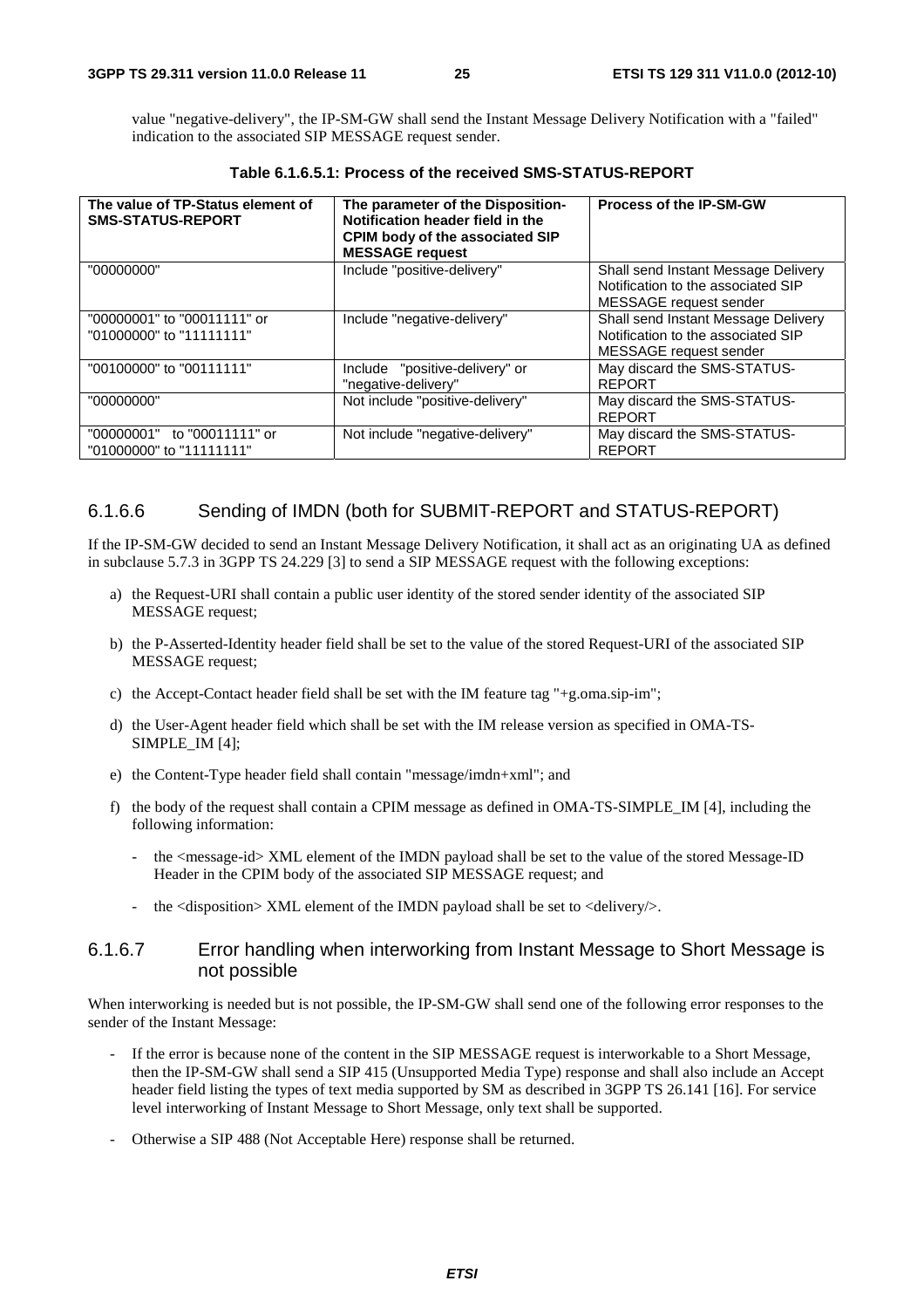value "negative-delivery", the IP-SM-GW shall send the Instant Message Delivery Notification with a "failed" indication to the associated SIP MESSAGE request sender.

**Table 6.1.6.5.1: Process of the received SMS-STATUS-REPORT**

| The value of TP-Status element of SMS-STATUS-REPORT | The parameter of the Disposition-Notification header field in the CPIM body of the associated SIP MESSAGE request | Process of the IP-SM-GW |
|---|---|---|
| "00000000" | Include "positive-delivery" | Shall send Instant Message Delivery Notification to the associated SIP MESSAGE request sender |
| "00000001" to "00011111" or "01000000" to "11111111" | Include "negative-delivery" | Shall send Instant Message Delivery Notification to the associated SIP MESSAGE request sender |
| "00100000" to "00111111" | Include "positive-delivery" or "negative-delivery" | May discard the SMS-STATUS-REPORT |
| "00000000" | Not include "positive-delivery" | May discard the SMS-STATUS-REPORT |
| "00000001" to "00011111" or "01000000" to "11111111" | Not include "negative-delivery" | May discard the SMS-STATUS-REPORT |

### 6.1.6.6 Sending of IMDN (both for SUBMIT-REPORT and STATUS-REPORT)

If the IP-SM-GW decided to send an Instant Message Delivery Notification, it shall act as an originating UA as defined in subclause 5.7.3 in 3GPP TS 24.229 [3] to send a SIP MESSAGE request with the following exceptions:

a) the Request-URI shall contain a public user identity of the stored sender identity of the associated SIP MESSAGE request;

b) the P-Asserted-Identity header field shall be set to the value of the stored Request-URI of the associated SIP MESSAGE request;

c) the Accept-Contact header field shall be set with the IM feature tag "+g.oma.sip-im";

d) the User-Agent header field which shall be set with the IM release version as specified in OMA-TS-SIMPLE_IM [4];

e) the Content-Type header field shall contain "message/imdn+xml"; and

f) the body of the request shall contain a CPIM message as defined in OMA-TS-SIMPLE_IM [4], including the following information:

- the <message-id> XML element of the IMDN payload shall be set to the value of the stored Message-ID Header in the CPIM body of the associated SIP MESSAGE request; and
- the <disposition> XML element of the IMDN payload shall be set to <delivery/>.

### 6.1.6.7 Error handling when interworking from Instant Message to Short Message is not possible

When interworking is needed but is not possible, the IP-SM-GW shall send one of the following error responses to the sender of the Instant Message:

- If the error is because none of the content in the SIP MESSAGE request is interworkable to a Short Message, then the IP-SM-GW shall send a SIP 415 (Unsupported Media Type) response and shall also include an Accept header field listing the types of text media supported by SM as described in 3GPP TS 26.141 [16]. For service level interworking of Instant Message to Short Message, only text shall be supported.
- Otherwise a SIP 488 (Not Acceptable Here) response shall be returned.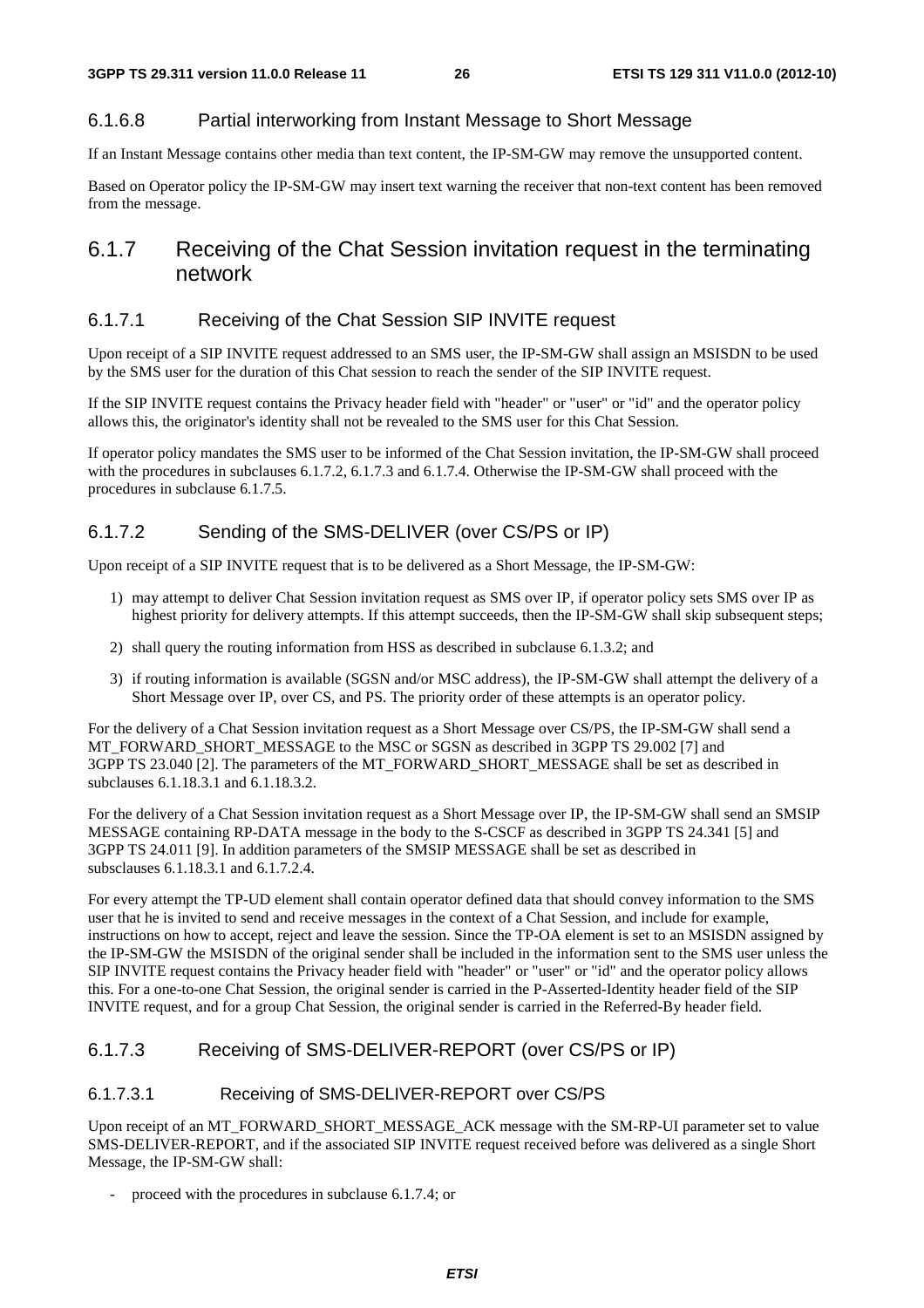#### 6.1.6.8 Partial interworking from Instant Message to Short Message

If an Instant Message contains other media than text content, the IP-SM-GW may remove the unsupported content.

Based on Operator policy the IP-SM-GW may insert text warning the receiver that non-text content has been removed from the message.

### 6.1.7 Receiving of the Chat Session invitation request in the terminating network

#### 6.1.7.1 Receiving of the Chat Session SIP INVITE request

Upon receipt of a SIP INVITE request addressed to an SMS user, the IP-SM-GW shall assign an MSISDN to be used by the SMS user for the duration of this Chat session to reach the sender of the SIP INVITE request.

If the SIP INVITE request contains the Privacy header field with "header" or "user" or "id" and the operator policy allows this, the originator's identity shall not be revealed to the SMS user for this Chat Session.

If operator policy mandates the SMS user to be informed of the Chat Session invitation, the IP-SM-GW shall proceed with the procedures in subclauses 6.1.7.2, 6.1.7.3 and 6.1.7.4. Otherwise the IP-SM-GW shall proceed with the procedures in subclause 6.1.7.5.

#### 6.1.7.2 Sending of the SMS-DELIVER (over CS/PS or IP)

Upon receipt of a SIP INVITE request that is to be delivered as a Short Message, the IP-SM-GW:

1) may attempt to deliver Chat Session invitation request as SMS over IP, if operator policy sets SMS over IP as highest priority for delivery attempts. If this attempt succeeds, then the IP-SM-GW shall skip subsequent steps;
2) shall query the routing information from HSS as described in subclause 6.1.3.2; and
3) if routing information is available (SGSN and/or MSC address), the IP-SM-GW shall attempt the delivery of a Short Message over IP, over CS, and PS. The priority order of these attempts is an operator policy.

For the delivery of a Chat Session invitation request as a Short Message over CS/PS, the IP-SM-GW shall send a MT_FORWARD_SHORT_MESSAGE to the MSC or SGSN as described in 3GPP TS 29.002 [7] and 3GPP TS 23.040 [2]. The parameters of the MT_FORWARD_SHORT_MESSAGE shall be set as described in subclauses 6.1.18.3.1 and 6.1.18.3.2.

For the delivery of a Chat Session invitation request as a Short Message over IP, the IP-SM-GW shall send an SMSIP MESSAGE containing RP-DATA message in the body to the S-CSCF as described in 3GPP TS 24.341 [5] and 3GPP TS 24.011 [9]. In addition parameters of the SMSIP MESSAGE shall be set as described in subsclauses 6.1.18.3.1 and 6.1.7.2.4.

For every attempt the TP-UD element shall contain operator defined data that should convey information to the SMS user that he is invited to send and receive messages in the context of a Chat Session, and include for example, instructions on how to accept, reject and leave the session. Since the TP-OA element is set to an MSISDN assigned by the IP-SM-GW the MSISDN of the original sender shall be included in the information sent to the SMS user unless the SIP INVITE request contains the Privacy header field with "header" or "user" or "id" and the operator policy allows this. For a one-to-one Chat Session, the original sender is carried in the P-Asserted-Identity header field of the SIP INVITE request, and for a group Chat Session, the original sender is carried in the Referred-By header field.

#### 6.1.7.3 Receiving of SMS-DELIVER-REPORT (over CS/PS or IP)

##### 6.1.7.3.1 Receiving of SMS-DELIVER-REPORT over CS/PS

Upon receipt of an MT_FORWARD_SHORT_MESSAGE_ACK message with the SM-RP-UI parameter set to value SMS-DELIVER-REPORT, and if the associated SIP INVITE request received before was delivered as a single Short Message, the IP-SM-GW shall:

- proceed with the procedures in subclause 6.1.7.4; or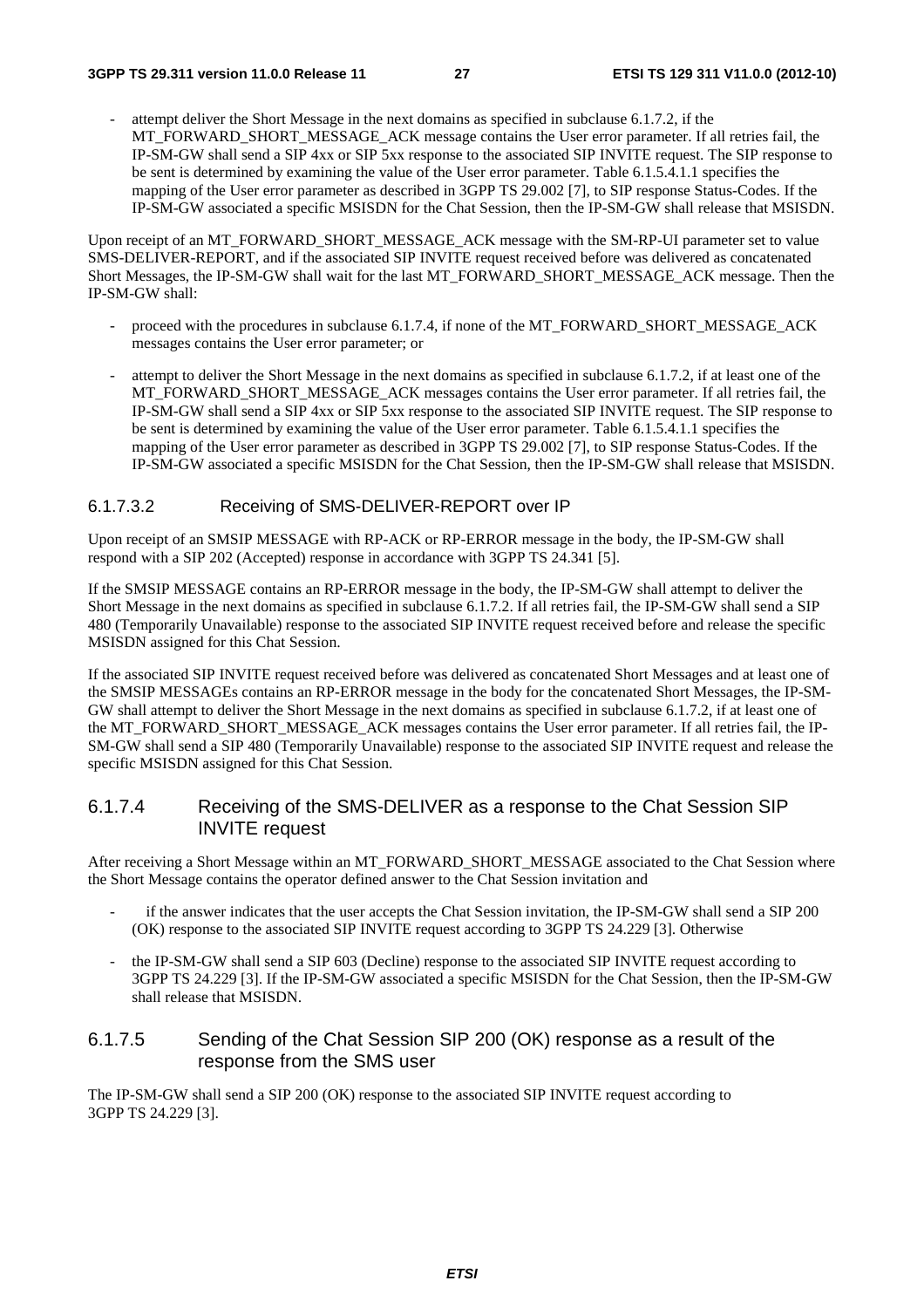- attempt deliver the Short Message in the next domains as specified in subclause 6.1.7.2, if the MT_FORWARD_SHORT_MESSAGE_ACK message contains the User error parameter. If all retries fail, the IP-SM-GW shall send a SIP 4xx or SIP 5xx response to the associated SIP INVITE request. The SIP response to be sent is determined by examining the value of the User error parameter. Table 6.1.5.4.1.1 specifies the mapping of the User error parameter as described in 3GPP TS 29.002 [7], to SIP response Status-Codes. If the IP-SM-GW associated a specific MSISDN for the Chat Session, then the IP-SM-GW shall release that MSISDN.

Upon receipt of an MT_FORWARD_SHORT_MESSAGE_ACK message with the SM-RP-UI parameter set to value SMS-DELIVER-REPORT, and if the associated SIP INVITE request received before was delivered as concatenated Short Messages, the IP-SM-GW shall wait for the last MT_FORWARD_SHORT_MESSAGE_ACK message. Then the IP-SM-GW shall:

- proceed with the procedures in subclause 6.1.7.4, if none of the MT_FORWARD_SHORT_MESSAGE_ACK messages contains the User error parameter; or
- attempt to deliver the Short Message in the next domains as specified in subclause 6.1.7.2, if at least one of the MT_FORWARD_SHORT_MESSAGE_ACK messages contains the User error parameter. If all retries fail, the IP-SM-GW shall send a SIP 4xx or SIP 5xx response to the associated SIP INVITE request. The SIP response to be sent is determined by examining the value of the User error parameter. Table 6.1.5.4.1.1 specifies the mapping of the User error parameter as described in 3GPP TS 29.002 [7], to SIP response Status-Codes. If the IP-SM-GW associated a specific MSISDN for the Chat Session, then the IP-SM-GW shall release that MSISDN.

#### 6.1.7.3.2 Receiving of SMS-DELIVER-REPORT over IP

Upon receipt of an SMSIP MESSAGE with RP-ACK or RP-ERROR message in the body, the IP-SM-GW shall respond with a SIP 202 (Accepted) response in accordance with 3GPP TS 24.341 [5].

If the SMSIP MESSAGE contains an RP-ERROR message in the body, the IP-SM-GW shall attempt to deliver the Short Message in the next domains as specified in subclause 6.1.7.2. If all retries fail, the IP-SM-GW shall send a SIP 480 (Temporarily Unavailable) response to the associated SIP INVITE request received before and release the specific MSISDN assigned for this Chat Session.

If the associated SIP INVITE request received before was delivered as concatenated Short Messages and at least one of the SMSIP MESSAGEs contains an RP-ERROR message in the body for the concatenated Short Messages, the IP-SM-GW shall attempt to deliver the Short Message in the next domains as specified in subclause 6.1.7.2, if at least one of the MT_FORWARD_SHORT_MESSAGE_ACK messages contains the User error parameter. If all retries fail, the IP-SM-GW shall send a SIP 480 (Temporarily Unavailable) response to the associated SIP INVITE request and release the specific MSISDN assigned for this Chat Session.

### 6.1.7.4 Receiving of the SMS-DELIVER as a response to the Chat Session SIP INVITE request

After receiving a Short Message within an MT_FORWARD_SHORT_MESSAGE associated to the Chat Session where the Short Message contains the operator defined answer to the Chat Session invitation and

- if the answer indicates that the user accepts the Chat Session invitation, the IP-SM-GW shall send a SIP 200 (OK) response to the associated SIP INVITE request according to 3GPP TS 24.229 [3]. Otherwise
- the IP-SM-GW shall send a SIP 603 (Decline) response to the associated SIP INVITE request according to 3GPP TS 24.229 [3]. If the IP-SM-GW associated a specific MSISDN for the Chat Session, then the IP-SM-GW shall release that MSISDN.

### 6.1.7.5 Sending of the Chat Session SIP 200 (OK) response as a result of the response from the SMS user

The IP-SM-GW shall send a SIP 200 (OK) response to the associated SIP INVITE request according to 3GPP TS 24.229 [3].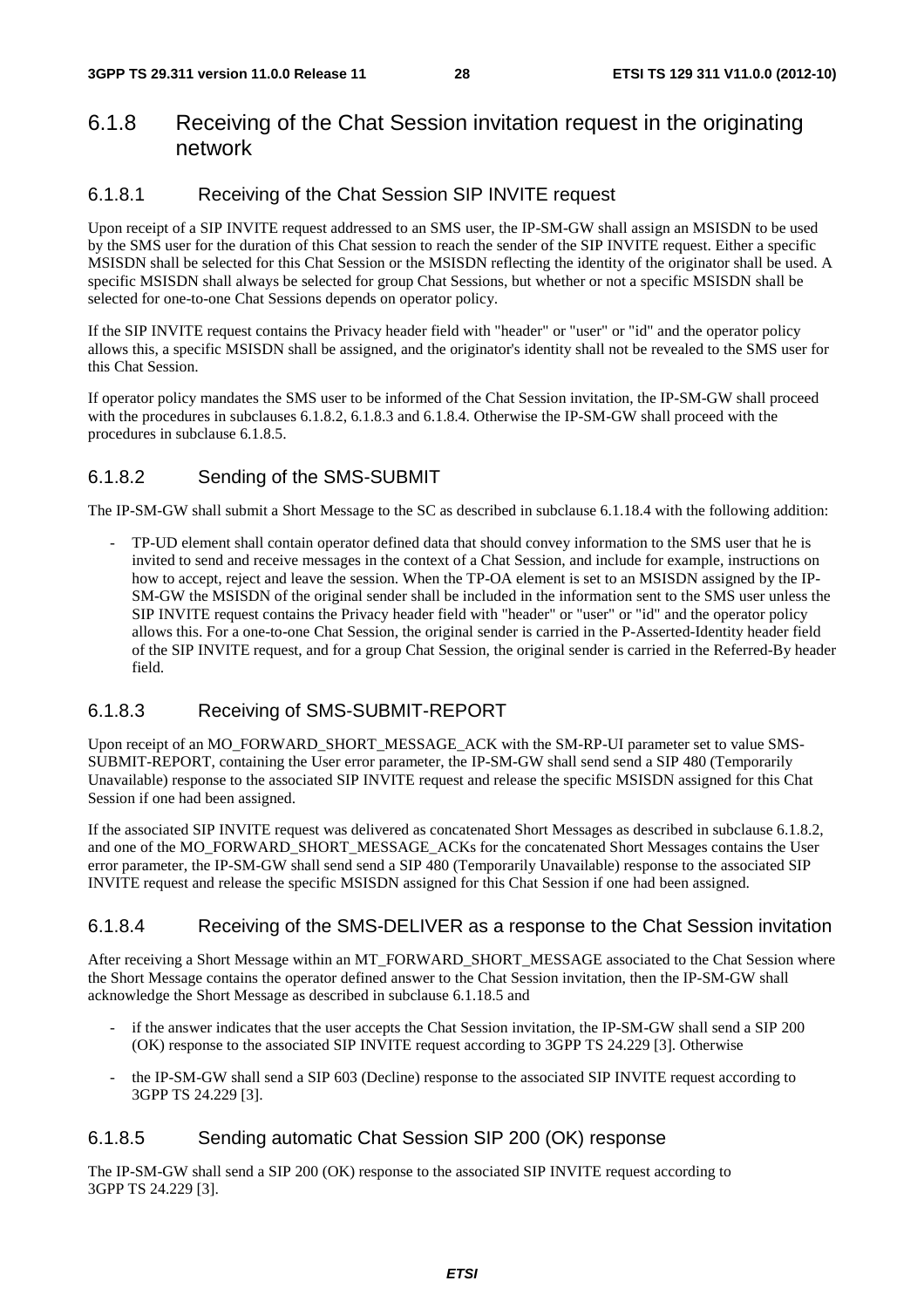### 6.1.8 Receiving of the Chat Session invitation request in the originating network

#### 6.1.8.1 Receiving of the Chat Session SIP INVITE request

Upon receipt of a SIP INVITE request addressed to an SMS user, the IP-SM-GW shall assign an MSISDN to be used by the SMS user for the duration of this Chat session to reach the sender of the SIP INVITE request. Either a specific MSISDN shall be selected for this Chat Session or the MSISDN reflecting the identity of the originator shall be used. A specific MSISDN shall always be selected for group Chat Sessions, but whether or not a specific MSISDN shall be selected for one-to-one Chat Sessions depends on operator policy.

If the SIP INVITE request contains the Privacy header field with "header" or "user" or "id" and the operator policy allows this, a specific MSISDN shall be assigned, and the originator's identity shall not be revealed to the SMS user for this Chat Session.

If operator policy mandates the SMS user to be informed of the Chat Session invitation, the IP-SM-GW shall proceed with the procedures in subclauses 6.1.8.2, 6.1.8.3 and 6.1.8.4. Otherwise the IP-SM-GW shall proceed with the procedures in subclause 6.1.8.5.

#### 6.1.8.2 Sending of the SMS-SUBMIT

The IP-SM-GW shall submit a Short Message to the SC as described in subclause 6.1.18.4 with the following addition:

- TP-UD element shall contain operator defined data that should convey information to the SMS user that he is invited to send and receive messages in the context of a Chat Session, and include for example, instructions on how to accept, reject and leave the session. When the TP-OA element is set to an MSISDN assigned by the IP-SM-GW the MSISDN of the original sender shall be included in the information sent to the SMS user unless the SIP INVITE request contains the Privacy header field with "header" or "user" or "id" and the operator policy allows this. For a one-to-one Chat Session, the original sender is carried in the P-Asserted-Identity header field of the SIP INVITE request, and for a group Chat Session, the original sender is carried in the Referred-By header field.

#### 6.1.8.3 Receiving of SMS-SUBMIT-REPORT

Upon receipt of an MO_FORWARD_SHORT_MESSAGE_ACK with the SM-RP-UI parameter set to value SMS-SUBMIT-REPORT, containing the User error parameter, the IP-SM-GW shall send send a SIP 480 (Temporarily Unavailable) response to the associated SIP INVITE request and release the specific MSISDN assigned for this Chat Session if one had been assigned.

If the associated SIP INVITE request was delivered as concatenated Short Messages as described in subclause 6.1.8.2, and one of the MO_FORWARD_SHORT_MESSAGE_ACKs for the concatenated Short Messages contains the User error parameter, the IP-SM-GW shall send send a SIP 480 (Temporarily Unavailable) response to the associated SIP INVITE request and release the specific MSISDN assigned for this Chat Session if one had been assigned.

#### 6.1.8.4 Receiving of the SMS-DELIVER as a response to the Chat Session invitation

After receiving a Short Message within an MT_FORWARD_SHORT_MESSAGE associated to the Chat Session where the Short Message contains the operator defined answer to the Chat Session invitation, then the IP-SM-GW shall acknowledge the Short Message as described in subclause 6.1.18.5 and

- if the answer indicates that the user accepts the Chat Session invitation, the IP-SM-GW shall send a SIP 200 (OK) response to the associated SIP INVITE request according to 3GPP TS 24.229 [3]. Otherwise
- the IP-SM-GW shall send a SIP 603 (Decline) response to the associated SIP INVITE request according to 3GPP TS 24.229 [3].

#### 6.1.8.5 Sending automatic Chat Session SIP 200 (OK) response

The IP-SM-GW shall send a SIP 200 (OK) response to the associated SIP INVITE request according to 3GPP TS 24.229 [3].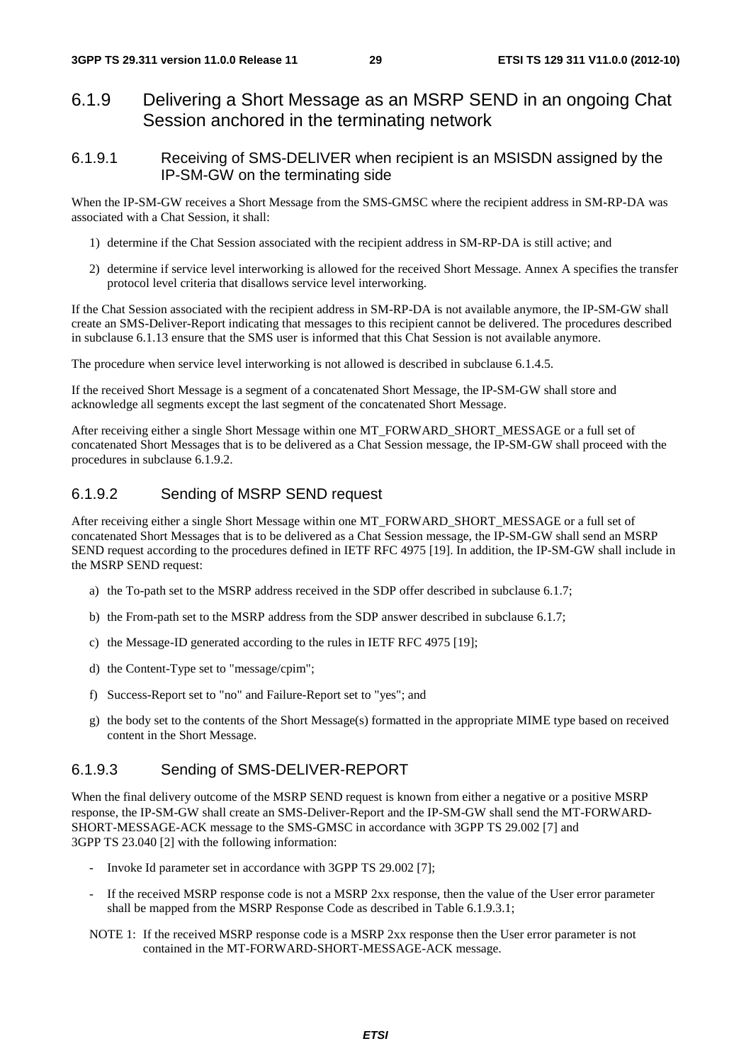## 6.1.9 Delivering a Short Message as an MSRP SEND in an ongoing Chat Session anchored in the terminating network

### 6.1.9.1 Receiving of SMS-DELIVER when recipient is an MSISDN assigned by the IP-SM-GW on the terminating side

When the IP-SM-GW receives a Short Message from the SMS-GMSC where the recipient address in SM-RP-DA was associated with a Chat Session, it shall:

1) determine if the Chat Session associated with the recipient address in SM-RP-DA is still active; and

2) determine if service level interworking is allowed for the received Short Message. Annex A specifies the transfer protocol level criteria that disallows service level interworking.

If the Chat Session associated with the recipient address in SM-RP-DA is not available anymore, the IP-SM-GW shall create an SMS-Deliver-Report indicating that messages to this recipient cannot be delivered. The procedures described in subclause 6.1.13 ensure that the SMS user is informed that this Chat Session is not available anymore.

The procedure when service level interworking is not allowed is described in subclause 6.1.4.5.

If the received Short Message is a segment of a concatenated Short Message, the IP-SM-GW shall store and acknowledge all segments except the last segment of the concatenated Short Message.

After receiving either a single Short Message within one MT_FORWARD_SHORT_MESSAGE or a full set of concatenated Short Messages that is to be delivered as a Chat Session message, the IP-SM-GW shall proceed with the procedures in subclause 6.1.9.2.

### 6.1.9.2 Sending of MSRP SEND request

After receiving either a single Short Message within one MT_FORWARD_SHORT_MESSAGE or a full set of concatenated Short Messages that is to be delivered as a Chat Session message, the IP-SM-GW shall send an MSRP SEND request according to the procedures defined in IETF RFC 4975 [19]. In addition, the IP-SM-GW shall include in the MSRP SEND request:

a) the To-path set to the MSRP address received in the SDP offer described in subclause 6.1.7;

b) the From-path set to the MSRP address from the SDP answer described in subclause 6.1.7;

c) the Message-ID generated according to the rules in IETF RFC 4975 [19];

d) the Content-Type set to "message/cpim";

f) Success-Report set to "no" and Failure-Report set to "yes"; and

g) the body set to the contents of the Short Message(s) formatted in the appropriate MIME type based on received content in the Short Message.

### 6.1.9.3 Sending of SMS-DELIVER-REPORT

When the final delivery outcome of the MSRP SEND request is known from either a negative or a positive MSRP response, the IP-SM-GW shall create an SMS-Deliver-Report and the IP-SM-GW shall send the MT-FORWARD-SHORT-MESSAGE-ACK message to the SMS-GMSC in accordance with 3GPP TS 29.002 [7] and 3GPP TS 23.040 [2] with the following information:

- Invoke Id parameter set in accordance with 3GPP TS 29.002 [7];

- If the received MSRP response code is not a MSRP 2xx response, then the value of the User error parameter shall be mapped from the MSRP Response Code as described in Table 6.1.9.3.1;

NOTE 1: If the received MSRP response code is a MSRP 2xx response then the User error parameter is not contained in the MT-FORWARD-SHORT-MESSAGE-ACK message.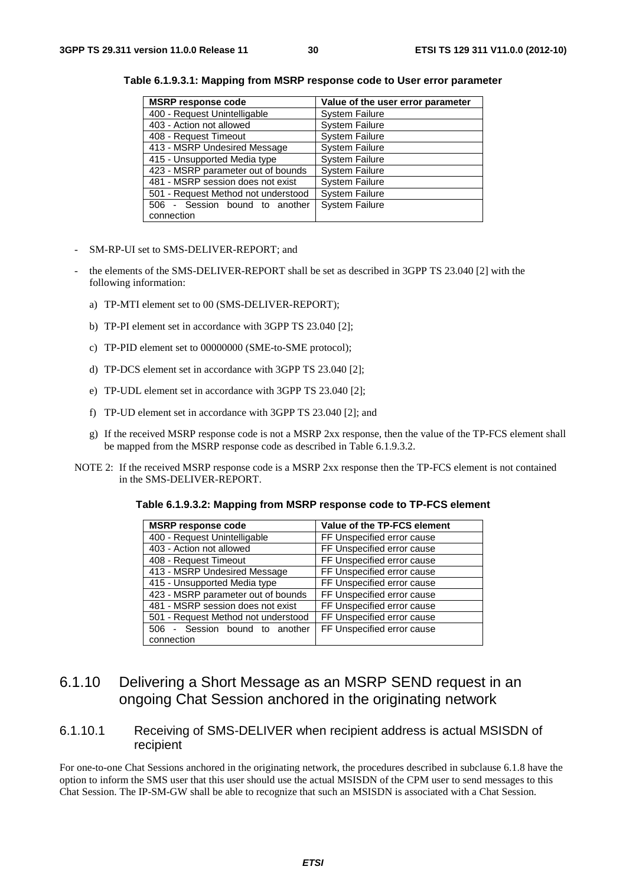**Table 6.1.9.3.1: Mapping from MSRP response code to User error parameter**

| MSRP response code | Value of the user error parameter |
| --- | --- |
| 400 - Request Unintelligable | System Failure |
| 403 - Action not allowed | System Failure |
| 408 - Request Timeout | System Failure |
| 413 - MSRP Undesired Message | System Failure |
| 415 - Unsupported Media type | System Failure |
| 423 - MSRP parameter out of bounds | System Failure |
| 481 - MSRP session does not exist | System Failure |
| 501 - Request Method not understood | System Failure |
| 506 - Session bound to another connection | System Failure |

- SM-RP-UI set to SMS-DELIVER-REPORT; and
- the elements of the SMS-DELIVER-REPORT shall be set as described in 3GPP TS 23.040 [2] with the following information:
  a) TP-MTI element set to 00 (SMS-DELIVER-REPORT);
  b) TP-PI element set in accordance with 3GPP TS 23.040 [2];
  c) TP-PID element set to 00000000 (SME-to-SME protocol);
  d) TP-DCS element set in accordance with 3GPP TS 23.040 [2];
  e) TP-UDL element set in accordance with 3GPP TS 23.040 [2];
  f) TP-UD element set in accordance with 3GPP TS 23.040 [2]; and
  g) If the received MSRP response code is not a MSRP 2xx response, then the value of the TP-FCS element shall be mapped from the MSRP response code as described in Table 6.1.9.3.2.

NOTE 2: If the received MSRP response code is a MSRP 2xx response then the TP-FCS element is not contained in the SMS-DELIVER-REPORT.

**Table 6.1.9.3.2: Mapping from MSRP response code to TP-FCS element**

| MSRP response code | Value of the TP-FCS element |
| --- | --- |
| 400 - Request Unintelligable | FF Unspecified error cause |
| 403 - Action not allowed | FF Unspecified error cause |
| 408 - Request Timeout | FF Unspecified error cause |
| 413 - MSRP Undesired Message | FF Unspecified error cause |
| 415 - Unsupported Media type | FF Unspecified error cause |
| 423 - MSRP parameter out of bounds | FF Unspecified error cause |
| 481 - MSRP session does not exist | FF Unspecified error cause |
| 501 - Request Method not understood | FF Unspecified error cause |
| 506 - Session bound to another connection | FF Unspecified error cause |

## 6.1.10 Delivering a Short Message as an MSRP SEND request in an ongoing Chat Session anchored in the originating network

### 6.1.10.1 Receiving of SMS-DELIVER when recipient address is actual MSISDN of recipient

For one-to-one Chat Sessions anchored in the originating network, the procedures described in subclause 6.1.8 have the option to inform the SMS user that this user should use the actual MSISDN of the CPM user to send messages to this Chat Session. The IP-SM-GW shall be able to recognize that such an MSISDN is associated with a Chat Session.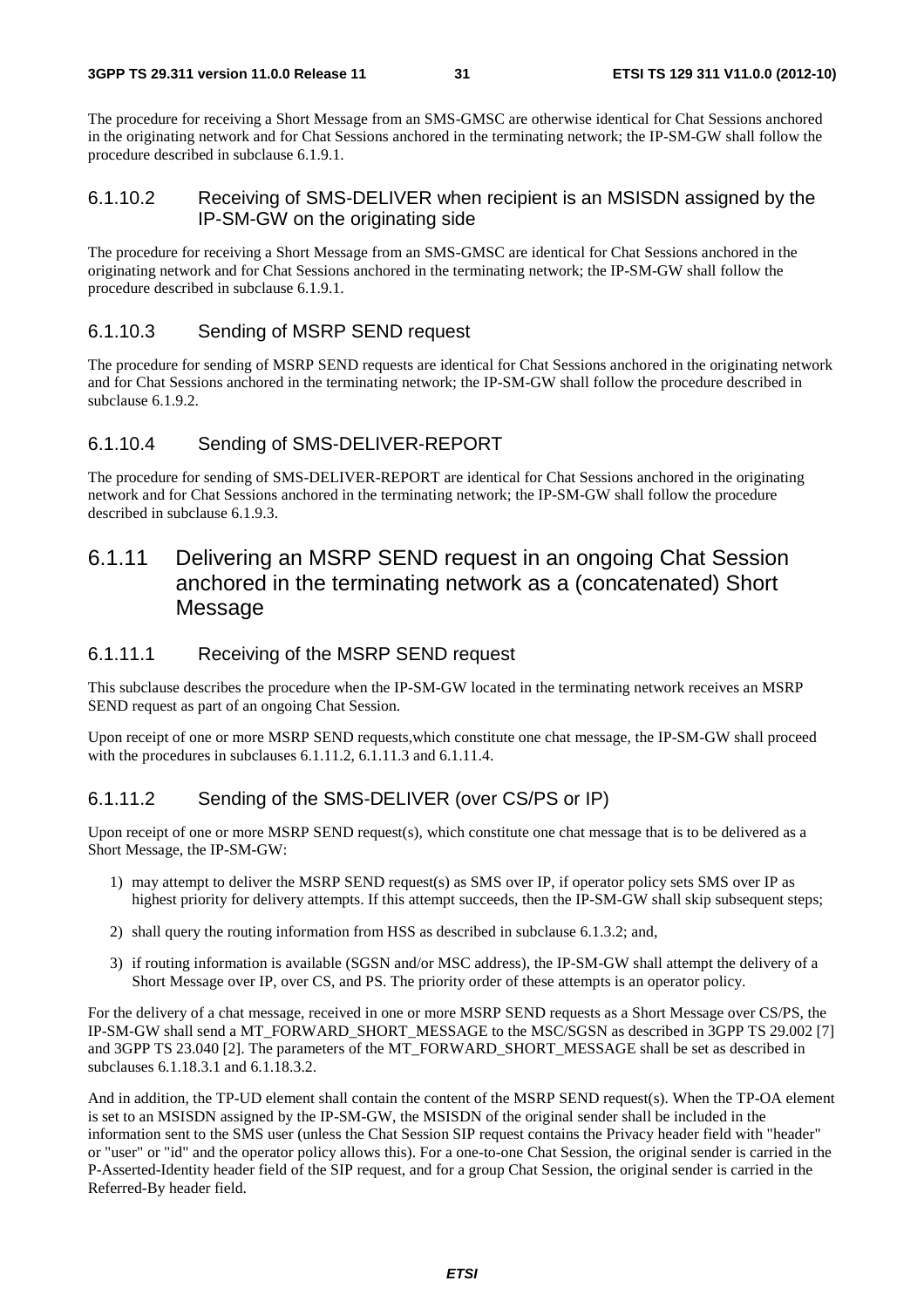The procedure for receiving a Short Message from an SMS-GMSC are otherwise identical for Chat Sessions anchored in the originating network and for Chat Sessions anchored in the terminating network; the IP-SM-GW shall follow the procedure described in subclause 6.1.9.1.

#### 6.1.10.2 Receiving of SMS-DELIVER when recipient is an MSISDN assigned by the IP-SM-GW on the originating side

The procedure for receiving a Short Message from an SMS-GMSC are identical for Chat Sessions anchored in the originating network and for Chat Sessions anchored in the terminating network; the IP-SM-GW shall follow the procedure described in subclause 6.1.9.1.

#### 6.1.10.3 Sending of MSRP SEND request

The procedure for sending of MSRP SEND requests are identical for Chat Sessions anchored in the originating network and for Chat Sessions anchored in the terminating network; the IP-SM-GW shall follow the procedure described in subclause 6.1.9.2.

#### 6.1.10.4 Sending of SMS-DELIVER-REPORT

The procedure for sending of SMS-DELIVER-REPORT are identical for Chat Sessions anchored in the originating network and for Chat Sessions anchored in the terminating network; the IP-SM-GW shall follow the procedure described in subclause 6.1.9.3.

### 6.1.11 Delivering an MSRP SEND request in an ongoing Chat Session anchored in the terminating network as a (concatenated) Short Message

#### 6.1.11.1 Receiving of the MSRP SEND request

This subclause describes the procedure when the IP-SM-GW located in the terminating network receives an MSRP SEND request as part of an ongoing Chat Session.

Upon receipt of one or more MSRP SEND requests,which constitute one chat message, the IP-SM-GW shall proceed with the procedures in subclauses 6.1.11.2, 6.1.11.3 and 6.1.11.4.

#### 6.1.11.2 Sending of the SMS-DELIVER (over CS/PS or IP)

Upon receipt of one or more MSRP SEND request(s), which constitute one chat message that is to be delivered as a Short Message, the IP-SM-GW:

1) may attempt to deliver the MSRP SEND request(s) as SMS over IP, if operator policy sets SMS over IP as highest priority for delivery attempts. If this attempt succeeds, then the IP-SM-GW shall skip subsequent steps;

2) shall query the routing information from HSS as described in subclause 6.1.3.2; and,

3) if routing information is available (SGSN and/or MSC address), the IP-SM-GW shall attempt the delivery of a Short Message over IP, over CS, and PS. The priority order of these attempts is an operator policy.

For the delivery of a chat message, received in one or more MSRP SEND requests as a Short Message over CS/PS, the IP-SM-GW shall send a MT_FORWARD_SHORT_MESSAGE to the MSC/SGSN as described in 3GPP TS 29.002 [7] and 3GPP TS 23.040 [2]. The parameters of the MT_FORWARD_SHORT_MESSAGE shall be set as described in subclauses 6.1.18.3.1 and 6.1.18.3.2.

And in addition, the TP-UD element shall contain the content of the MSRP SEND request(s). When the TP-OA element is set to an MSISDN assigned by the IP-SM-GW, the MSISDN of the original sender shall be included in the information sent to the SMS user (unless the Chat Session SIP request contains the Privacy header field with "header" or "user" or "id" and the operator policy allows this). For a one-to-one Chat Session, the original sender is carried in the P-Asserted-Identity header field of the SIP request, and for a group Chat Session, the original sender is carried in the Referred-By header field.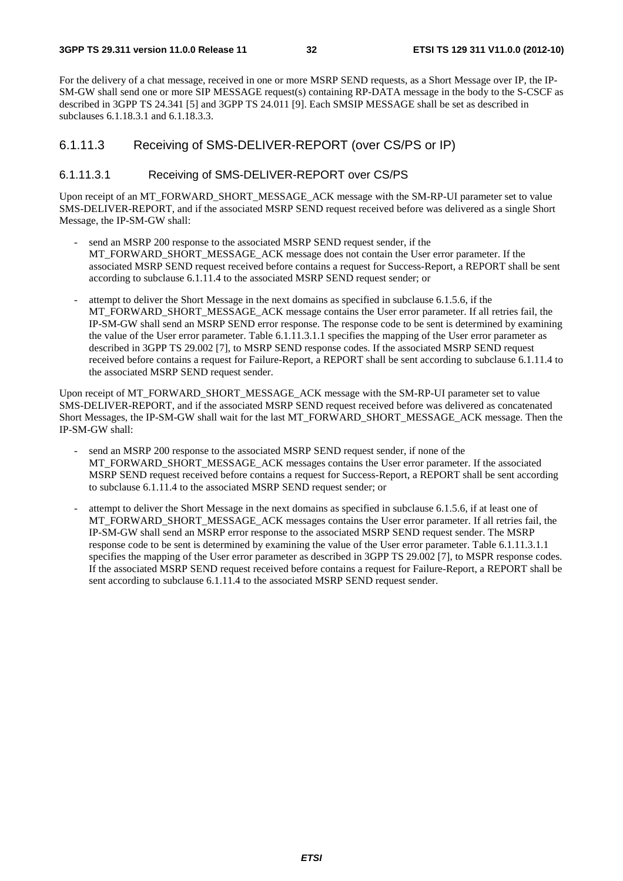For the delivery of a chat message, received in one or more MSRP SEND requests, as a Short Message over IP, the IP-SM-GW shall send one or more SIP MESSAGE request(s) containing RP-DATA message in the body to the S-CSCF as described in 3GPP TS 24.341 [5] and 3GPP TS 24.011 [9]. Each SMSIP MESSAGE shall be set as described in subclauses 6.1.18.3.1 and 6.1.18.3.3.

### 6.1.11.3 Receiving of SMS-DELIVER-REPORT (over CS/PS or IP)

#### 6.1.11.3.1 Receiving of SMS-DELIVER-REPORT over CS/PS

Upon receipt of an MT_FORWARD_SHORT_MESSAGE_ACK message with the SM-RP-UI parameter set to value SMS-DELIVER-REPORT, and if the associated MSRP SEND request received before was delivered as a single Short Message, the IP-SM-GW shall:

- send an MSRP 200 response to the associated MSRP SEND request sender, if the MT_FORWARD_SHORT_MESSAGE_ACK message does not contain the User error parameter. If the associated MSRP SEND request received before contains a request for Success-Report, a REPORT shall be sent according to subclause 6.1.11.4 to the associated MSRP SEND request sender; or
- attempt to deliver the Short Message in the next domains as specified in subclause 6.1.5.6, if the MT_FORWARD_SHORT_MESSAGE_ACK message contains the User error parameter. If all retries fail, the IP-SM-GW shall send an MSRP SEND error response. The response code to be sent is determined by examining the value of the User error parameter. Table 6.1.11.3.1.1 specifies the mapping of the User error parameter as described in 3GPP TS 29.002 [7], to MSRP SEND response codes. If the associated MSRP SEND request received before contains a request for Failure-Report, a REPORT shall be sent according to subclause 6.1.11.4 to the associated MSRP SEND request sender.

Upon receipt of MT_FORWARD_SHORT_MESSAGE_ACK message with the SM-RP-UI parameter set to value SMS-DELIVER-REPORT, and if the associated MSRP SEND request received before was delivered as concatenated Short Messages, the IP-SM-GW shall wait for the last MT_FORWARD_SHORT_MESSAGE_ACK message. Then the IP-SM-GW shall:

- send an MSRP 200 response to the associated MSRP SEND request sender, if none of the MT_FORWARD_SHORT_MESSAGE_ACK messages contains the User error parameter. If the associated MSRP SEND request received before contains a request for Success-Report, a REPORT shall be sent according to subclause 6.1.11.4 to the associated MSRP SEND request sender; or
- attempt to deliver the Short Message in the next domains as specified in subclause 6.1.5.6, if at least one of MT_FORWARD_SHORT_MESSAGE_ACK messages contains the User error parameter. If all retries fail, the IP-SM-GW shall send an MSRP error response to the associated MSRP SEND request sender. The MSRP response code to be sent is determined by examining the value of the User error parameter. Table 6.1.11.3.1.1 specifies the mapping of the User error parameter as described in 3GPP TS 29.002 [7], to MSPR response codes. If the associated MSRP SEND request received before contains a request for Failure-Report, a REPORT shall be sent according to subclause 6.1.11.4 to the associated MSRP SEND request sender.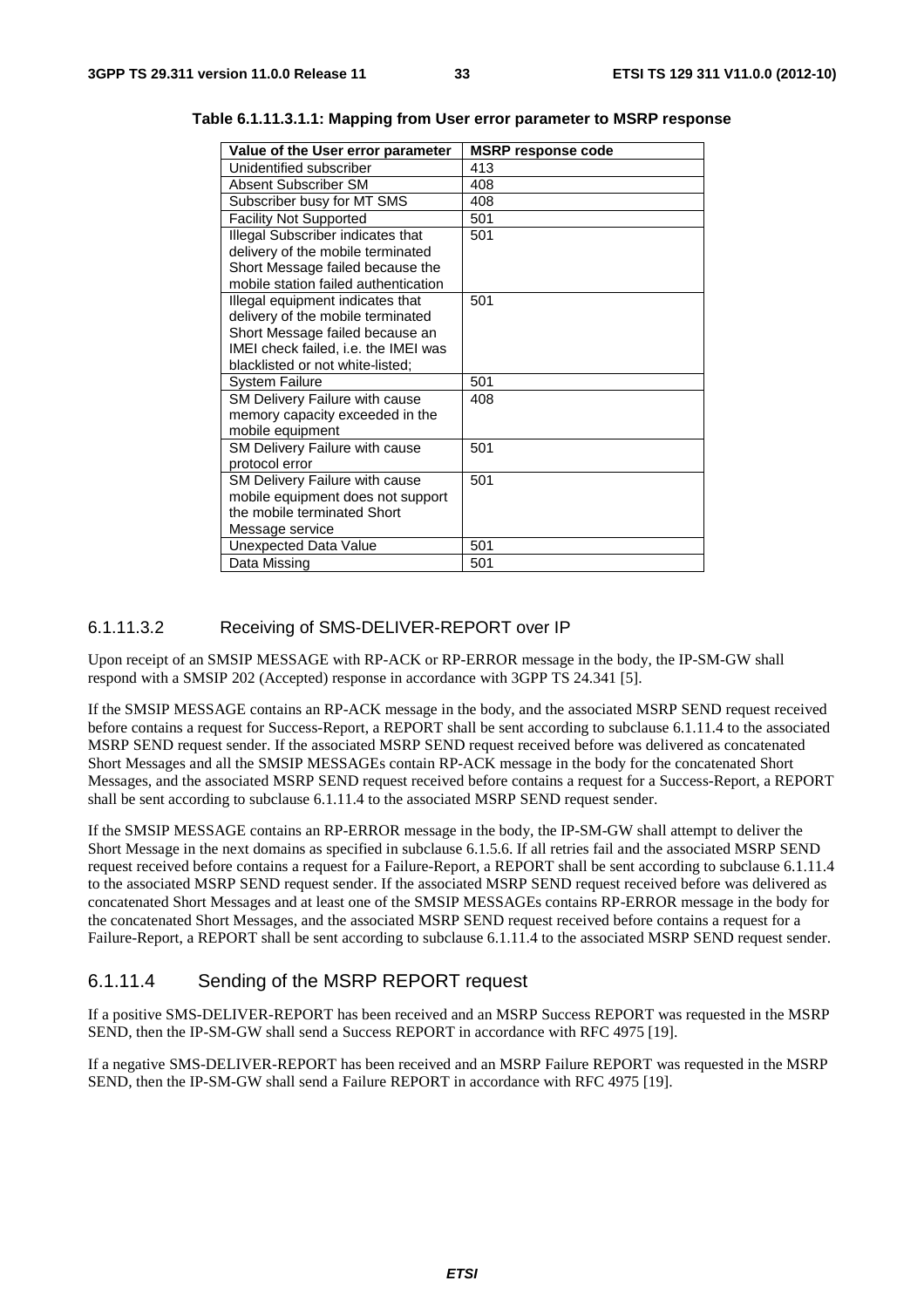**Table 6.1.11.3.1.1: Mapping from User error parameter to MSRP response**

| Value of the User error parameter | MSRP response code |
|---|---|
| Unidentified subscriber | 413 |
| Absent Subscriber SM | 408 |
| Subscriber busy for MT SMS | 408 |
| Facility Not Supported | 501 |
| Illegal Subscriber indicates that delivery of the mobile terminated Short Message failed because the mobile station failed authentication | 501 |
| Illegal equipment indicates that delivery of the mobile terminated Short Message failed because an IMEI check failed, i.e. the IMEI was blacklisted or not white-listed; | 501 |
| System Failure | 501 |
| SM Delivery Failure with cause memory capacity exceeded in the mobile equipment | 408 |
| SM Delivery Failure with cause protocol error | 501 |
| SM Delivery Failure with cause mobile equipment does not support the mobile terminated Short Message service | 501 |
| Unexpected Data Value | 501 |
| Data Missing | 501 |

#### 6.1.11.3.2 Receiving of SMS-DELIVER-REPORT over IP

Upon receipt of an SMSIP MESSAGE with RP-ACK or RP-ERROR message in the body, the IP-SM-GW shall respond with a SMSIP 202 (Accepted) response in accordance with 3GPP TS 24.341 [5].

If the SMSIP MESSAGE contains an RP-ACK message in the body, and the associated MSRP SEND request received before contains a request for Success-Report, a REPORT shall be sent according to subclause 6.1.11.4 to the associated MSRP SEND request sender. If the associated MSRP SEND request received before was delivered as concatenated Short Messages and all the SMSIP MESSAGEs contain RP-ACK message in the body for the concatenated Short Messages, and the associated MSRP SEND request received before contains a request for a Success-Report, a REPORT shall be sent according to subclause 6.1.11.4 to the associated MSRP SEND request sender.

If the SMSIP MESSAGE contains an RP-ERROR message in the body, the IP-SM-GW shall attempt to deliver the Short Message in the next domains as specified in subclause 6.1.5.6. If all retries fail and the associated MSRP SEND request received before contains a request for a Failure-Report, a REPORT shall be sent according to subclause 6.1.11.4 to the associated MSRP SEND request sender. If the associated MSRP SEND request received before was delivered as concatenated Short Messages and at least one of the SMSIP MESSAGEs contains RP-ERROR message in the body for the concatenated Short Messages, and the associated MSRP SEND request received before contains a request for a Failure-Report, a REPORT shall be sent according to subclause 6.1.11.4 to the associated MSRP SEND request sender.

### 6.1.11.4 Sending of the MSRP REPORT request

If a positive SMS-DELIVER-REPORT has been received and an MSRP Success REPORT was requested in the MSRP SEND, then the IP-SM-GW shall send a Success REPORT in accordance with RFC 4975 [19].

If a negative SMS-DELIVER-REPORT has been received and an MSRP Failure REPORT was requested in the MSRP SEND, then the IP-SM-GW shall send a Failure REPORT in accordance with RFC 4975 [19].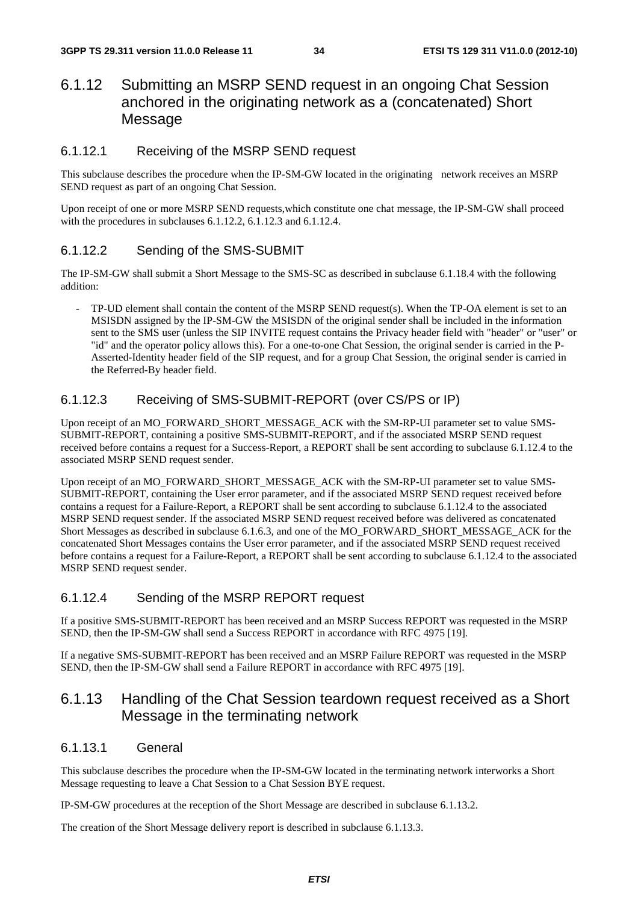## 6.1.12 Submitting an MSRP SEND request in an ongoing Chat Session anchored in the originating network as a (concatenated) Short Message

### 6.1.12.1 Receiving of the MSRP SEND request

This subclause describes the procedure when the IP-SM-GW located in the originating network receives an MSRP SEND request as part of an ongoing Chat Session.

Upon receipt of one or more MSRP SEND requests,which constitute one chat message, the IP-SM-GW shall proceed with the procedures in subclauses 6.1.12.2, 6.1.12.3 and 6.1.12.4.

### 6.1.12.2 Sending of the SMS-SUBMIT

The IP-SM-GW shall submit a Short Message to the SMS-SC as described in subclause 6.1.18.4 with the following addition:

- TP-UD element shall contain the content of the MSRP SEND request(s). When the TP-OA element is set to an MSISDN assigned by the IP-SM-GW the MSISDN of the original sender shall be included in the information sent to the SMS user (unless the SIP INVITE request contains the Privacy header field with "header" or "user" or "id" and the operator policy allows this). For a one-to-one Chat Session, the original sender is carried in the P-Asserted-Identity header field of the SIP request, and for a group Chat Session, the original sender is carried in the Referred-By header field.

### 6.1.12.3 Receiving of SMS-SUBMIT-REPORT (over CS/PS or IP)

Upon receipt of an MO_FORWARD_SHORT_MESSAGE_ACK with the SM-RP-UI parameter set to value SMS-SUBMIT-REPORT, containing a positive SMS-SUBMIT-REPORT, and if the associated MSRP SEND request received before contains a request for a Success-Report, a REPORT shall be sent according to subclause 6.1.12.4 to the associated MSRP SEND request sender.

Upon receipt of an MO_FORWARD_SHORT_MESSAGE_ACK with the SM-RP-UI parameter set to value SMS-SUBMIT-REPORT, containing the User error parameter, and if the associated MSRP SEND request received before contains a request for a Failure-Report, a REPORT shall be sent according to subclause 6.1.12.4 to the associated MSRP SEND request sender. If the associated MSRP SEND request received before was delivered as concatenated Short Messages as described in subclause 6.1.6.3, and one of the MO_FORWARD_SHORT_MESSAGE_ACK for the concatenated Short Messages contains the User error parameter, and if the associated MSRP SEND request received before contains a request for a Failure-Report, a REPORT shall be sent according to subclause 6.1.12.4 to the associated MSRP SEND request sender.

### 6.1.12.4 Sending of the MSRP REPORT request

If a positive SMS-SUBMIT-REPORT has been received and an MSRP Success REPORT was requested in the MSRP SEND, then the IP-SM-GW shall send a Success REPORT in accordance with RFC 4975 [19].

If a negative SMS-SUBMIT-REPORT has been received and an MSRP Failure REPORT was requested in the MSRP SEND, then the IP-SM-GW shall send a Failure REPORT in accordance with RFC 4975 [19].

## 6.1.13 Handling of the Chat Session teardown request received as a Short Message in the terminating network

### 6.1.13.1 General

This subclause describes the procedure when the IP-SM-GW located in the terminating network interworks a Short Message requesting to leave a Chat Session to a Chat Session BYE request.

IP-SM-GW procedures at the reception of the Short Message are described in subclause 6.1.13.2.

The creation of the Short Message delivery report is described in subclause 6.1.13.3.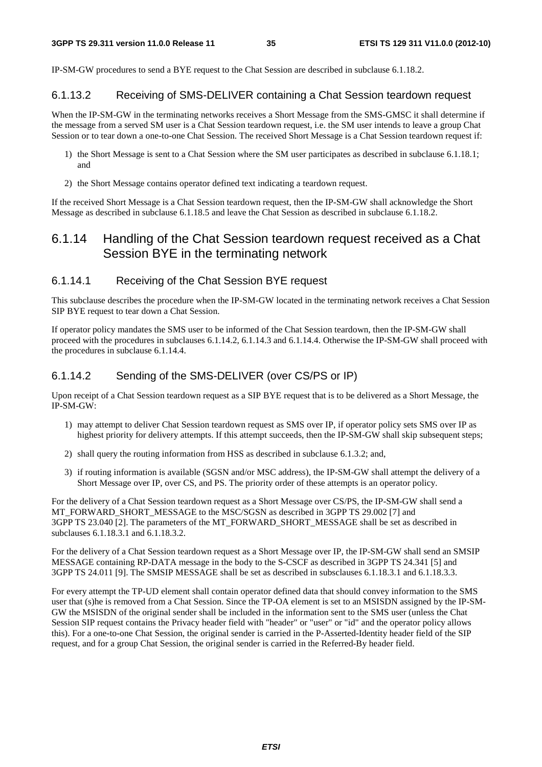IP-SM-GW procedures to send a BYE request to the Chat Session are described in subclause 6.1.18.2.

#### 6.1.13.2 Receiving of SMS-DELIVER containing a Chat Session teardown request

When the IP-SM-GW in the terminating networks receives a Short Message from the SMS-GMSC it shall determine if the message from a served SM user is a Chat Session teardown request, i.e. the SM user intends to leave a group Chat Session or to tear down a one-to-one Chat Session. The received Short Message is a Chat Session teardown request if:

1) the Short Message is sent to a Chat Session where the SM user participates as described in subclause 6.1.18.1; and
2) the Short Message contains operator defined text indicating a teardown request.

If the received Short Message is a Chat Session teardown request, then the IP-SM-GW shall acknowledge the Short Message as described in subclause 6.1.18.5 and leave the Chat Session as described in subclause 6.1.18.2.

### 6.1.14 Handling of the Chat Session teardown request received as a Chat Session BYE in the terminating network

#### 6.1.14.1 Receiving of the Chat Session BYE request

This subclause describes the procedure when the IP-SM-GW located in the terminating network receives a Chat Session SIP BYE request to tear down a Chat Session.

If operator policy mandates the SMS user to be informed of the Chat Session teardown, then the IP-SM-GW shall proceed with the procedures in subclauses 6.1.14.2, 6.1.14.3 and 6.1.14.4. Otherwise the IP-SM-GW shall proceed with the procedures in subclause 6.1.14.4.

#### 6.1.14.2 Sending of the SMS-DELIVER (over CS/PS or IP)

Upon receipt of a Chat Session teardown request as a SIP BYE request that is to be delivered as a Short Message, the IP-SM-GW:

1) may attempt to deliver Chat Session teardown request as SMS over IP, if operator policy sets SMS over IP as highest priority for delivery attempts. If this attempt succeeds, then the IP-SM-GW shall skip subsequent steps;
2) shall query the routing information from HSS as described in subclause 6.1.3.2; and,
3) if routing information is available (SGSN and/or MSC address), the IP-SM-GW shall attempt the delivery of a Short Message over IP, over CS, and PS. The priority order of these attempts is an operator policy.

For the delivery of a Chat Session teardown request as a Short Message over CS/PS, the IP-SM-GW shall send a MT_FORWARD_SHORT_MESSAGE to the MSC/SGSN as described in 3GPP TS 29.002 [7] and 3GPP TS 23.040 [2]. The parameters of the MT_FORWARD_SHORT_MESSAGE shall be set as described in subclauses 6.1.18.3.1 and 6.1.18.3.2.

For the delivery of a Chat Session teardown request as a Short Message over IP, the IP-SM-GW shall send an SMSIP MESSAGE containing RP-DATA message in the body to the S-CSCF as described in 3GPP TS 24.341 [5] and 3GPP TS 24.011 [9]. The SMSIP MESSAGE shall be set as described in subsclauses 6.1.18.3.1 and 6.1.18.3.3.

For every attempt the TP-UD element shall contain operator defined data that should convey information to the SMS user that (s)he is removed from a Chat Session. Since the TP-OA element is set to an MSISDN assigned by the IP-SM-GW the MSISDN of the original sender shall be included in the information sent to the SMS user (unless the Chat Session SIP request contains the Privacy header field with "header" or "user" or "id" and the operator policy allows this). For a one-to-one Chat Session, the original sender is carried in the P-Asserted-Identity header field of the SIP request, and for a group Chat Session, the original sender is carried in the Referred-By header field.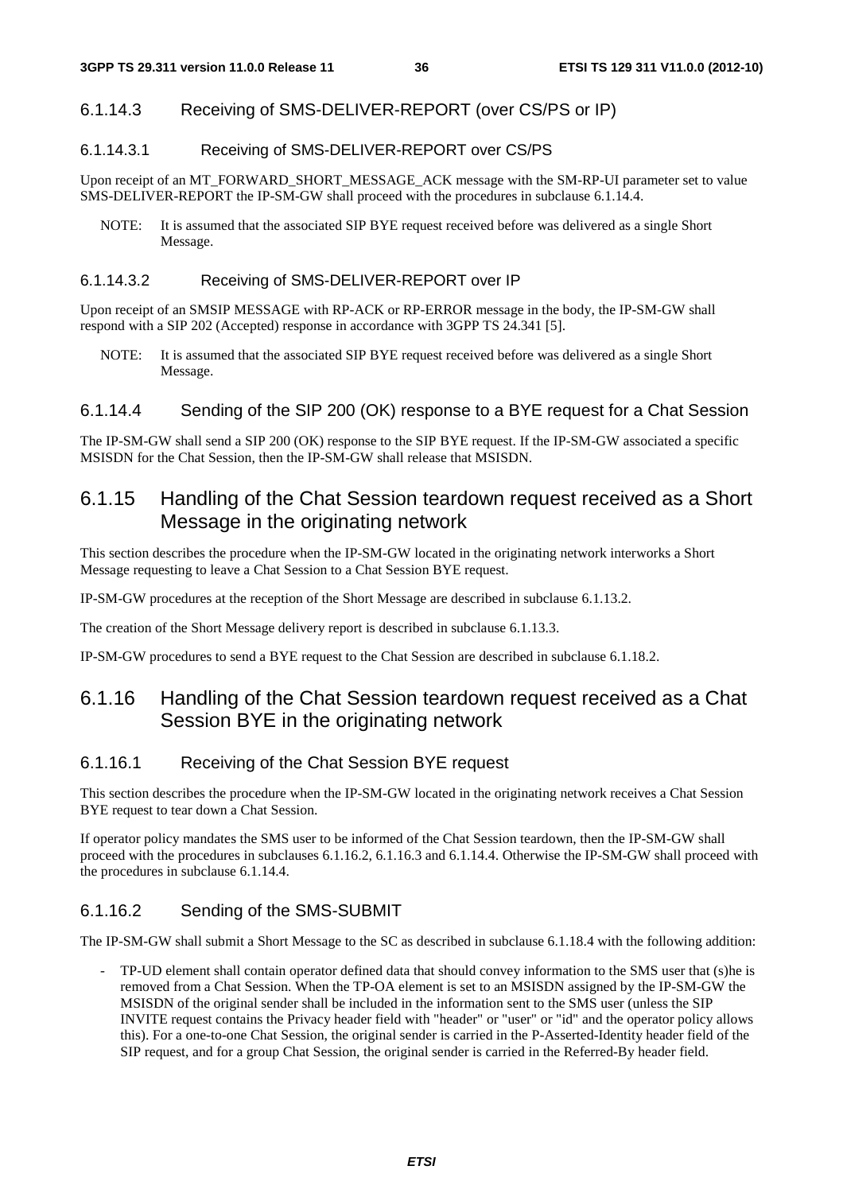#### 6.1.14.3 Receiving of SMS-DELIVER-REPORT (over CS/PS or IP)

##### 6.1.14.3.1 Receiving of SMS-DELIVER-REPORT over CS/PS

Upon receipt of an MT_FORWARD_SHORT_MESSAGE_ACK message with the SM-RP-UI parameter set to value SMS-DELIVER-REPORT the IP-SM-GW shall proceed with the procedures in subclause 6.1.14.4.

NOTE: It is assumed that the associated SIP BYE request received before was delivered as a single Short Message.

##### 6.1.14.3.2 Receiving of SMS-DELIVER-REPORT over IP

Upon receipt of an SMSIP MESSAGE with RP-ACK or RP-ERROR message in the body, the IP-SM-GW shall respond with a SIP 202 (Accepted) response in accordance with 3GPP TS 24.341 [5].

NOTE: It is assumed that the associated SIP BYE request received before was delivered as a single Short Message.

#### 6.1.14.4 Sending of the SIP 200 (OK) response to a BYE request for a Chat Session

The IP-SM-GW shall send a SIP 200 (OK) response to the SIP BYE request. If the IP-SM-GW associated a specific MSISDN for the Chat Session, then the IP-SM-GW shall release that MSISDN.

### 6.1.15 Handling of the Chat Session teardown request received as a Short Message in the originating network

This section describes the procedure when the IP-SM-GW located in the originating network interworks a Short Message requesting to leave a Chat Session to a Chat Session BYE request.

IP-SM-GW procedures at the reception of the Short Message are described in subclause 6.1.13.2.

The creation of the Short Message delivery report is described in subclause 6.1.13.3.

IP-SM-GW procedures to send a BYE request to the Chat Session are described in subclause 6.1.18.2.

### 6.1.16 Handling of the Chat Session teardown request received as a Chat Session BYE in the originating network

#### 6.1.16.1 Receiving of the Chat Session BYE request

This section describes the procedure when the IP-SM-GW located in the originating network receives a Chat Session BYE request to tear down a Chat Session.

If operator policy mandates the SMS user to be informed of the Chat Session teardown, then the IP-SM-GW shall proceed with the procedures in subclauses 6.1.16.2, 6.1.16.3 and 6.1.14.4. Otherwise the IP-SM-GW shall proceed with the procedures in subclause 6.1.14.4.

#### 6.1.16.2 Sending of the SMS-SUBMIT

The IP-SM-GW shall submit a Short Message to the SC as described in subclause 6.1.18.4 with the following addition:

- TP-UD element shall contain operator defined data that should convey information to the SMS user that (s)he is removed from a Chat Session. When the TP-OA element is set to an MSISDN assigned by the IP-SM-GW the MSISDN of the original sender shall be included in the information sent to the SMS user (unless the SIP INVITE request contains the Privacy header field with "header" or "user" or "id" and the operator policy allows this). For a one-to-one Chat Session, the original sender is carried in the P-Asserted-Identity header field of the SIP request, and for a group Chat Session, the original sender is carried in the Referred-By header field.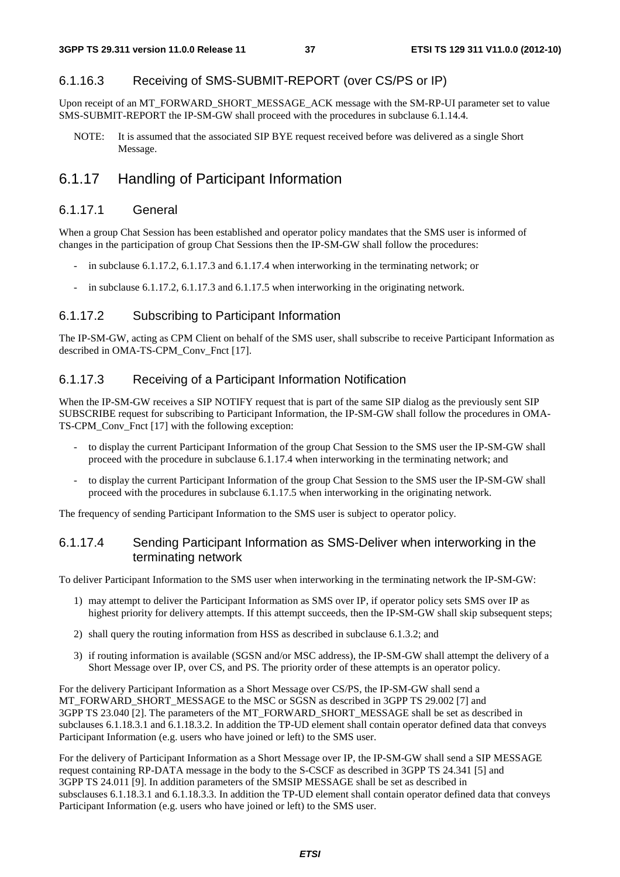#### 6.1.16.3 Receiving of SMS-SUBMIT-REPORT (over CS/PS or IP)

Upon receipt of an MT_FORWARD_SHORT_MESSAGE_ACK message with the SM-RP-UI parameter set to value SMS-SUBMIT-REPORT the IP-SM-GW shall proceed with the procedures in subclause 6.1.14.4.

NOTE: It is assumed that the associated SIP BYE request received before was delivered as a single Short Message.

### 6.1.17 Handling of Participant Information

#### 6.1.17.1 General

When a group Chat Session has been established and operator policy mandates that the SMS user is informed of changes in the participation of group Chat Sessions then the IP-SM-GW shall follow the procedures:

- in subclause 6.1.17.2, 6.1.17.3 and 6.1.17.4 when interworking in the terminating network; or
- in subclause 6.1.17.2, 6.1.17.3 and 6.1.17.5 when interworking in the originating network.

#### 6.1.17.2 Subscribing to Participant Information

The IP-SM-GW, acting as CPM Client on behalf of the SMS user, shall subscribe to receive Participant Information as described in OMA-TS-CPM_Conv_Fnct [17].

#### 6.1.17.3 Receiving of a Participant Information Notification

When the IP-SM-GW receives a SIP NOTIFY request that is part of the same SIP dialog as the previously sent SIP SUBSCRIBE request for subscribing to Participant Information, the IP-SM-GW shall follow the procedures in OMA-TS-CPM_Conv_Fnct [17] with the following exception:

- to display the current Participant Information of the group Chat Session to the SMS user the IP-SM-GW shall proceed with the procedure in subclause 6.1.17.4 when interworking in the terminating network; and
- to display the current Participant Information of the group Chat Session to the SMS user the IP-SM-GW shall proceed with the procedures in subclause 6.1.17.5 when interworking in the originating network.

The frequency of sending Participant Information to the SMS user is subject to operator policy.

#### 6.1.17.4 Sending Participant Information as SMS-Deliver when interworking in the terminating network

To deliver Participant Information to the SMS user when interworking in the terminating network the IP-SM-GW:

1) may attempt to deliver the Participant Information as SMS over IP, if operator policy sets SMS over IP as highest priority for delivery attempts. If this attempt succeeds, then the IP-SM-GW shall skip subsequent steps;
2) shall query the routing information from HSS as described in subclause 6.1.3.2; and
3) if routing information is available (SGSN and/or MSC address), the IP-SM-GW shall attempt the delivery of a Short Message over IP, over CS, and PS. The priority order of these attempts is an operator policy.

For the delivery Participant Information as a Short Message over CS/PS, the IP-SM-GW shall send a MT_FORWARD_SHORT_MESSAGE to the MSC or SGSN as described in 3GPP TS 29.002 [7] and 3GPP TS 23.040 [2]. The parameters of the MT_FORWARD_SHORT_MESSAGE shall be set as described in subclauses 6.1.18.3.1 and 6.1.18.3.2. In addition the TP-UD element shall contain operator defined data that conveys Participant Information (e.g. users who have joined or left) to the SMS user.

For the delivery of Participant Information as a Short Message over IP, the IP-SM-GW shall send a SIP MESSAGE request containing RP-DATA message in the body to the S-CSCF as described in 3GPP TS 24.341 [5] and 3GPP TS 24.011 [9]. In addition parameters of the SMSIP MESSAGE shall be set as described in subsclauses 6.1.18.3.1 and 6.1.18.3.3. In addition the TP-UD element shall contain operator defined data that conveys Participant Information (e.g. users who have joined or left) to the SMS user.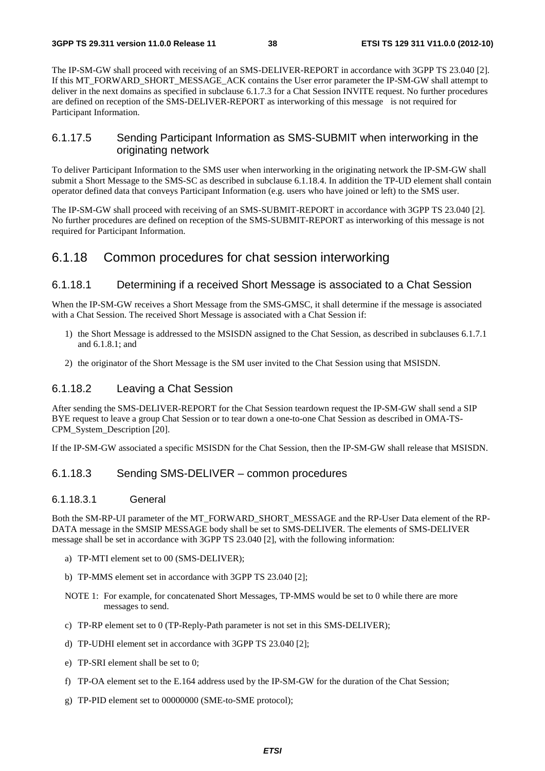The IP-SM-GW shall proceed with receiving of an SMS-DELIVER-REPORT in accordance with 3GPP TS 23.040 [2]. If this MT_FORWARD_SHORT_MESSAGE_ACK contains the User error parameter the IP-SM-GW shall attempt to deliver in the next domains as specified in subclause 6.1.7.3 for a Chat Session INVITE request. No further procedures are defined on reception of the SMS-DELIVER-REPORT as interworking of this message is not required for Participant Information.

#### 6.1.17.5 Sending Participant Information as SMS-SUBMIT when interworking in the originating network

To deliver Participant Information to the SMS user when interworking in the originating network the IP-SM-GW shall submit a Short Message to the SMS-SC as described in subclause 6.1.18.4. In addition the TP-UD element shall contain operator defined data that conveys Participant Information (e.g. users who have joined or left) to the SMS user.

The IP-SM-GW shall proceed with receiving of an SMS-SUBMIT-REPORT in accordance with 3GPP TS 23.040 [2]. No further procedures are defined on reception of the SMS-SUBMIT-REPORT as interworking of this message is not required for Participant Information.

### 6.1.18 Common procedures for chat session interworking

#### 6.1.18.1 Determining if a received Short Message is associated to a Chat Session

When the IP-SM-GW receives a Short Message from the SMS-GMSC, it shall determine if the message is associated with a Chat Session. The received Short Message is associated with a Chat Session if:

1) the Short Message is addressed to the MSISDN assigned to the Chat Session, as described in subclauses 6.1.7.1 and 6.1.8.1; and
2) the originator of the Short Message is the SM user invited to the Chat Session using that MSISDN.

#### 6.1.18.2 Leaving a Chat Session

After sending the SMS-DELIVER-REPORT for the Chat Session teardown request the IP-SM-GW shall send a SIP BYE request to leave a group Chat Session or to tear down a one-to-one Chat Session as described in OMA-TS-CPM_System_Description [20].

If the IP-SM-GW associated a specific MSISDN for the Chat Session, then the IP-SM-GW shall release that MSISDN.

#### 6.1.18.3 Sending SMS-DELIVER – common procedures

##### 6.1.18.3.1 General

Both the SM-RP-UI parameter of the MT_FORWARD_SHORT_MESSAGE and the RP-User Data element of the RP-DATA message in the SMSIP MESSAGE body shall be set to SMS-DELIVER. The elements of SMS-DELIVER message shall be set in accordance with 3GPP TS 23.040 [2], with the following information:

a) TP-MTI element set to 00 (SMS-DELIVER);
b) TP-MMS element set in accordance with 3GPP TS 23.040 [2];

NOTE 1: For example, for concatenated Short Messages, TP-MMS would be set to 0 while there are more messages to send.

c) TP-RP element set to 0 (TP-Reply-Path parameter is not set in this SMS-DELIVER);
d) TP-UDHI element set in accordance with 3GPP TS 23.040 [2];
e) TP-SRI element shall be set to 0;
f) TP-OA element set to the E.164 address used by the IP-SM-GW for the duration of the Chat Session;
g) TP-PID element set to 00000000 (SME-to-SME protocol);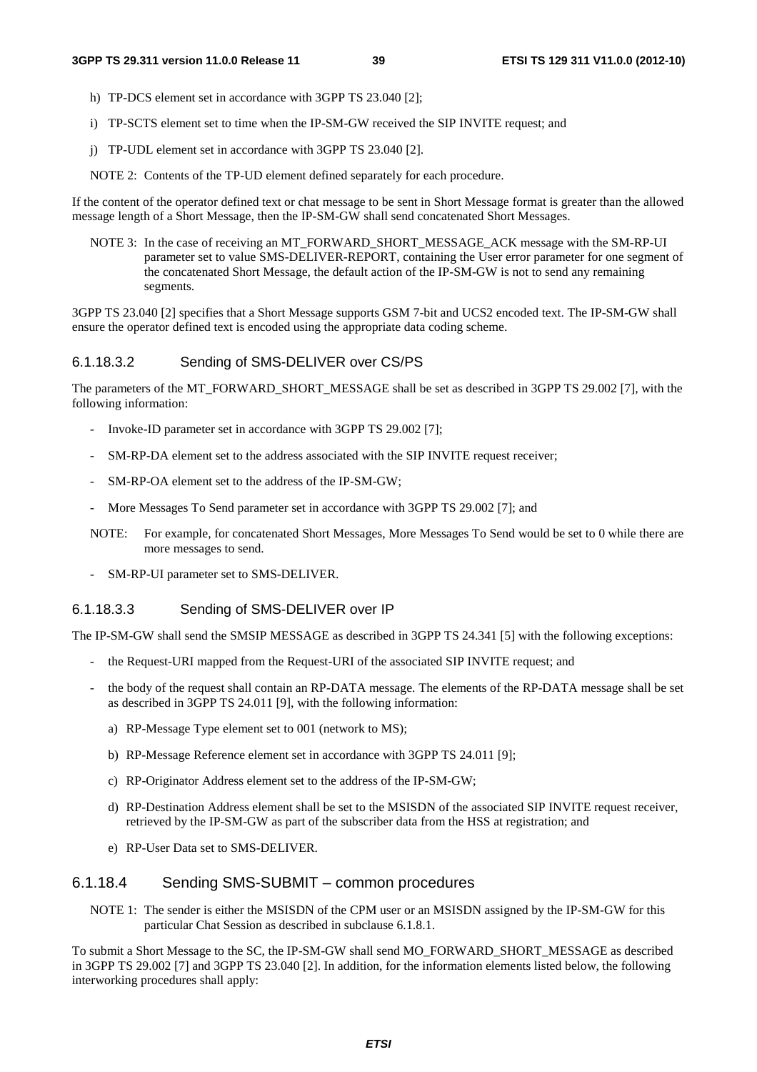h) TP-DCS element set in accordance with 3GPP TS 23.040 [2];

i) TP-SCTS element set to time when the IP-SM-GW received the SIP INVITE request; and

j) TP-UDL element set in accordance with 3GPP TS 23.040 [2].

NOTE 2: Contents of the TP-UD element defined separately for each procedure.

If the content of the operator defined text or chat message to be sent in Short Message format is greater than the allowed message length of a Short Message, then the IP-SM-GW shall send concatenated Short Messages.

NOTE 3: In the case of receiving an MT_FORWARD_SHORT_MESSAGE_ACK message with the SM-RP-UI parameter set to value SMS-DELIVER-REPORT, containing the User error parameter for one segment of the concatenated Short Message, the default action of the IP-SM-GW is not to send any remaining segments.

3GPP TS 23.040 [2] specifies that a Short Message supports GSM 7-bit and UCS2 encoded text. The IP-SM-GW shall ensure the operator defined text is encoded using the appropriate data coding scheme.

#### 6.1.18.3.2 Sending of SMS-DELIVER over CS/PS

The parameters of the MT_FORWARD_SHORT_MESSAGE shall be set as described in 3GPP TS 29.002 [7], with the following information:

- Invoke-ID parameter set in accordance with 3GPP TS 29.002 [7];
- SM-RP-DA element set to the address associated with the SIP INVITE request receiver;
- SM-RP-OA element set to the address of the IP-SM-GW;
- More Messages To Send parameter set in accordance with 3GPP TS 29.002 [7]; and

NOTE: For example, for concatenated Short Messages, More Messages To Send would be set to 0 while there are more messages to send.

- SM-RP-UI parameter set to SMS-DELIVER.

#### 6.1.18.3.3 Sending of SMS-DELIVER over IP

The IP-SM-GW shall send the SMSIP MESSAGE as described in 3GPP TS 24.341 [5] with the following exceptions:

- the Request-URI mapped from the Request-URI of the associated SIP INVITE request; and
- the body of the request shall contain an RP-DATA message. The elements of the RP-DATA message shall be set as described in 3GPP TS 24.011 [9], with the following information:
  a) RP-Message Type element set to 001 (network to MS);
  b) RP-Message Reference element set in accordance with 3GPP TS 24.011 [9];
  c) RP-Originator Address element set to the address of the IP-SM-GW;
  d) RP-Destination Address element shall be set to the MSISDN of the associated SIP INVITE request receiver, retrieved by the IP-SM-GW as part of the subscriber data from the HSS at registration; and
  e) RP-User Data set to SMS-DELIVER.

### 6.1.18.4 Sending SMS-SUBMIT – common procedures

NOTE 1: The sender is either the MSISDN of the CPM user or an MSISDN assigned by the IP-SM-GW for this particular Chat Session as described in subclause 6.1.8.1.

To submit a Short Message to the SC, the IP-SM-GW shall send MO_FORWARD_SHORT_MESSAGE as described in 3GPP TS 29.002 [7] and 3GPP TS 23.040 [2]. In addition, for the information elements listed below, the following interworking procedures shall apply: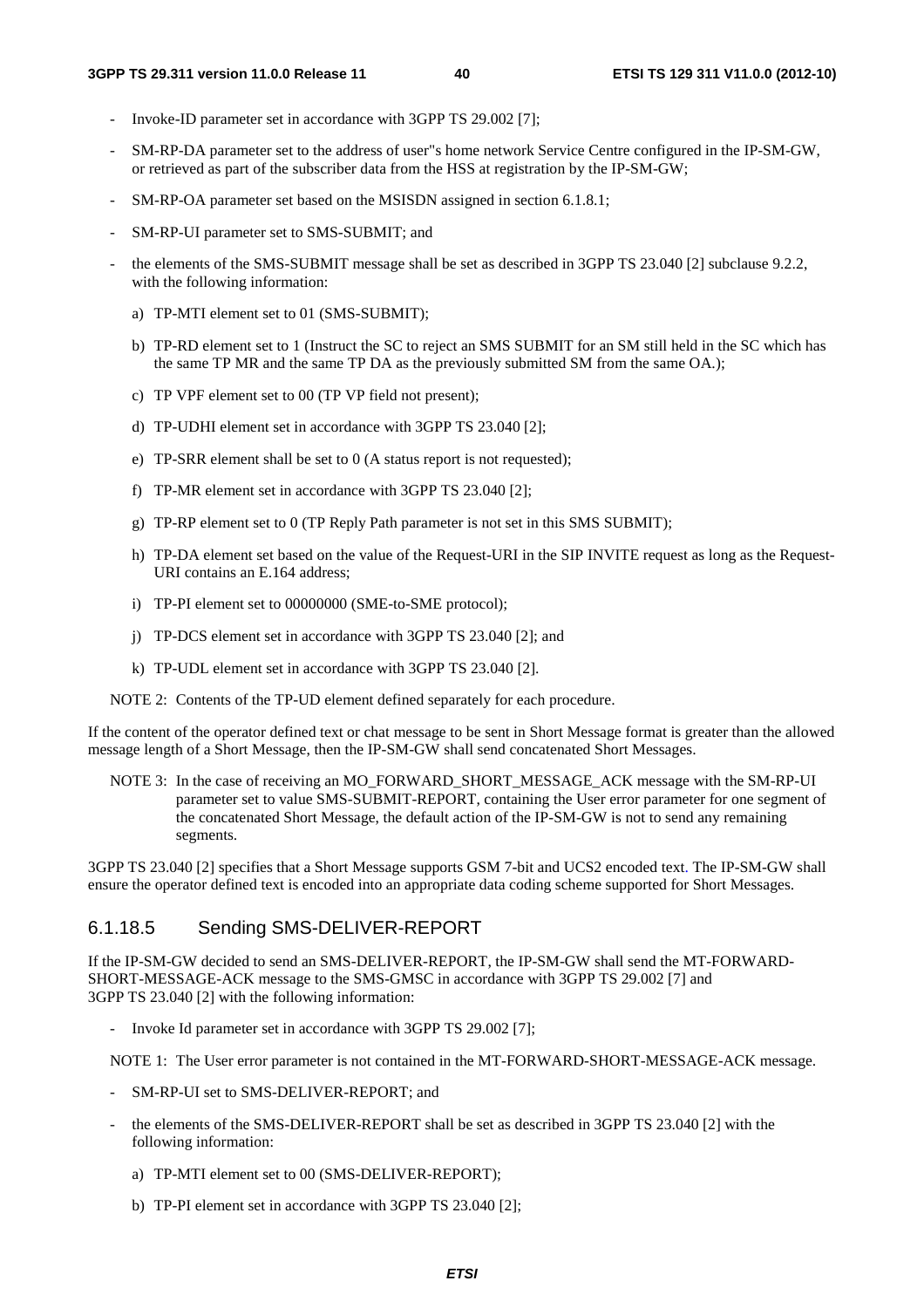- Invoke-ID parameter set in accordance with 3GPP TS 29.002 [7];
- SM-RP-DA parameter set to the address of user"s home network Service Centre configured in the IP-SM-GW, or retrieved as part of the subscriber data from the HSS at registration by the IP-SM-GW;
- SM-RP-OA parameter set based on the MSISDN assigned in section 6.1.8.1;
- SM-RP-UI parameter set to SMS-SUBMIT; and
- the elements of the SMS-SUBMIT message shall be set as described in 3GPP TS 23.040 [2] subclause 9.2.2, with the following information:
  - a) TP-MTI element set to 01 (SMS-SUBMIT);
  - b) TP-RD element set to 1 (Instruct the SC to reject an SMS SUBMIT for an SM still held in the SC which has the same TP MR and the same TP DA as the previously submitted SM from the same OA.);
  - c) TP VPF element set to 00 (TP VP field not present);
  - d) TP-UDHI element set in accordance with 3GPP TS 23.040 [2];
  - e) TP-SRR element shall be set to 0 (A status report is not requested);
  - f) TP-MR element set in accordance with 3GPP TS 23.040 [2];
  - g) TP-RP element set to 0 (TP Reply Path parameter is not set in this SMS SUBMIT);
  - h) TP-DA element set based on the value of the Request-URI in the SIP INVITE request as long as the Request-URI contains an E.164 address;
  - i) TP-PI element set to 00000000 (SME-to-SME protocol);
  - j) TP-DCS element set in accordance with 3GPP TS 23.040 [2]; and
  - k) TP-UDL element set in accordance with 3GPP TS 23.040 [2].

NOTE 2: Contents of the TP-UD element defined separately for each procedure.

If the content of the operator defined text or chat message to be sent in Short Message format is greater than the allowed message length of a Short Message, then the IP-SM-GW shall send concatenated Short Messages.

NOTE 3: In the case of receiving an MO_FORWARD_SHORT_MESSAGE_ACK message with the SM-RP-UI parameter set to value SMS-SUBMIT-REPORT, containing the User error parameter for one segment of the concatenated Short Message, the default action of the IP-SM-GW is not to send any remaining segments.

3GPP TS 23.040 [2] specifies that a Short Message supports GSM 7-bit and UCS2 encoded text. The IP-SM-GW shall ensure the operator defined text is encoded into an appropriate data coding scheme supported for Short Messages.

#### 6.1.18.5 Sending SMS-DELIVER-REPORT

If the IP-SM-GW decided to send an SMS-DELIVER-REPORT, the IP-SM-GW shall send the MT-FORWARD-SHORT-MESSAGE-ACK message to the SMS-GMSC in accordance with 3GPP TS 29.002 [7] and 3GPP TS 23.040 [2] with the following information:

- Invoke Id parameter set in accordance with 3GPP TS 29.002 [7];

NOTE 1: The User error parameter is not contained in the MT-FORWARD-SHORT-MESSAGE-ACK message.

- SM-RP-UI set to SMS-DELIVER-REPORT; and
- the elements of the SMS-DELIVER-REPORT shall be set as described in 3GPP TS 23.040 [2] with the following information:
  - a) TP-MTI element set to 00 (SMS-DELIVER-REPORT);
  - b) TP-PI element set in accordance with 3GPP TS 23.040 [2];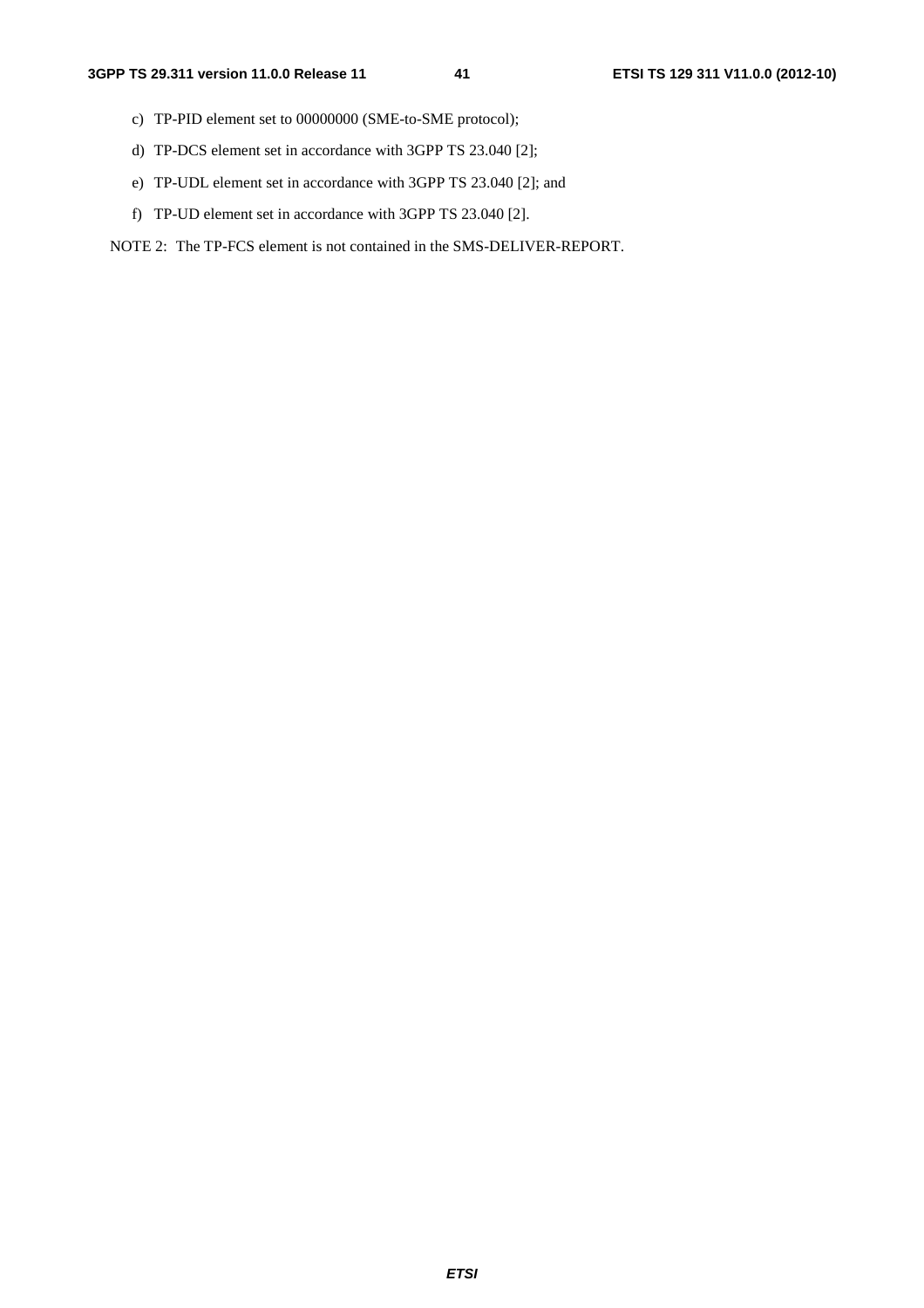c) TP-PID element set to 00000000 (SME-to-SME protocol);

d) TP-DCS element set in accordance with 3GPP TS 23.040 [2];

e) TP-UDL element set in accordance with 3GPP TS 23.040 [2]; and

f) TP-UD element set in accordance with 3GPP TS 23.040 [2].

NOTE 2: The TP-FCS element is not contained in the SMS-DELIVER-REPORT.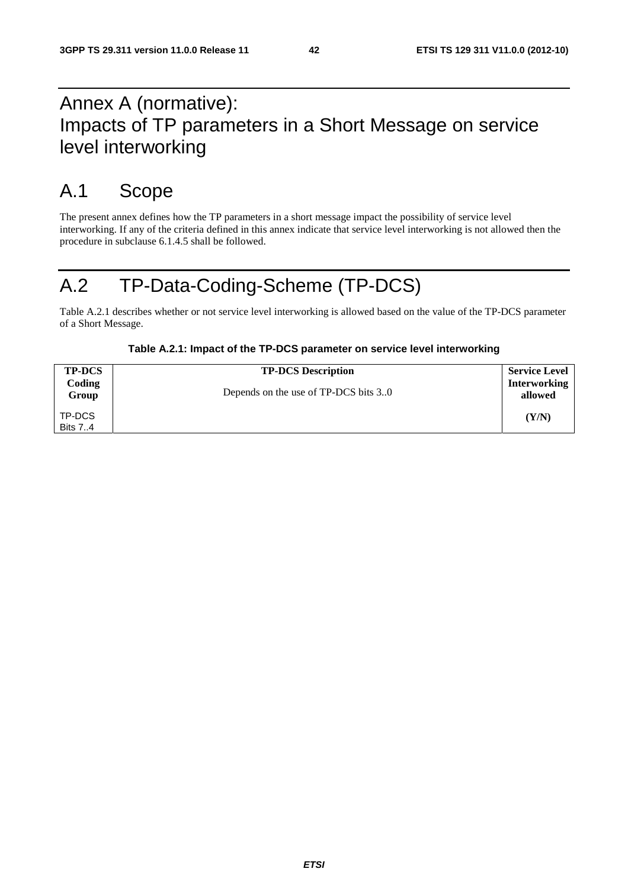# Annex A (normative): Impacts of TP parameters in a Short Message on service level interworking

## A.1 Scope

The present annex defines how the TP parameters in a short message impact the possibility of service level interworking. If any of the criteria defined in this annex indicate that service level interworking is not allowed then the procedure in subclause 6.1.4.5 shall be followed.

## A.2 TP-Data-Coding-Scheme (TP-DCS)

Table A.2.1 describes whether or not service level interworking is allowed based on the value of the TP-DCS parameter of a Short Message.

**Table A.2.1: Impact of the TP-DCS parameter on service level interworking**

| **TP-DCS Coding Group**<br><br>TP-DCS Bits 7..4 | **TP-DCS Description**<br><br>Depends on the use of TP-DCS bits 3..0 | **Service Level Interworking allowed**<br><br>**(Y/N)** |
|---|---|---|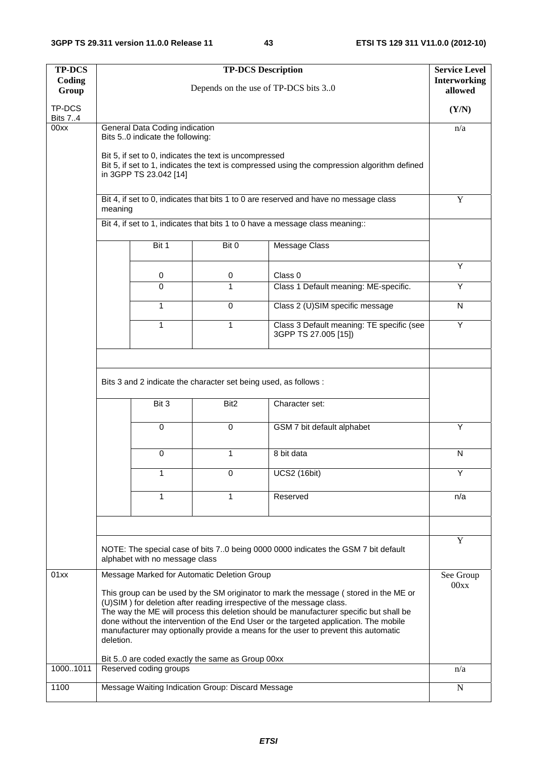| TP-DCS Coding Group<br><br>TP-DCS Bits 7..4 | TP-DCS Description<br><br>Depends on the use of TP-DCS bits 3..0 | | | | Service Level Interworking allowed<br><br>(Y/N) |
|---|---|---|---|---|---|
| 00xx | General Data Coding indication<br>Bits 5..0 indicate the following:<br><br>Bit 5, if set to 0, indicates the text is uncompressed<br>Bit 5, if set to 1, indicates the text is compressed using the compression algorithm defined in 3GPP TS 23.042 [14] | | | | n/a |
| | Bit 4, if set to 0, indicates that bits 1 to 0 are reserved and have no message class meaning | | | | Y |
| | Bit 4, if set to 1, indicates that bits 1 to 0 have a message class meaning:: | | | | |
| | | Bit 1 | Bit 0 | Message Class | |
| | | 0 | 0 | Class 0 | Y |
| | | 0 | 1 | Class 1 Default meaning: ME-specific. | Y |
| | | 1 | 0 | Class 2 (U)SIM specific message | N |
| | | 1 | 1 | Class 3 Default meaning: TE specific (see 3GPP TS 27.005 [15]) | Y |
| | | | | | |
| | Bits 3 and 2 indicate the character set being used, as follows : | | | | |
| | | Bit 3 | Bit2 | Character set: | |
| | | 0 | 0 | GSM 7 bit default alphabet | Y |
| | | 0 | 1 | 8 bit data | N |
| | | 1 | 0 | UCS2 (16bit) | Y |
| | | 1 | 1 | Reserved | n/a |
| | | | | | |
| | NOTE: The special case of bits 7..0 being 0000 0000 indicates the GSM 7 bit default alphabet with no message class | | | | Y |
| 01xx | Message Marked for Automatic Deletion Group<br><br>This group can be used by the SM originator to mark the message ( stored in the ME or (U)SIM ) for deletion after reading irrespective of the message class.<br>The way the ME will process this deletion should be manufacturer specific but shall be done without the intervention of the End User or the targeted application. The mobile manufacturer may optionally provide a means for the user to prevent this automatic deletion.<br><br>Bit 5..0 are coded exactly the same as Group 00xx | | | | See Group 00xx |
| 1000..1011 | Reserved coding groups | | | | n/a |
| 1100 | Message Waiting Indication Group: Discard Message | | | | N |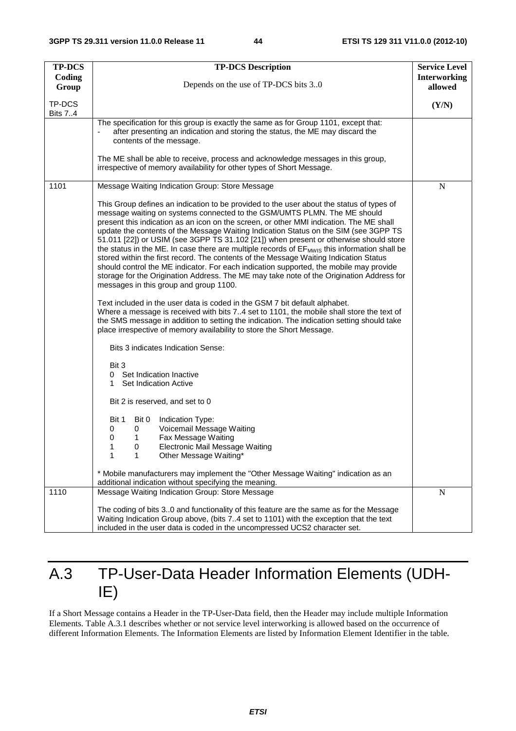| TP-DCS Coding Group<br><br>TP-DCS Bits 7..4 | TP-DCS Description<br><br>Depends on the use of TP-DCS bits 3..0 | Service Level Interworking allowed<br><br>(Y/N) |
|---|---|---|
| | The specification for this group is exactly the same as for Group 1101, except that:<br>- after presenting an indication and storing the status, the ME may discard the contents of the message.<br><br>The ME shall be able to receive, process and acknowledge messages in this group, irrespective of memory availability for other types of Short Message. | |
| 1101 | Message Waiting Indication Group: Store Message<br><br>This Group defines an indication to be provided to the user about the status of types of message waiting on systems connected to the GSM/UMTS PLMN. The ME should present this indication as an icon on the screen, or other MMI indication. The ME shall update the contents of the Message Waiting Indication Status on the SIM (see 3GPP TS 51.011 [22]) or USIM (see 3GPP TS 31.102 [21]) when present or otherwise should store the status in the ME. In case there are multiple records of $EF_{MWIS}$ this information shall be stored within the first record. The contents of the Message Waiting Indication Status should control the ME indicator. For each indication supported, the mobile may provide storage for the Origination Address. The ME may take note of the Origination Address for messages in this group and group 1100.<br><br>Text included in the user data is coded in the GSM 7 bit default alphabet.<br>Where a message is received with bits 7..4 set to 1101, the mobile shall store the text of the SMS message in addition to setting the indication. The indication setting should take place irrespective of memory availability to store the Short Message.<br><br>Bits 3 indicates Indication Sense:<br><br>Bit 3<br>0 Set Indication Inactive<br>1 Set Indication Active<br><br>Bit 2 is reserved, and set to 0<br><br>Bit 1 Bit 0 Indication Type:<br>0 0 Voicemail Message Waiting<br>0 1 Fax Message Waiting<br>1 0 Electronic Mail Message Waiting<br>1 1 Other Message Waiting*<br><br>* Mobile manufacturers may implement the "Other Message Waiting" indication as an additional indication without specifying the meaning. | N |
| 1110 | Message Waiting Indication Group: Store Message<br><br>The coding of bits 3..0 and functionality of this feature are the same as for the Message Waiting Indication Group above, (bits 7..4 set to 1101) with the exception that the text included in the user data is coded in the uncompressed UCS2 character set. | N |

# A.3 TP-User-Data Header Information Elements (UDH-IE)

If a Short Message contains a Header in the TP-User-Data field, then the Header may include multiple Information Elements. Table A.3.1 describes whether or not service level interworking is allowed based on the occurrence of different Information Elements. The Information Elements are listed by Information Element Identifier in the table.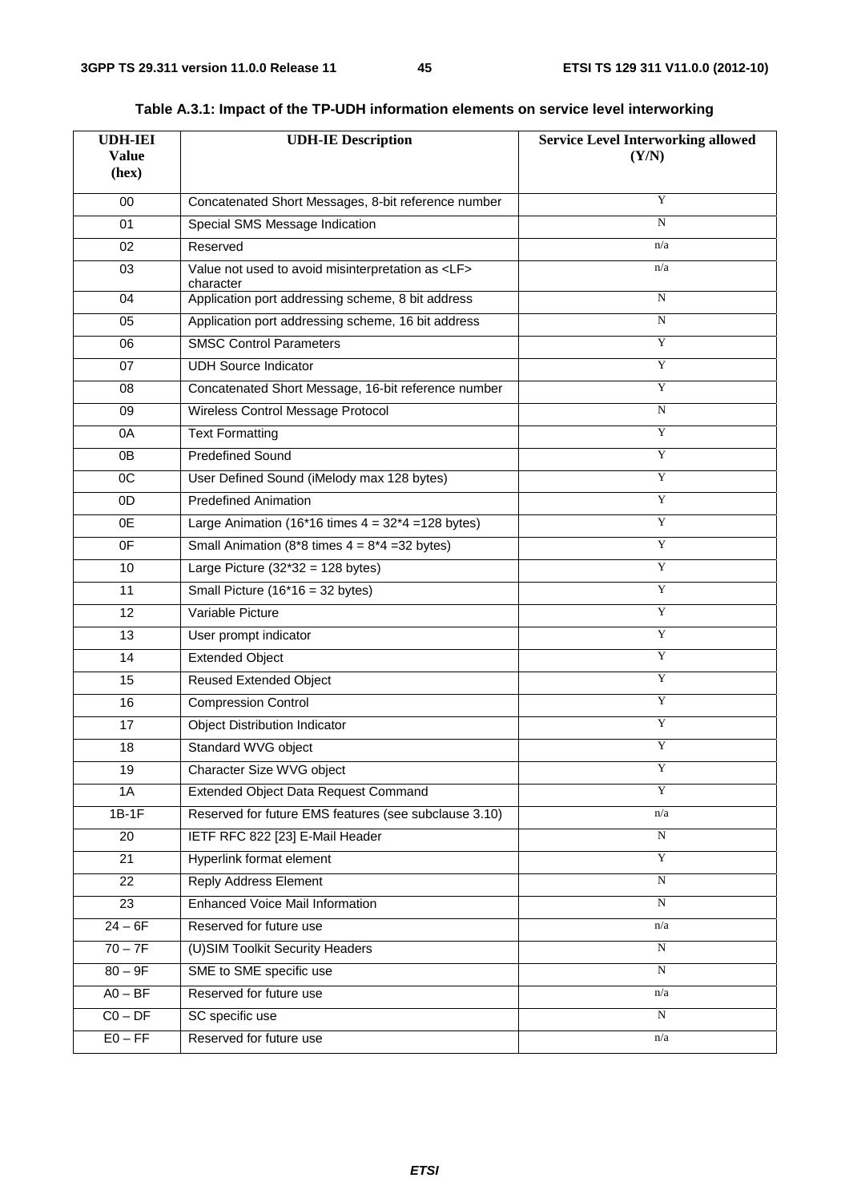**Table A.3.1: Impact of the TP-UDH information elements on service level interworking**

| UDH-IEI Value (hex) | UDH-IE Description | Service Level Interworking allowed (Y/N) |
|---|---|---|
| 00 | Concatenated Short Messages, 8-bit reference number | Y |
| 01 | Special SMS Message Indication | N |
| 02 | Reserved | n/a |
| 03 | Value not used to avoid misinterpretation as <LF> character | n/a |
| 04 | Application port addressing scheme, 8 bit address | N |
| 05 | Application port addressing scheme, 16 bit address | N |
| 06 | SMSC Control Parameters | Y |
| 07 | UDH Source Indicator | Y |
| 08 | Concatenated Short Message, 16-bit reference number | Y |
| 09 | Wireless Control Message Protocol | N |
| 0A | Text Formatting | Y |
| 0B | Predefined Sound | Y |
| 0C | User Defined Sound (iMelody max 128 bytes) | Y |
| 0D | Predefined Animation | Y |
| 0E | Large Animation (16*16 times 4 = 32*4 =128 bytes) | Y |
| 0F | Small Animation (8*8 times 4 = 8*4 =32 bytes) | Y |
| 10 | Large Picture (32*32 = 128 bytes) | Y |
| 11 | Small Picture (16*16 = 32 bytes) | Y |
| 12 | Variable Picture | Y |
| 13 | User prompt indicator | Y |
| 14 | Extended Object | Y |
| 15 | Reused Extended Object | Y |
| 16 | Compression Control | Y |
| 17 | Object Distribution Indicator | Y |
| 18 | Standard WVG object | Y |
| 19 | Character Size WVG object | Y |
| 1A | Extended Object Data Request Command | Y |
| 1B-1F | Reserved for future EMS features (see subclause 3.10) | n/a |
| 20 | IETF RFC 822 [23] E-Mail Header | N |
| 21 | Hyperlink format element | Y |
| 22 | Reply Address Element | N |
| 23 | Enhanced Voice Mail Information | N |
| 24 – 6F | Reserved for future use | n/a |
| 70 – 7F | (U)SIM Toolkit Security Headers | N |
| 80 – 9F | SME to SME specific use | N |
| A0 – BF | Reserved for future use | n/a |
| C0 – DF | SC specific use | N |
| E0 – FF | Reserved for future use | n/a |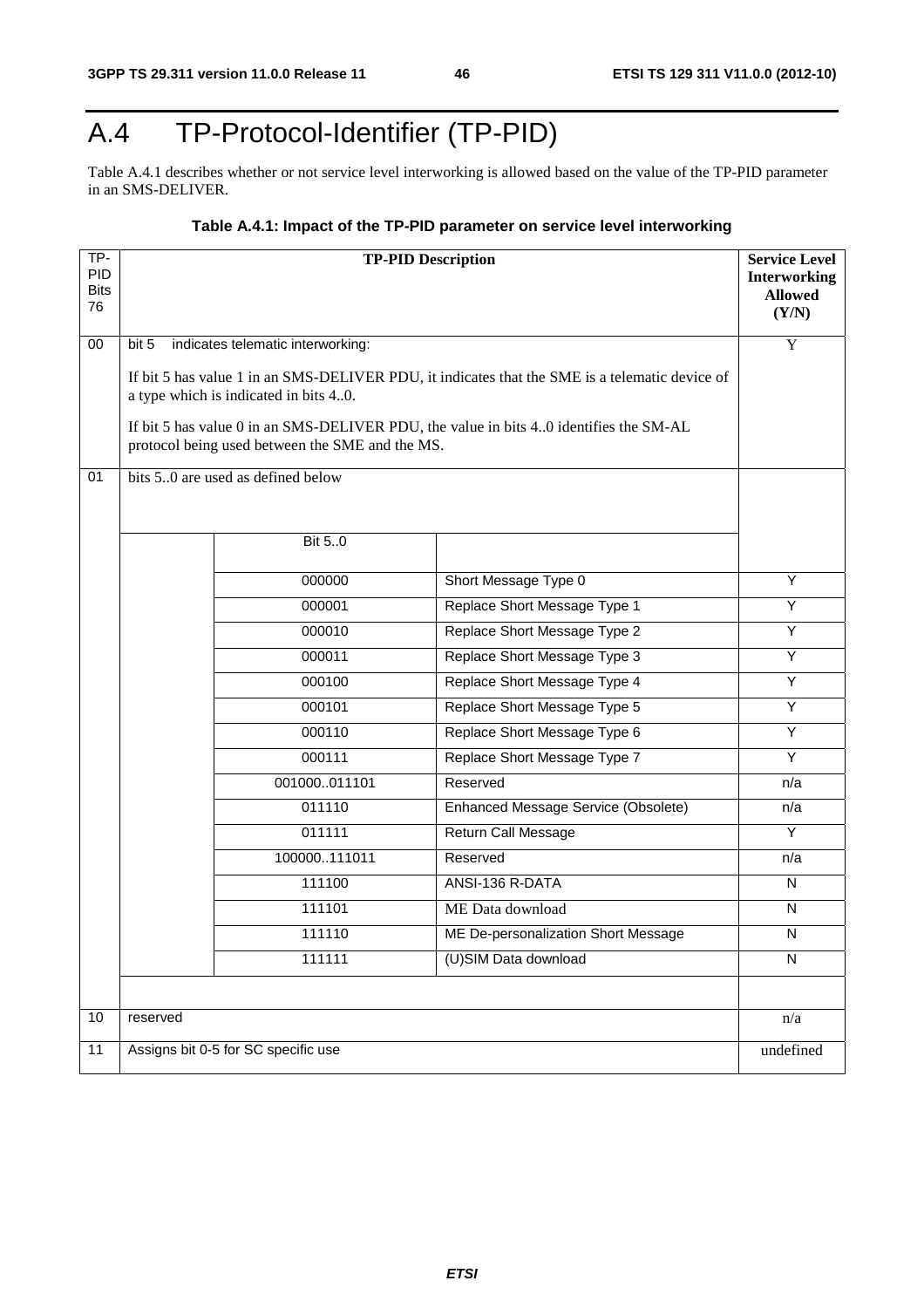# A.4 TP-Protocol-Identifier (TP-PID)

Table A.4.1 describes whether or not service level interworking is allowed based on the value of the TP-PID parameter in an SMS-DELIVER.

**Table A.4.1: Impact of the TP-PID parameter on service level interworking**

| TP-PID Bits 76 | TP-PID Description | | | Service Level Interworking Allowed (Y/N) |
|---|---|---|---|---|
| 00 | bit 5 indicates telematic interworking:<br><br>If bit 5 has value 1 in an SMS-DELIVER PDU, it indicates that the SME is a telematic device of a type which is indicated in bits 4..0.<br><br>If bit 5 has value 0 in an SMS-DELIVER PDU, the value in bits 4..0 identifies the SM-AL protocol being used between the SME and the MS. | | | Y |
| 01 | bits 5..0 are used as defined below | | | |
| | | Bit 5..0 | | |
| | | 000000 | Short Message Type 0 | Y |
| | | 000001 | Replace Short Message Type 1 | Y |
| | | 000010 | Replace Short Message Type 2 | Y |
| | | 000011 | Replace Short Message Type 3 | Y |
| | | 000100 | Replace Short Message Type 4 | Y |
| | | 000101 | Replace Short Message Type 5 | Y |
| | | 000110 | Replace Short Message Type 6 | Y |
| | | 000111 | Replace Short Message Type 7 | Y |
| | | 001000..011101 | Reserved | n/a |
| | | 011110 | Enhanced Message Service (Obsolete) | n/a |
| | | 011111 | Return Call Message | Y |
| | | 100000..111011 | Reserved | n/a |
| | | 111100 | ANSI-136 R-DATA | N |
| | | 111101 | ME Data download | N |
| | | 111110 | ME De-personalization Short Message | N |
| | | 111111 | (U)SIM Data download | N |
| | | | | |
| 10 | reserved | | | n/a |
| 11 | Assigns bit 0-5 for SC specific use | | | undefined |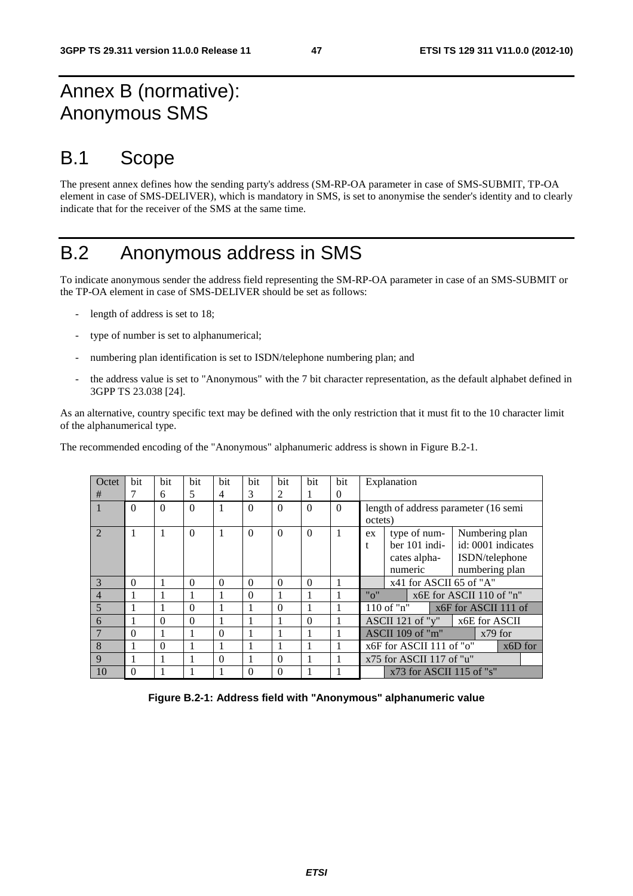# Annex B (normative): Anonymous SMS

## B.1 Scope

The present annex defines how the sending party's address (SM-RP-OA parameter in case of SMS-SUBMIT, TP-OA element in case of SMS-DELIVER), which is mandatory in SMS, is set to anonymise the sender's identity and to clearly indicate that for the receiver of the SMS at the same time.

## B.2 Anonymous address in SMS

To indicate anonymous sender the address field representing the SM-RP-OA parameter in case of an SMS-SUBMIT or the TP-OA element in case of SMS-DELIVER should be set as follows:

- length of address is set to 18;
- type of number is set to alphanumerical;
- numbering plan identification is set to ISDN/telephone numbering plan; and
- the address value is set to "Anonymous" with the 7 bit character representation, as the default alphabet defined in 3GPP TS 23.038 [24].

As an alternative, country specific text may be defined with the only restriction that it must fit to the 10 character limit of the alphanumerical type.

The recommended encoding of the "Anonymous" alphanumeric address is shown in Figure B.2-1.

| Octet # | bit 7 | bit 6 | bit 5 | bit 4 | bit 3 | bit 2 | bit 1 | bit 0 | Explanation |
|---|---|---|---|---|---|---|---|---|---|
| 1 | 0 | 0 | 0 | 1 | 0 | 0 | 0 | 0 | length of address parameter (16 semi octets) |
| 2 | 1 | 1 | 0 | 1 | 0 | 0 | 0 | 1 | ext / type of number 101 indicates alphanumeric / Numbering plan id: 0001 indicates ISDN/telephone numbering plan |
| 3 | 0 | 1 | 0 | 0 | 0 | 0 | 0 | 1 | x41 for ASCII 65 of "A" |
| 4 | 1 | 1 | 1 | 1 | 0 | 1 | 1 | 1 | "o" / x6E for ASCII 110 of "n" |
| 5 | 1 | 1 | 0 | 1 | 1 | 0 | 1 | 1 | 110 of "n" / x6F for ASCII 111 of |
| 6 | 1 | 0 | 0 | 1 | 1 | 1 | 0 | 1 | ASCII 121 of "y" / x6E for ASCII |
| 7 | 0 | 1 | 1 | 0 | 1 | 1 | 1 | 1 | ASCII 109 of "m" / x79 for |
| 8 | 1 | 0 | 1 | 1 | 1 | 1 | 1 | 1 | x6F for ASCII 111 of "o" / x6D for |
| 9 | 1 | 1 | 1 | 0 | 1 | 0 | 1 | 1 | x75 for ASCII 117 of "u" |
| 10 | 0 | 1 | 1 | 1 | 0 | 0 | 1 | 1 | x73 for ASCII 115 of "s" |

**Figure B.2-1: Address field with "Anonymous" alphanumeric value**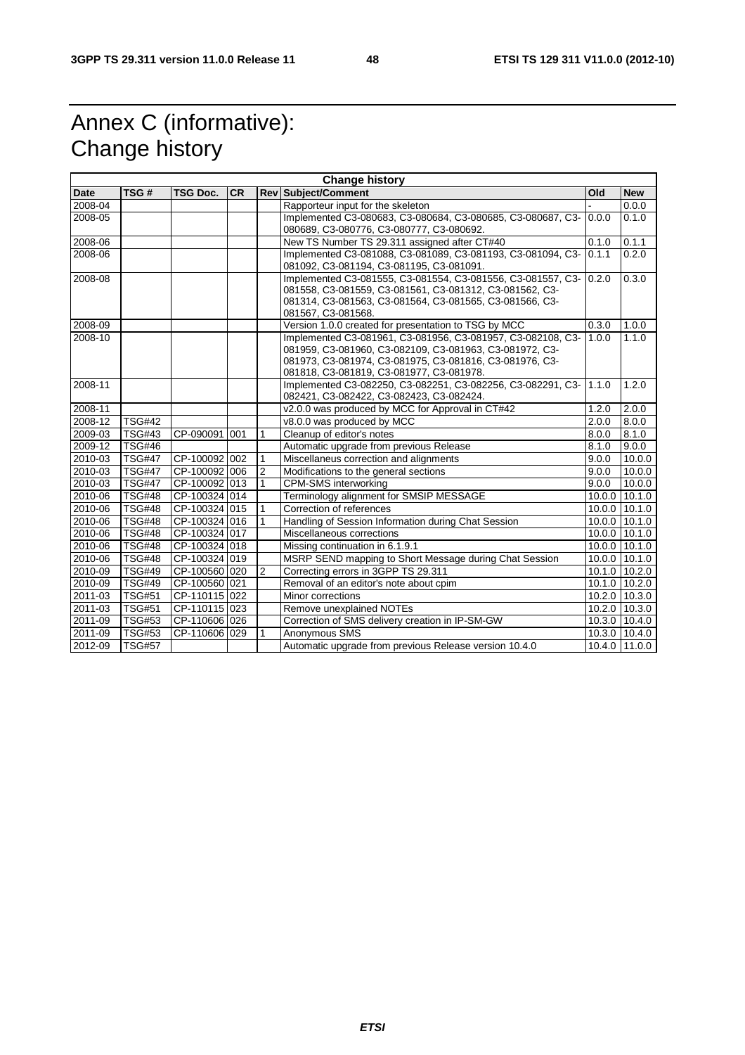# Annex C (informative): Change history

| Change history | | | | | | | |
|---|---|---|---|---|---|---|---|
| **Date** | **TSG #** | **TSG Doc.** | **CR** | **Rev** | **Subject/Comment** | **Old** | **New** |
| 2008-04 | | | | | Rapporteur input for the skeleton | - | 0.0.0 |
| 2008-05 | | | | | Implemented C3-080683, C3-080684, C3-080685, C3-080687, C3-080689, C3-080776, C3-080777, C3-080692. | 0.0.0 | 0.1.0 |
| 2008-06 | | | | | New TS Number TS 29.311 assigned after CT#40 | 0.1.0 | 0.1.1 |
| 2008-06 | | | | | Implemented C3-081088, C3-081089, C3-081193, C3-081094, C3-081092, C3-081194, C3-081195, C3-081091. | 0.1.1 | 0.2.0 |
| 2008-08 | | | | | Implemented C3-081555, C3-081554, C3-081556, C3-081557, C3-081558, C3-081559, C3-081561, C3-081312, C3-081562, C3-081314, C3-081563, C3-081564, C3-081565, C3-081566, C3-081567, C3-081568. | 0.2.0 | 0.3.0 |
| 2008-09 | | | | | Version 1.0.0 created for presentation to TSG by MCC | 0.3.0 | 1.0.0 |
| 2008-10 | | | | | Implemented C3-081961, C3-081956, C3-081957, C3-082108, C3-081959, C3-081960, C3-082109, C3-081963, C3-081972, C3-081973, C3-081974, C3-081975, C3-081816, C3-081976, C3-081818, C3-081819, C3-081977, C3-081978. | 1.0.0 | 1.1.0 |
| 2008-11 | | | | | Implemented C3-082250, C3-082251, C3-082256, C3-082291, C3-082421, C3-082422, C3-082423, C3-082424. | 1.1.0 | 1.2.0 |
| 2008-11 | | | | | v2.0.0 was produced by MCC for Approval in CT#42 | 1.2.0 | 2.0.0 |
| 2008-12 | TSG#42 | | | | v8.0.0 was produced by MCC | 2.0.0 | 8.0.0 |
| 2009-03 | TSG#43 | CP-090091 | 001 | 1 | Cleanup of editor's notes | 8.0.0 | 8.1.0 |
| 2009-12 | TSG#46 | | | | Automatic upgrade from previous Release | 8.1.0 | 9.0.0 |
| 2010-03 | TSG#47 | CP-100092 | 002 | 1 | Miscellaneus correction and alignments | 9.0.0 | 10.0.0 |
| 2010-03 | TSG#47 | CP-100092 | 006 | 2 | Modifications to the general sections | 9.0.0 | 10.0.0 |
| 2010-03 | TSG#47 | CP-100092 | 013 | 1 | CPM-SMS interworking | 9.0.0 | 10.0.0 |
| 2010-06 | TSG#48 | CP-100324 | 014 | | Terminology alignment for SMSIP MESSAGE | 10.0.0 | 10.1.0 |
| 2010-06 | TSG#48 | CP-100324 | 015 | 1 | Correction of references | 10.0.0 | 10.1.0 |
| 2010-06 | TSG#48 | CP-100324 | 016 | 1 | Handling of Session Information during Chat Session | 10.0.0 | 10.1.0 |
| 2010-06 | TSG#48 | CP-100324 | 017 | | Miscellaneous corrections | 10.0.0 | 10.1.0 |
| 2010-06 | TSG#48 | CP-100324 | 018 | | Missing continuation in 6.1.9.1 | 10.0.0 | 10.1.0 |
| 2010-06 | TSG#48 | CP-100324 | 019 | | MSRP SEND mapping to Short Message during Chat Session | 10.0.0 | 10.1.0 |
| 2010-09 | TSG#49 | CP-100560 | 020 | 2 | Correcting errors in 3GPP TS 29.311 | 10.1.0 | 10.2.0 |
| 2010-09 | TSG#49 | CP-100560 | 021 | | Removal of an editor's note about cpim | 10.1.0 | 10.2.0 |
| 2011-03 | TSG#51 | CP-110115 | 022 | | Minor corrections | 10.2.0 | 10.3.0 |
| 2011-03 | TSG#51 | CP-110115 | 023 | | Remove unexplained NOTEs | 10.2.0 | 10.3.0 |
| 2011-09 | TSG#53 | CP-110606 | 026 | | Correction of SMS delivery creation in IP-SM-GW | 10.3.0 | 10.4.0 |
| 2011-09 | TSG#53 | CP-110606 | 029 | 1 | Anonymous SMS | 10.3.0 | 10.4.0 |
| 2012-09 | TSG#57 | | | | Automatic upgrade from previous Release version 10.4.0 | 10.4.0 | 11.0.0 |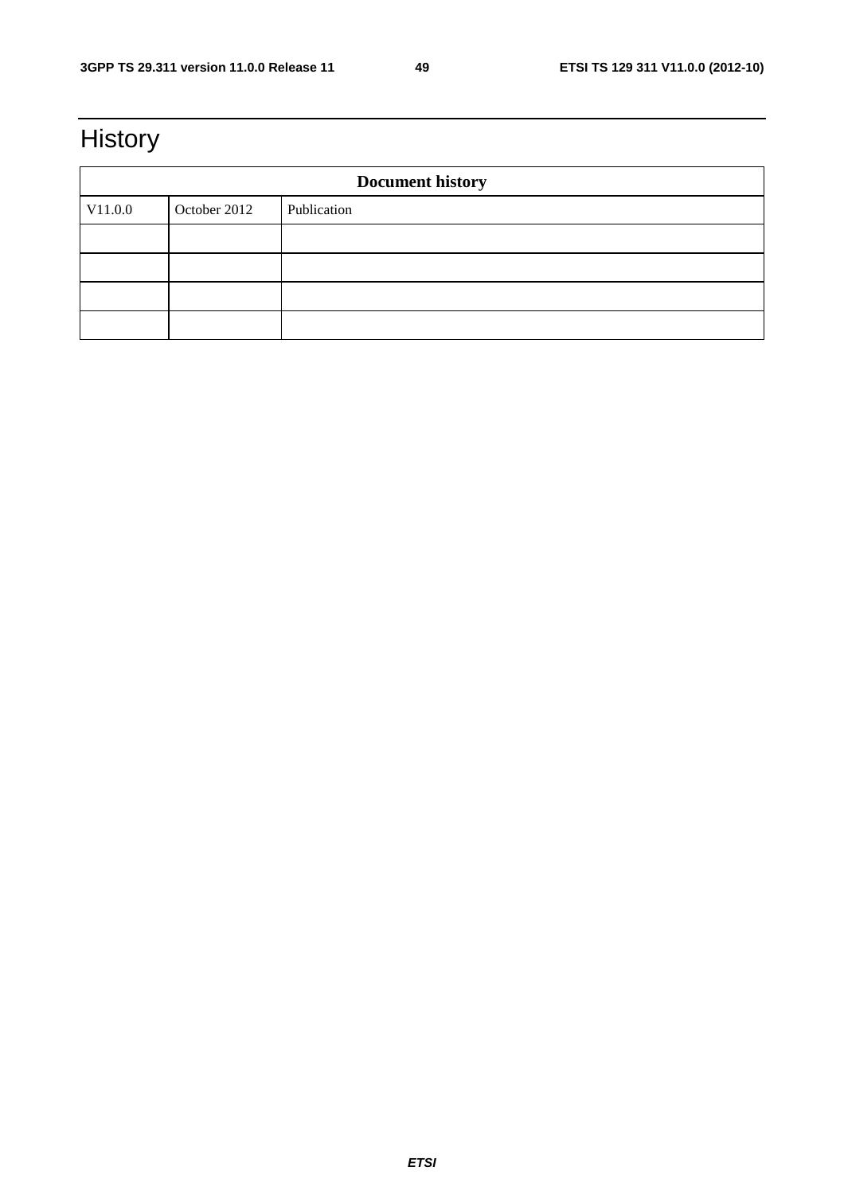# History

| Document history | | |
|---|---|---|
| V11.0.0 | October 2012 | Publication |
| | | |
| | | |
| | | |
| | | |